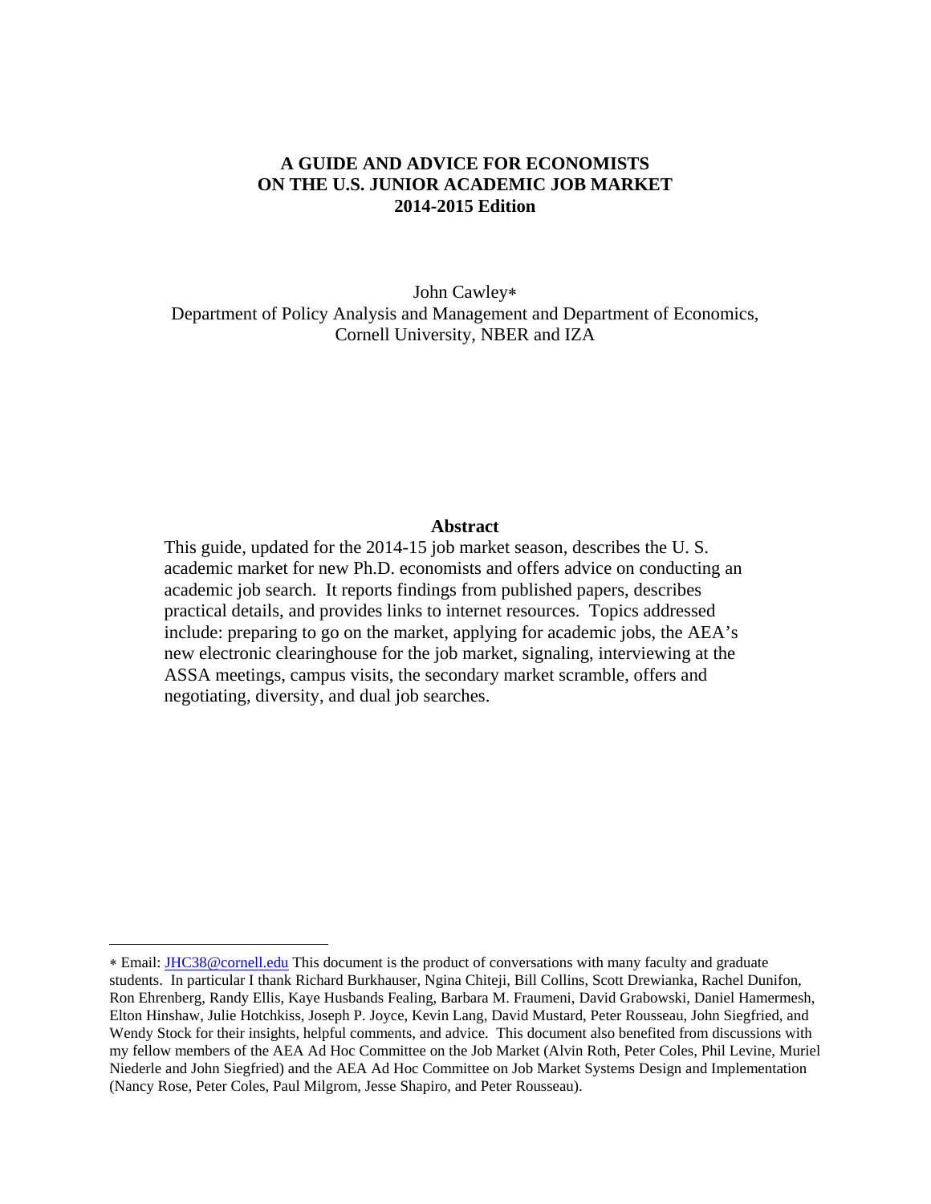# A GUIDE AND ADVICE FOR ECONOMISTS ON THE U.S. JUNIOR ACADEMIC JOB MARKET 2014-2015 Edition

John Cawley∗
Department of Policy Analysis and Management and Department of Economics, Cornell University, NBER and IZA

**Abstract**

This guide, updated for the 2014-15 job market season, describes the U. S. academic market for new Ph.D. economists and offers advice on conducting an academic job search. It reports findings from published papers, describes practical details, and provides links to internet resources. Topics addressed include: preparing to go on the market, applying for academic jobs, the AEA's new electronic clearinghouse for the job market, signaling, interviewing at the ASSA meetings, campus visits, the secondary market scramble, offers and negotiating, diversity, and dual job searches.

---

∗ Email: JHC38@cornell.edu This document is the product of conversations with many faculty and graduate students. In particular I thank Richard Burkhauser, Ngina Chiteji, Bill Collins, Scott Drewianka, Rachel Dunifon, Ron Ehrenberg, Randy Ellis, Kaye Husbands Fealing, Barbara M. Fraumeni, David Grabowski, Daniel Hamermesh, Elton Hinshaw, Julie Hotchkiss, Joseph P. Joyce, Kevin Lang, David Mustard, Peter Rousseau, John Siegfried, and Wendy Stock for their insights, helpful comments, and advice. This document also benefited from discussions with my fellow members of the AEA Ad Hoc Committee on the Job Market (Alvin Roth, Peter Coles, Phil Levine, Muriel Niederle and John Siegfried) and the AEA Ad Hoc Committee on Job Market Systems Design and Implementation (Nancy Rose, Peter Coles, Paul Milgrom, Jesse Shapiro, and Peter Rousseau).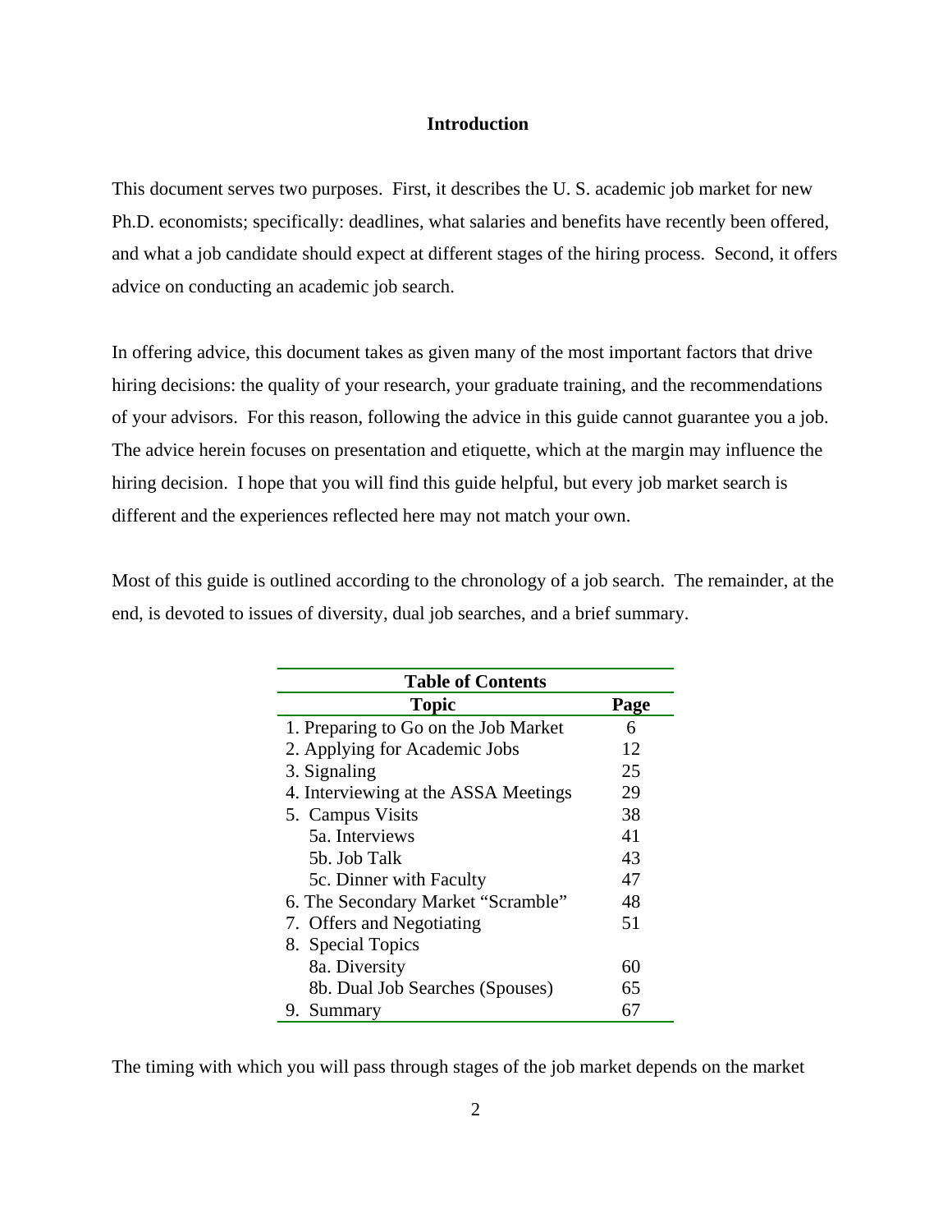## Introduction

This document serves two purposes. First, it describes the U. S. academic job market for new Ph.D. economists; specifically: deadlines, what salaries and benefits have recently been offered, and what a job candidate should expect at different stages of the hiring process. Second, it offers advice on conducting an academic job search.

In offering advice, this document takes as given many of the most important factors that drive hiring decisions: the quality of your research, your graduate training, and the recommendations of your advisors. For this reason, following the advice in this guide cannot guarantee you a job. The advice herein focuses on presentation and etiquette, which at the margin may influence the hiring decision. I hope that you will find this guide helpful, but every job market search is different and the experiences reflected here may not match your own.

Most of this guide is outlined according to the chronology of a job search. The remainder, at the end, is devoted to issues of diversity, dual job searches, and a brief summary.

**Table of Contents**

| Topic | Page |
|---|---|
| 1. Preparing to Go on the Job Market | 6 |
| 2. Applying for Academic Jobs | 12 |
| 3. Signaling | 25 |
| 4. Interviewing at the ASSA Meetings | 29 |
| 5. Campus Visits | 38 |
| 5a. Interviews | 41 |
| 5b. Job Talk | 43 |
| 5c. Dinner with Faculty | 47 |
| 6. The Secondary Market "Scramble" | 48 |
| 7. Offers and Negotiating | 51 |
| 8. Special Topics | |
| 8a. Diversity | 60 |
| 8b. Dual Job Searches (Spouses) | 65 |
| 9. Summary | 67 |

The timing with which you will pass through stages of the job market depends on the market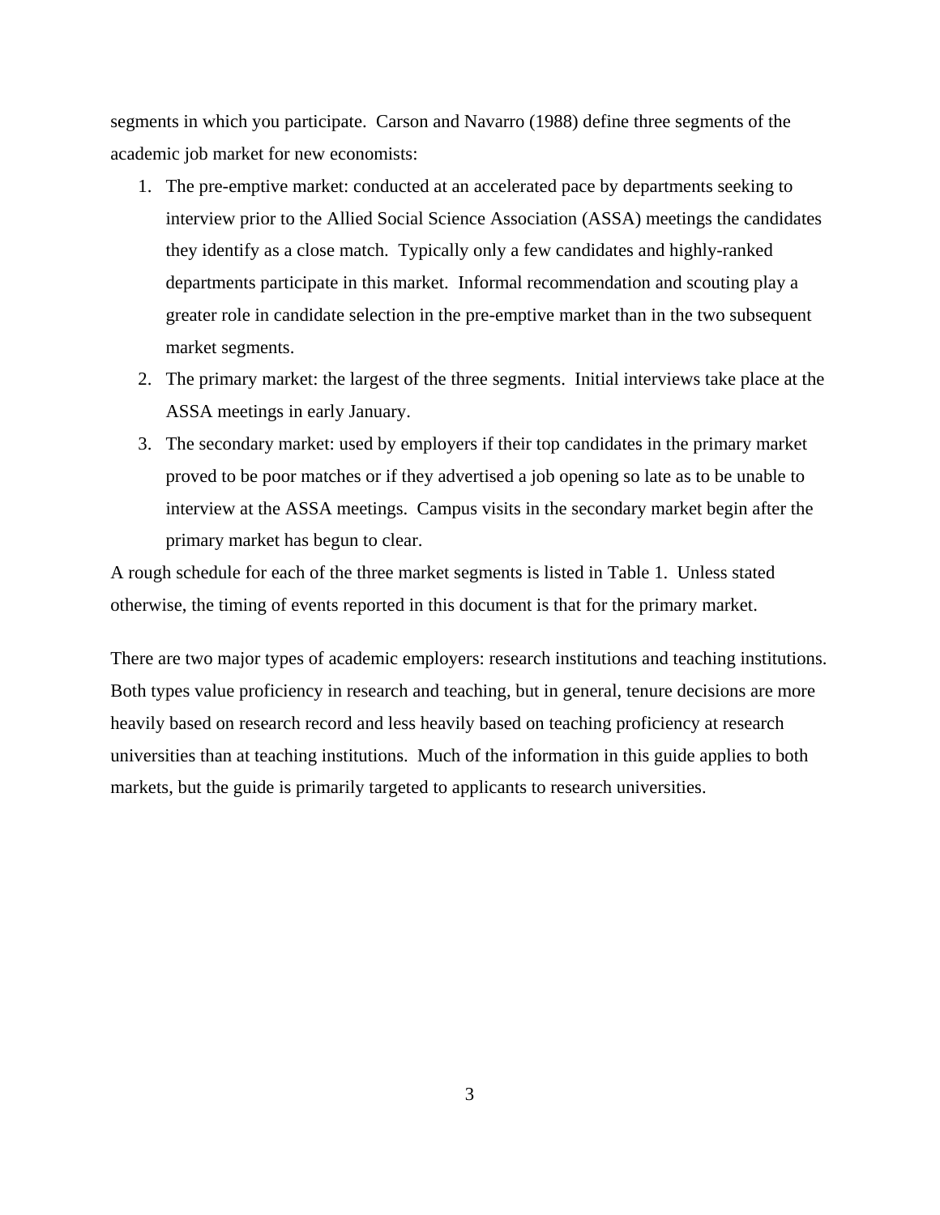segments in which you participate. Carson and Navarro (1988) define three segments of the academic job market for new economists:

1. The pre-emptive market: conducted at an accelerated pace by departments seeking to interview prior to the Allied Social Science Association (ASSA) meetings the candidates they identify as a close match. Typically only a few candidates and highly-ranked departments participate in this market. Informal recommendation and scouting play a greater role in candidate selection in the pre-emptive market than in the two subsequent market segments.
2. The primary market: the largest of the three segments. Initial interviews take place at the ASSA meetings in early January.
3. The secondary market: used by employers if their top candidates in the primary market proved to be poor matches or if they advertised a job opening so late as to be unable to interview at the ASSA meetings. Campus visits in the secondary market begin after the primary market has begun to clear.

A rough schedule for each of the three market segments is listed in Table 1. Unless stated otherwise, the timing of events reported in this document is that for the primary market.

There are two major types of academic employers: research institutions and teaching institutions. Both types value proficiency in research and teaching, but in general, tenure decisions are more heavily based on research record and less heavily based on teaching proficiency at research universities than at teaching institutions. Much of the information in this guide applies to both markets, but the guide is primarily targeted to applicants to research universities.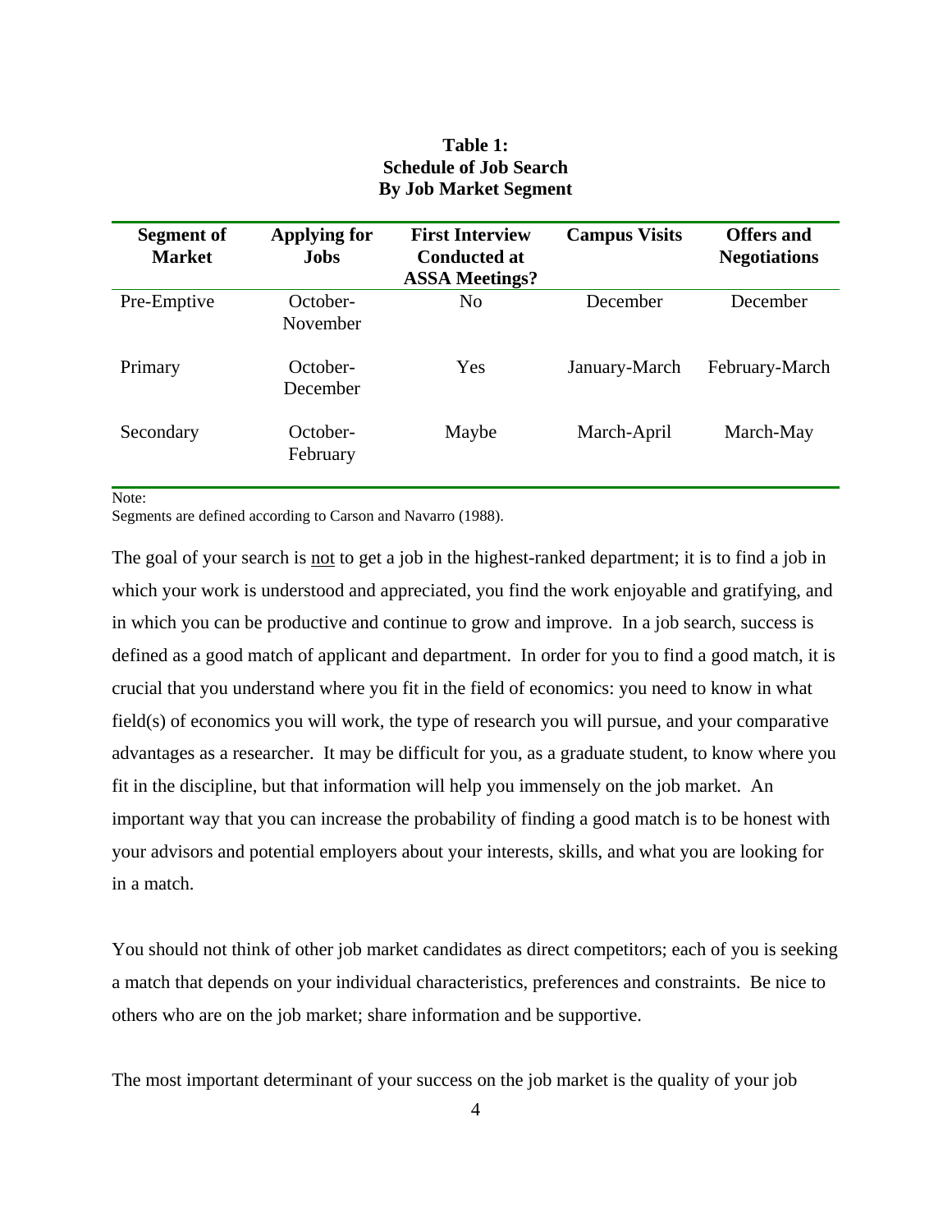**Table 1:**
**Schedule of Job Search**
**By Job Market Segment**

| Segment of Market | Applying for Jobs | First Interview Conducted at ASSA Meetings? | Campus Visits | Offers and Negotiations |
|---|---|---|---|---|
| Pre-Emptive | October-November | No | December | December |
| Primary | October-December | Yes | January-March | February-March |
| Secondary | October-February | Maybe | March-April | March-May |

Note:
Segments are defined according to Carson and Navarro (1988).

The goal of your search is <u>not</u> to get a job in the highest-ranked department; it is to find a job in which your work is understood and appreciated, you find the work enjoyable and gratifying, and in which you can be productive and continue to grow and improve. In a job search, success is defined as a good match of applicant and department. In order for you to find a good match, it is crucial that you understand where you fit in the field of economics: you need to know in what field(s) of economics you will work, the type of research you will pursue, and your comparative advantages as a researcher. It may be difficult for you, as a graduate student, to know where you fit in the discipline, but that information will help you immensely on the job market. An important way that you can increase the probability of finding a good match is to be honest with your advisors and potential employers about your interests, skills, and what you are looking for in a match.

You should not think of other job market candidates as direct competitors; each of you is seeking a match that depends on your individual characteristics, preferences and constraints. Be nice to others who are on the job market; share information and be supportive.

The most important determinant of your success on the job market is the quality of your job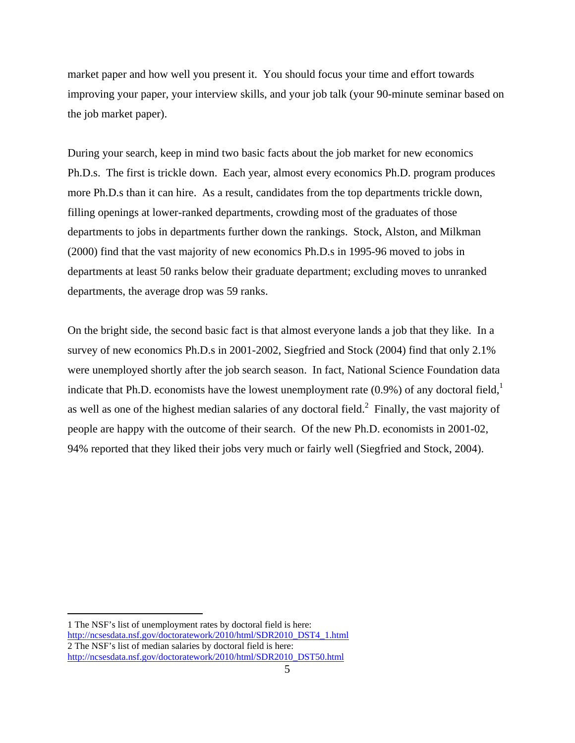market paper and how well you present it. You should focus your time and effort towards improving your paper, your interview skills, and your job talk (your 90-minute seminar based on the job market paper).

During your search, keep in mind two basic facts about the job market for new economics Ph.D.s. The first is trickle down. Each year, almost every economics Ph.D. program produces more Ph.D.s than it can hire. As a result, candidates from the top departments trickle down, filling openings at lower-ranked departments, crowding most of the graduates of those departments to jobs in departments further down the rankings. Stock, Alston, and Milkman (2000) find that the vast majority of new economics Ph.D.s in 1995-96 moved to jobs in departments at least 50 ranks below their graduate department; excluding moves to unranked departments, the average drop was 59 ranks.

On the bright side, the second basic fact is that almost everyone lands a job that they like. In a survey of new economics Ph.D.s in 2001-2002, Siegfried and Stock (2004) find that only 2.1% were unemployed shortly after the job search season. In fact, National Science Foundation data indicate that Ph.D. economists have the lowest unemployment rate (0.9%) of any doctoral field,[1] as well as one of the highest median salaries of any doctoral field.[2] Finally, the vast majority of people are happy with the outcome of their search. Of the new Ph.D. economists in 2001-02, 94% reported that they liked their jobs very much or fairly well (Siegfried and Stock, 2004).

---

1 The NSF's list of unemployment rates by doctoral field is here: http://ncsesdata.nsf.gov/doctoratework/2010/html/SDR2010_DST4_1.html

2 The NSF's list of median salaries by doctoral field is here: http://ncsesdata.nsf.gov/doctoratework/2010/html/SDR2010_DST50.html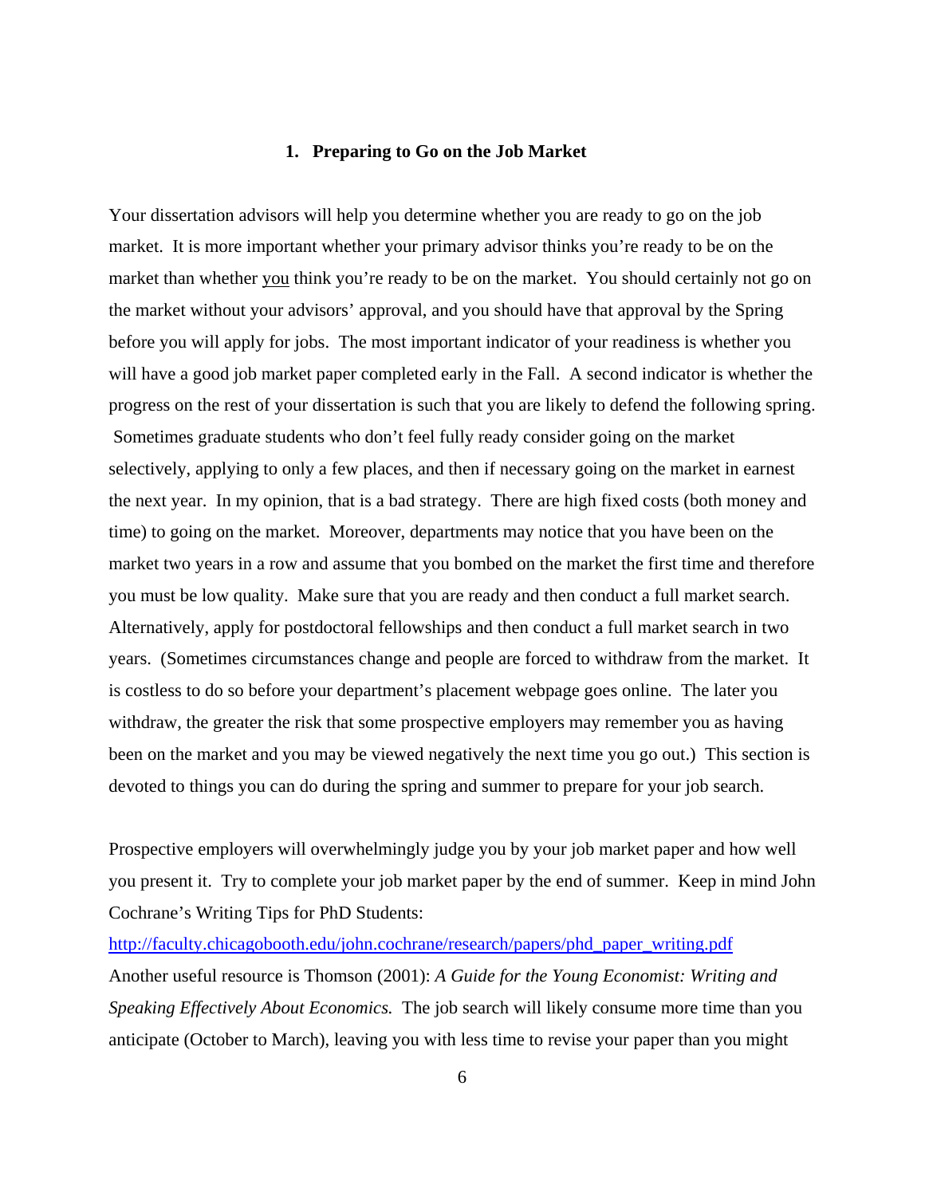## 1. Preparing to Go on the Job Market

Your dissertation advisors will help you determine whether you are ready to go on the job market. It is more important whether your primary advisor thinks you're ready to be on the market than whether <u>you</u> think you're ready to be on the market. You should certainly not go on the market without your advisors' approval, and you should have that approval by the Spring before you will apply for jobs. The most important indicator of your readiness is whether you will have a good job market paper completed early in the Fall. A second indicator is whether the progress on the rest of your dissertation is such that you are likely to defend the following spring. Sometimes graduate students who don't feel fully ready consider going on the market selectively, applying to only a few places, and then if necessary going on the market in earnest the next year. In my opinion, that is a bad strategy. There are high fixed costs (both money and time) to going on the market. Moreover, departments may notice that you have been on the market two years in a row and assume that you bombed on the market the first time and therefore you must be low quality. Make sure that you are ready and then conduct a full market search. Alternatively, apply for postdoctoral fellowships and then conduct a full market search in two years. (Sometimes circumstances change and people are forced to withdraw from the market. It is costless to do so before your department's placement webpage goes online. The later you withdraw, the greater the risk that some prospective employers may remember you as having been on the market and you may be viewed negatively the next time you go out.) This section is devoted to things you can do during the spring and summer to prepare for your job search.

Prospective employers will overwhelmingly judge you by your job market paper and how well you present it. Try to complete your job market paper by the end of summer. Keep in mind John Cochrane's Writing Tips for PhD Students:
[http://faculty.chicagobooth.edu/john.cochrane/research/papers/phd_paper_writing.pdf](http://faculty.chicagobooth.edu/john.cochrane/research/papers/phd_paper_writing.pdf)
Another useful resource is Thomson (2001): *A Guide for the Young Economist: Writing and Speaking Effectively About Economics.* The job search will likely consume more time than you anticipate (October to March), leaving you with less time to revise your paper than you might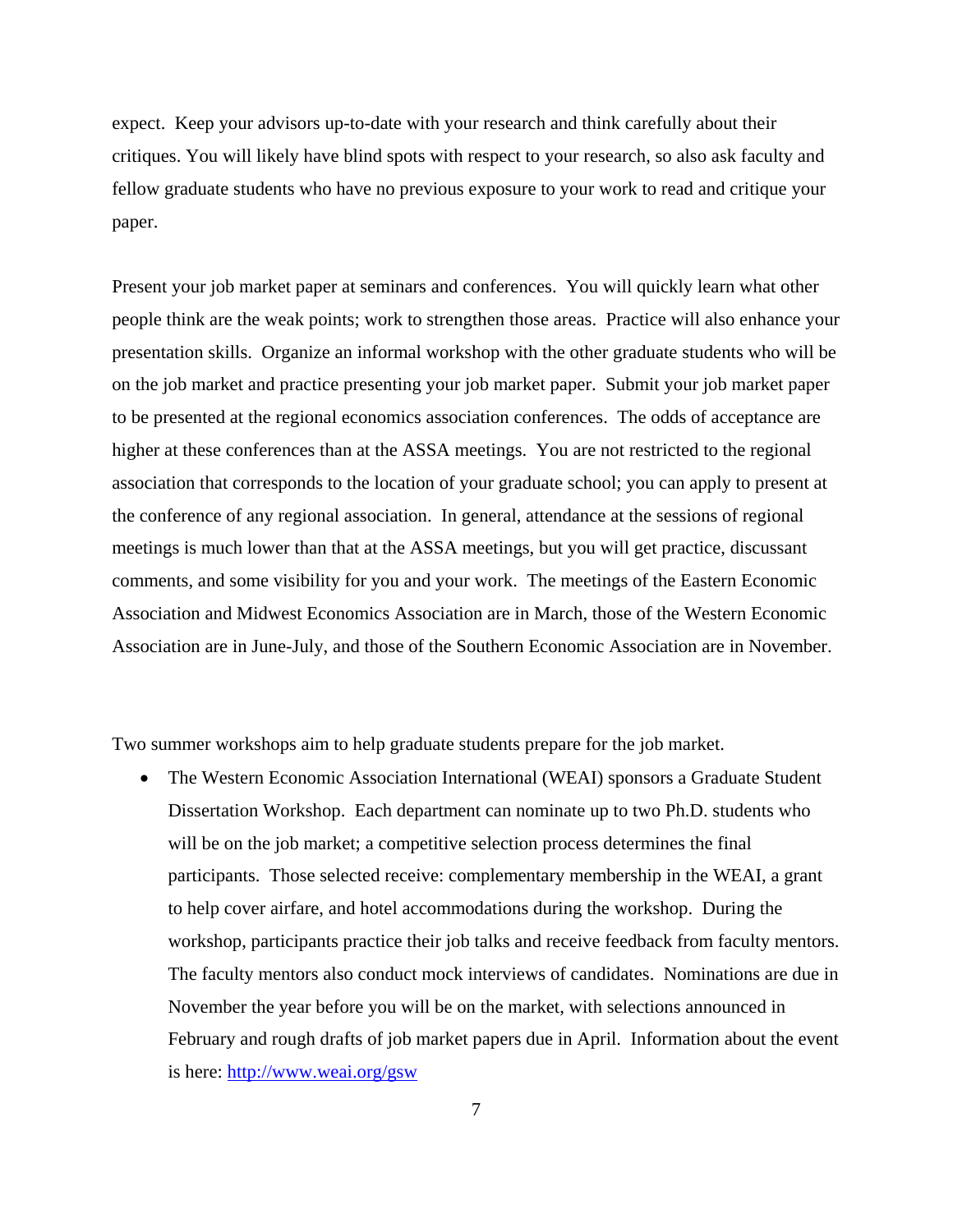expect. Keep your advisors up-to-date with your research and think carefully about their critiques. You will likely have blind spots with respect to your research, so also ask faculty and fellow graduate students who have no previous exposure to your work to read and critique your paper.

Present your job market paper at seminars and conferences. You will quickly learn what other people think are the weak points; work to strengthen those areas. Practice will also enhance your presentation skills. Organize an informal workshop with the other graduate students who will be on the job market and practice presenting your job market paper. Submit your job market paper to be presented at the regional economics association conferences. The odds of acceptance are higher at these conferences than at the ASSA meetings. You are not restricted to the regional association that corresponds to the location of your graduate school; you can apply to present at the conference of any regional association. In general, attendance at the sessions of regional meetings is much lower than that at the ASSA meetings, but you will get practice, discussant comments, and some visibility for you and your work. The meetings of the Eastern Economic Association and Midwest Economics Association are in March, those of the Western Economic Association are in June-July, and those of the Southern Economic Association are in November.

Two summer workshops aim to help graduate students prepare for the job market.

- The Western Economic Association International (WEAI) sponsors a Graduate Student Dissertation Workshop. Each department can nominate up to two Ph.D. students who will be on the job market; a competitive selection process determines the final participants. Those selected receive: complementary membership in the WEAI, a grant to help cover airfare, and hotel accommodations during the workshop. During the workshop, participants practice their job talks and receive feedback from faculty mentors. The faculty mentors also conduct mock interviews of candidates. Nominations are due in November the year before you will be on the market, with selections announced in February and rough drafts of job market papers due in April. Information about the event is here: [http://www.weai.org/gsw](http://www.weai.org/gsw)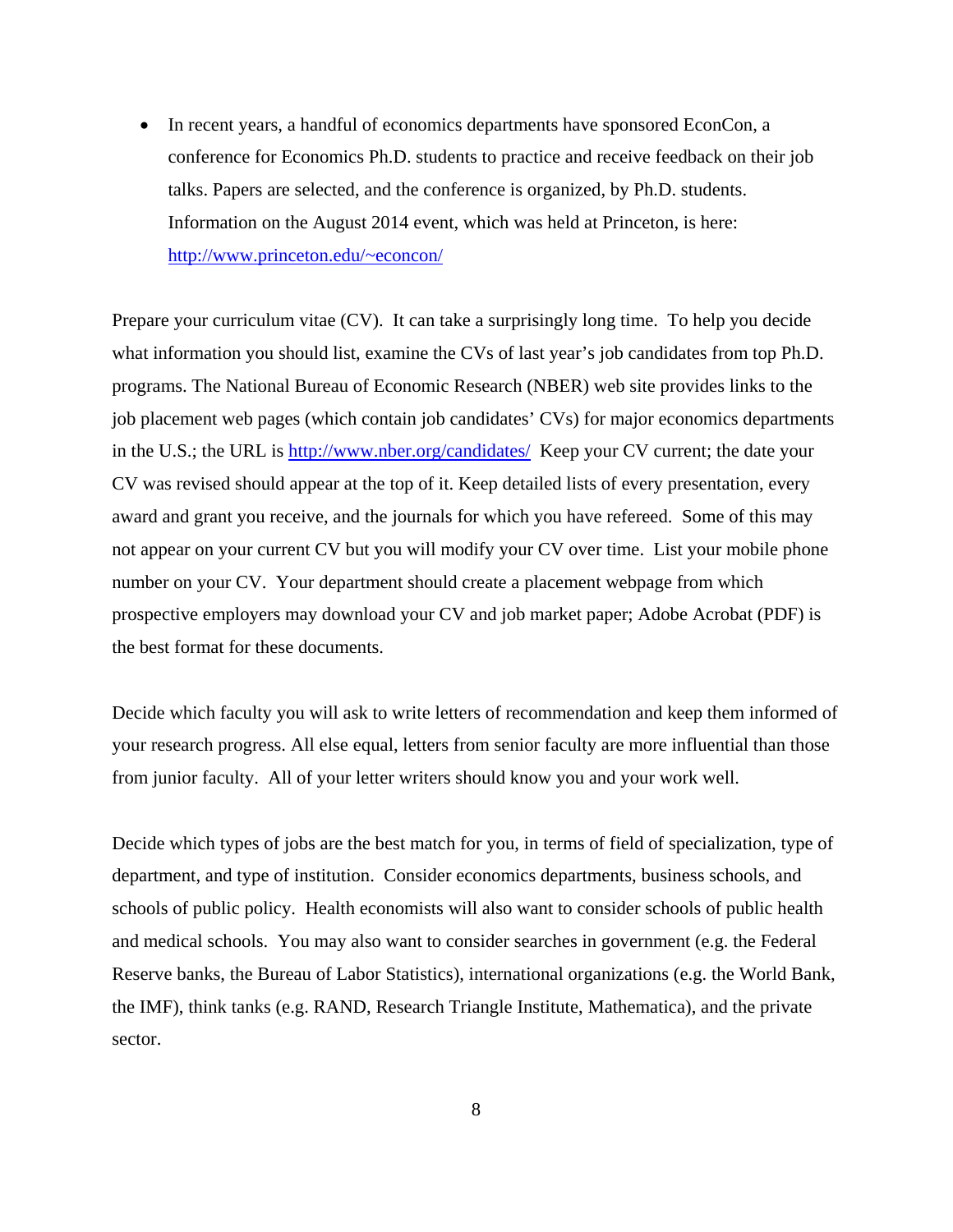- In recent years, a handful of economics departments have sponsored EconCon, a conference for Economics Ph.D. students to practice and receive feedback on their job talks. Papers are selected, and the conference is organized, by Ph.D. students. Information on the August 2014 event, which was held at Princeton, is here: [http://www.princeton.edu/~econcon/](http://www.princeton.edu/~econcon/)

Prepare your curriculum vitae (CV). It can take a surprisingly long time. To help you decide what information you should list, examine the CVs of last year's job candidates from top Ph.D. programs. The National Bureau of Economic Research (NBER) web site provides links to the job placement web pages (which contain job candidates' CVs) for major economics departments in the U.S.; the URL is [http://www.nber.org/candidates/](http://www.nber.org/candidates/) Keep your CV current; the date your CV was revised should appear at the top of it. Keep detailed lists of every presentation, every award and grant you receive, and the journals for which you have refereed. Some of this may not appear on your current CV but you will modify your CV over time. List your mobile phone number on your CV. Your department should create a placement webpage from which prospective employers may download your CV and job market paper; Adobe Acrobat (PDF) is the best format for these documents.

Decide which faculty you will ask to write letters of recommendation and keep them informed of your research progress. All else equal, letters from senior faculty are more influential than those from junior faculty. All of your letter writers should know you and your work well.

Decide which types of jobs are the best match for you, in terms of field of specialization, type of department, and type of institution. Consider economics departments, business schools, and schools of public policy. Health economists will also want to consider schools of public health and medical schools. You may also want to consider searches in government (e.g. the Federal Reserve banks, the Bureau of Labor Statistics), international organizations (e.g. the World Bank, the IMF), think tanks (e.g. RAND, Research Triangle Institute, Mathematica), and the private sector.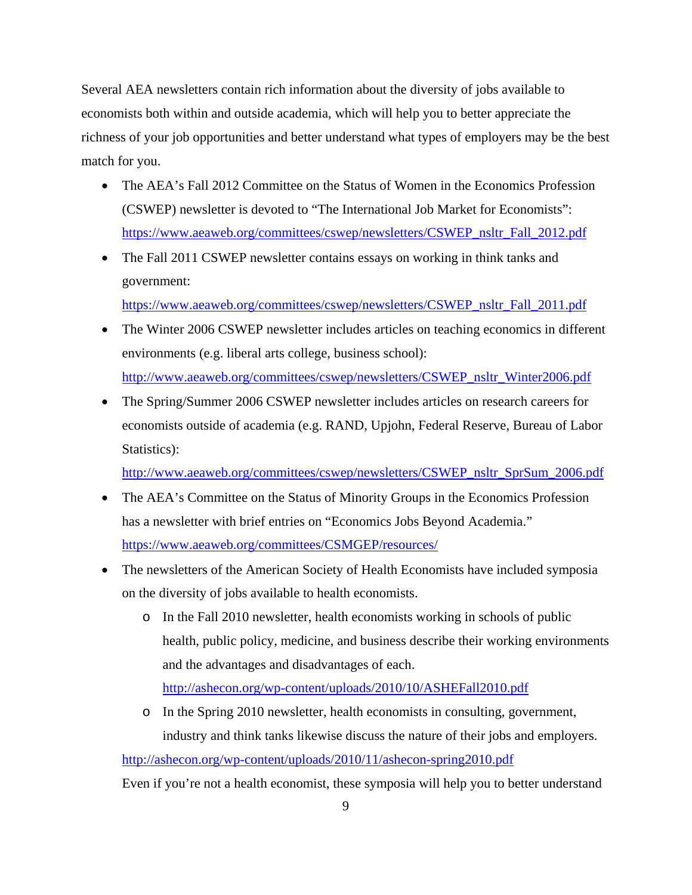Several AEA newsletters contain rich information about the diversity of jobs available to economists both within and outside academia, which will help you to better appreciate the richness of your job opportunities and better understand what types of employers may be the best match for you.

- The AEA's Fall 2012 Committee on the Status of Women in the Economics Profession (CSWEP) newsletter is devoted to "The International Job Market for Economists": https://www.aeaweb.org/committees/cswep/newsletters/CSWEP_nsltr_Fall_2012.pdf
- The Fall 2011 CSWEP newsletter contains essays on working in think tanks and government: https://www.aeaweb.org/committees/cswep/newsletters/CSWEP_nsltr_Fall_2011.pdf
- The Winter 2006 CSWEP newsletter includes articles on teaching economics in different environments (e.g. liberal arts college, business school): http://www.aeaweb.org/committees/cswep/newsletters/CSWEP_nsltr_Winter2006.pdf
- The Spring/Summer 2006 CSWEP newsletter includes articles on research careers for economists outside of academia (e.g. RAND, Upjohn, Federal Reserve, Bureau of Labor Statistics): http://www.aeaweb.org/committees/cswep/newsletters/CSWEP_nsltr_SprSum_2006.pdf
- The AEA's Committee on the Status of Minority Groups in the Economics Profession has a newsletter with brief entries on "Economics Jobs Beyond Academia." https://www.aeaweb.org/committees/CSMGEP/resources/
- The newsletters of the American Society of Health Economists have included symposia on the diversity of jobs available to health economists.
    - In the Fall 2010 newsletter, health economists working in schools of public health, public policy, medicine, and business describe their working environments and the advantages and disadvantages of each. http://ashecon.org/wp-content/uploads/2010/10/ASHEFall2010.pdf
    - In the Spring 2010 newsletter, health economists in consulting, government, industry and think tanks likewise discuss the nature of their jobs and employers.

  http://ashecon.org/wp-content/uploads/2010/11/ashecon-spring2010.pdf

  Even if you're not a health economist, these symposia will help you to better understand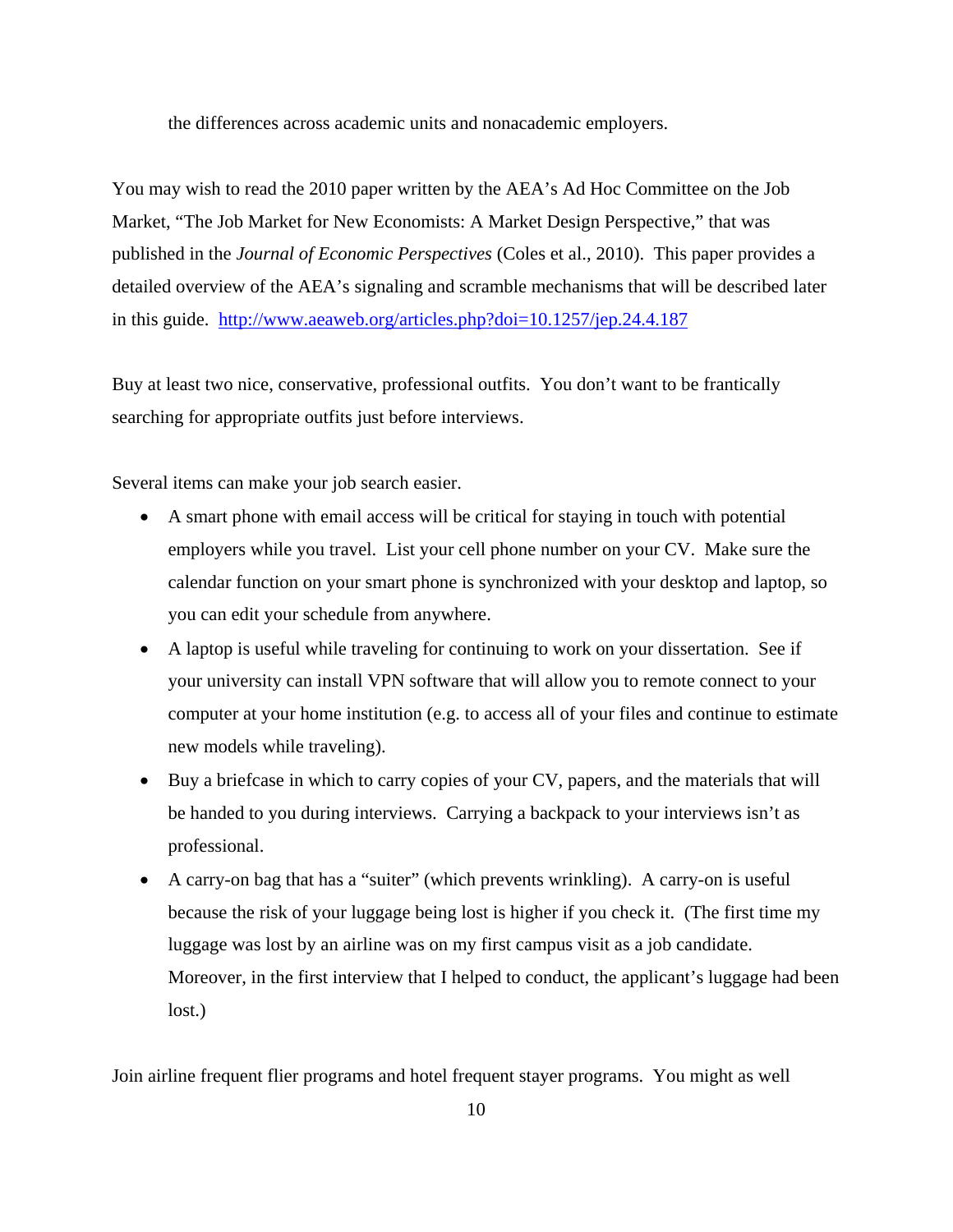the differences across academic units and nonacademic employers.

You may wish to read the 2010 paper written by the AEA's Ad Hoc Committee on the Job Market, "The Job Market for New Economists: A Market Design Perspective," that was published in the *Journal of Economic Perspectives* (Coles et al., 2010). This paper provides a detailed overview of the AEA's signaling and scramble mechanisms that will be described later in this guide. http://www.aeaweb.org/articles.php?doi=10.1257/jep.24.4.187

Buy at least two nice, conservative, professional outfits. You don't want to be frantically searching for appropriate outfits just before interviews.

Several items can make your job search easier.

- A smart phone with email access will be critical for staying in touch with potential employers while you travel. List your cell phone number on your CV. Make sure the calendar function on your smart phone is synchronized with your desktop and laptop, so you can edit your schedule from anywhere.
- A laptop is useful while traveling for continuing to work on your dissertation. See if your university can install VPN software that will allow you to remote connect to your computer at your home institution (e.g. to access all of your files and continue to estimate new models while traveling).
- Buy a briefcase in which to carry copies of your CV, papers, and the materials that will be handed to you during interviews. Carrying a backpack to your interviews isn't as professional.
- A carry-on bag that has a "suiter" (which prevents wrinkling). A carry-on is useful because the risk of your luggage being lost is higher if you check it. (The first time my luggage was lost by an airline was on my first campus visit as a job candidate. Moreover, in the first interview that I helped to conduct, the applicant's luggage had been lost.)

Join airline frequent flier programs and hotel frequent stayer programs. You might as well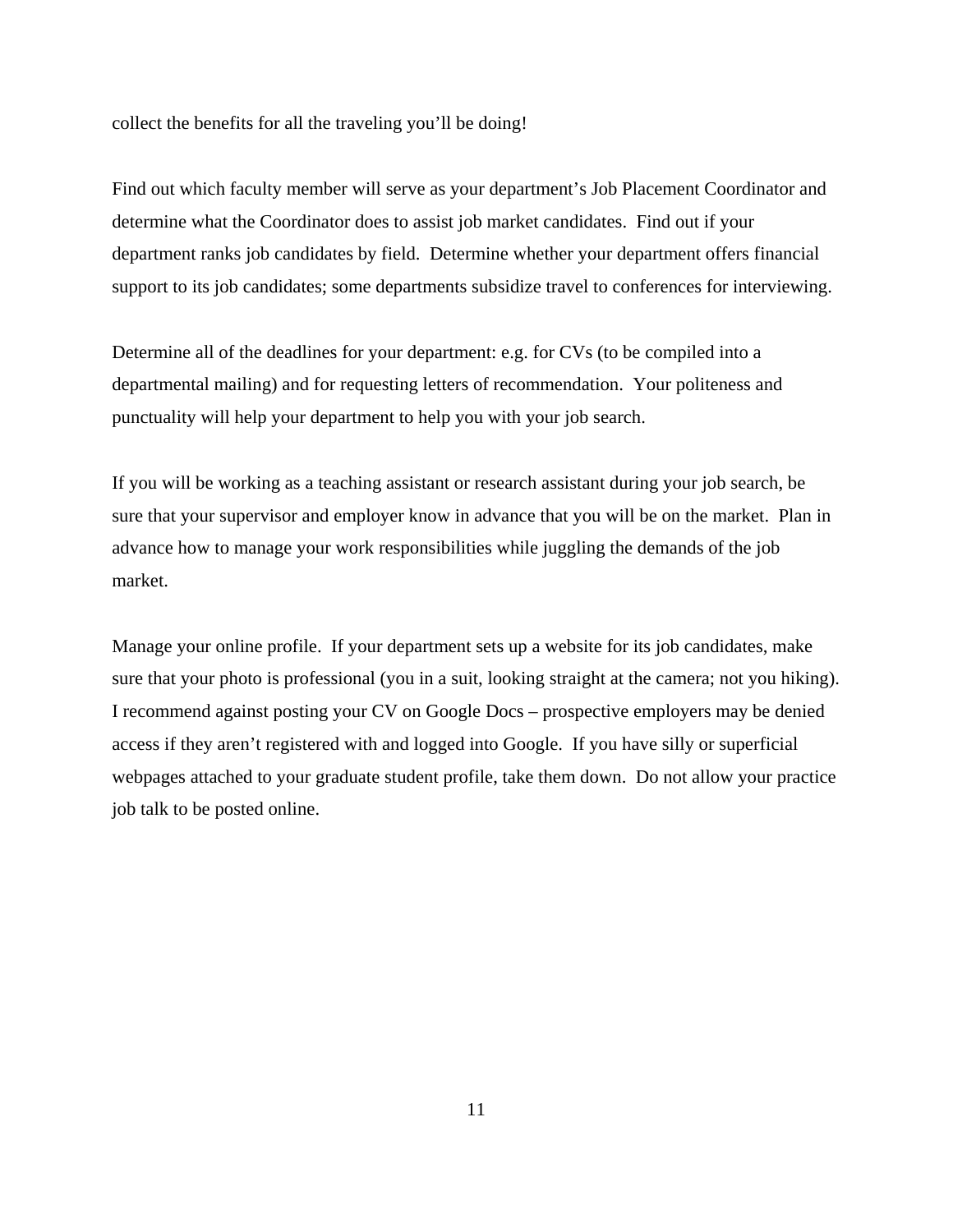collect the benefits for all the traveling you'll be doing!

Find out which faculty member will serve as your department's Job Placement Coordinator and determine what the Coordinator does to assist job market candidates. Find out if your department ranks job candidates by field. Determine whether your department offers financial support to its job candidates; some departments subsidize travel to conferences for interviewing.

Determine all of the deadlines for your department: e.g. for CVs (to be compiled into a departmental mailing) and for requesting letters of recommendation. Your politeness and punctuality will help your department to help you with your job search.

If you will be working as a teaching assistant or research assistant during your job search, be sure that your supervisor and employer know in advance that you will be on the market. Plan in advance how to manage your work responsibilities while juggling the demands of the job market.

Manage your online profile. If your department sets up a website for its job candidates, make sure that your photo is professional (you in a suit, looking straight at the camera; not you hiking). I recommend against posting your CV on Google Docs – prospective employers may be denied access if they aren't registered with and logged into Google. If you have silly or superficial webpages attached to your graduate student profile, take them down. Do not allow your practice job talk to be posted online.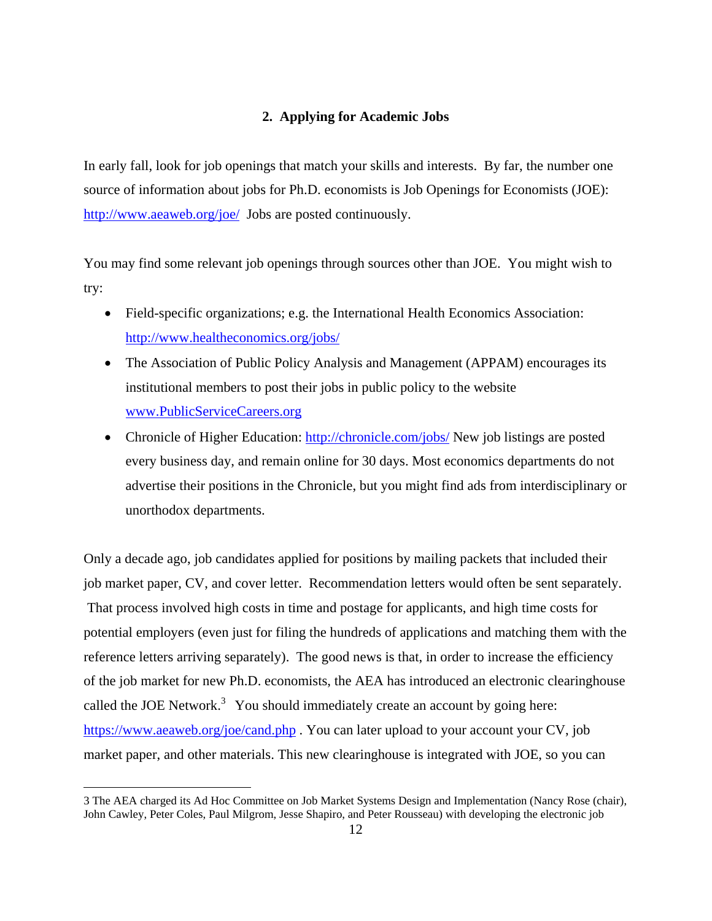## 2. Applying for Academic Jobs

In early fall, look for job openings that match your skills and interests. By far, the number one source of information about jobs for Ph.D. economists is Job Openings for Economists (JOE): http://www.aeaweb.org/joe/ Jobs are posted continuously.

You may find some relevant job openings through sources other than JOE. You might wish to try:

- Field-specific organizations; e.g. the International Health Economics Association: http://www.healtheconomics.org/jobs/
- The Association of Public Policy Analysis and Management (APPAM) encourages its institutional members to post their jobs in public policy to the website www.PublicServiceCareers.org
- Chronicle of Higher Education: http://chronicle.com/jobs/ New job listings are posted every business day, and remain online for 30 days. Most economics departments do not advertise their positions in the Chronicle, but you might find ads from interdisciplinary or unorthodox departments.

Only a decade ago, job candidates applied for positions by mailing packets that included their job market paper, CV, and cover letter. Recommendation letters would often be sent separately. That process involved high costs in time and postage for applicants, and high time costs for potential employers (even just for filing the hundreds of applications and matching them with the reference letters arriving separately). The good news is that, in order to increase the efficiency of the job market for new Ph.D. economists, the AEA has introduced an electronic clearinghouse called the JOE Network.[3] You should immediately create an account by going here: https://www.aeaweb.org/joe/cand.php . You can later upload to your account your CV, job market paper, and other materials. This new clearinghouse is integrated with JOE, so you can

3 The AEA charged its Ad Hoc Committee on Job Market Systems Design and Implementation (Nancy Rose (chair), John Cawley, Peter Coles, Paul Milgrom, Jesse Shapiro, and Peter Rousseau) with developing the electronic job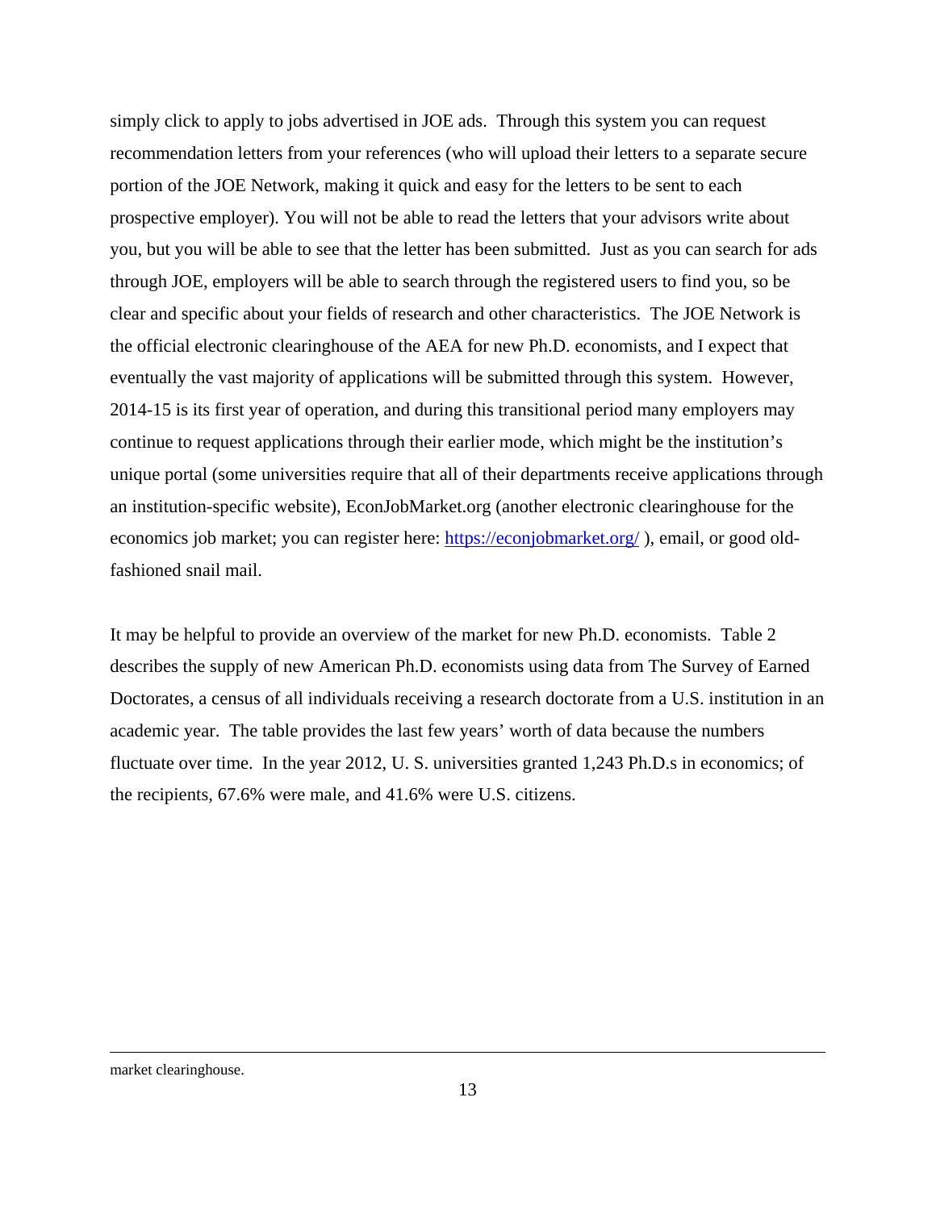simply click to apply to jobs advertised in JOE ads. Through this system you can request recommendation letters from your references (who will upload their letters to a separate secure portion of the JOE Network, making it quick and easy for the letters to be sent to each prospective employer). You will not be able to read the letters that your advisors write about you, but you will be able to see that the letter has been submitted. Just as you can search for ads through JOE, employers will be able to search through the registered users to find you, so be clear and specific about your fields of research and other characteristics. The JOE Network is the official electronic clearinghouse of the AEA for new Ph.D. economists, and I expect that eventually the vast majority of applications will be submitted through this system. However, 2014-15 is its first year of operation, and during this transitional period many employers may continue to request applications through their earlier mode, which might be the institution's unique portal (some universities require that all of their departments receive applications through an institution-specific website), EconJobMarket.org (another electronic clearinghouse for the economics job market; you can register here: https://econjobmarket.org/ ), email, or good old-fashioned snail mail.

It may be helpful to provide an overview of the market for new Ph.D. economists. Table 2 describes the supply of new American Ph.D. economists using data from The Survey of Earned Doctorates, a census of all individuals receiving a research doctorate from a U.S. institution in an academic year. The table provides the last few years' worth of data because the numbers fluctuate over time. In the year 2012, U. S. universities granted 1,243 Ph.D.s in economics; of the recipients, 67.6% were male, and 41.6% were U.S. citizens.

---

market clearinghouse.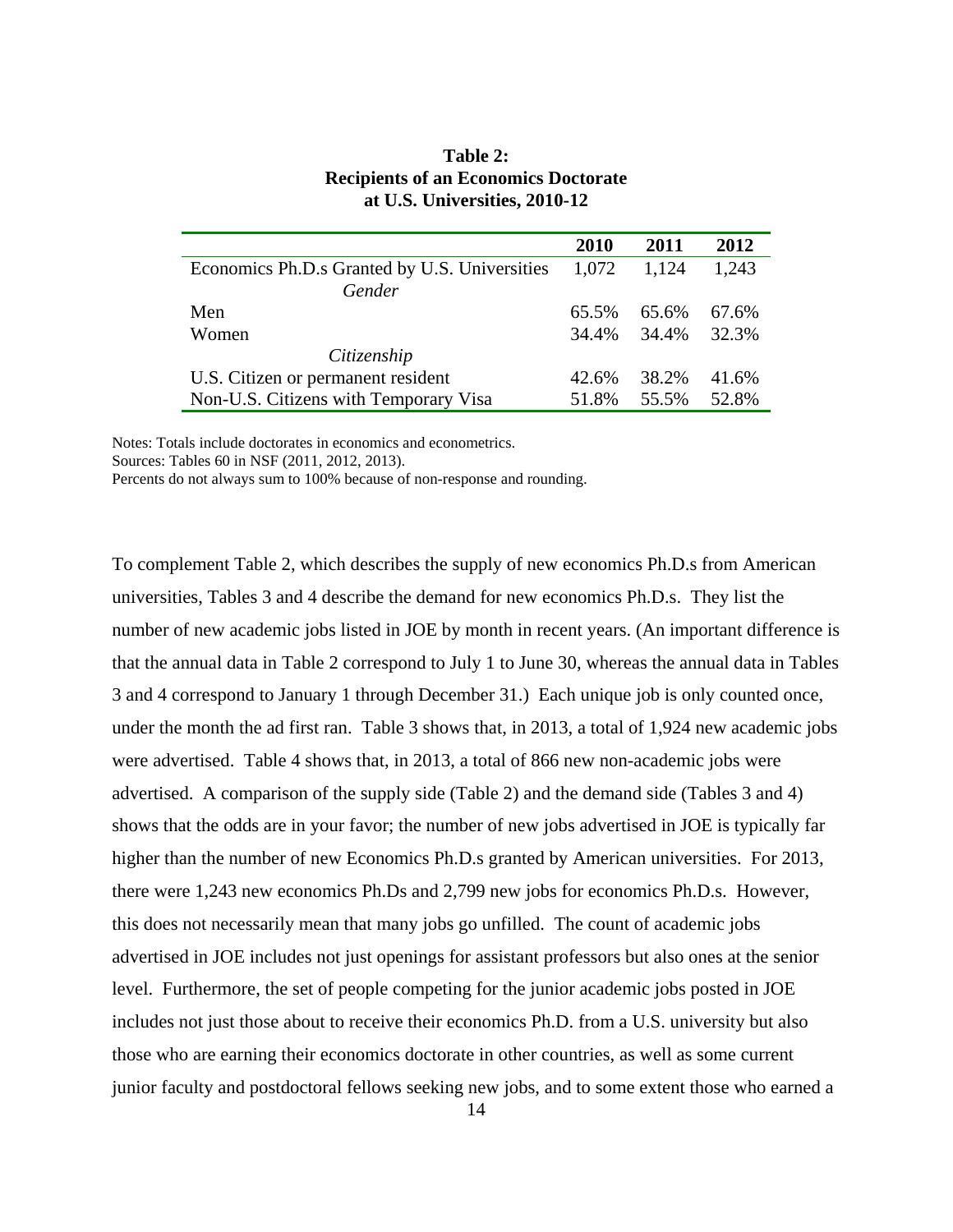**Table 2:**
**Recipients of an Economics Doctorate at U.S. Universities, 2010-12**

| | 2010 | 2011 | 2012 |
|---|---|---|---|
| Economics Ph.D.s Granted by U.S. Universities | 1,072 | 1,124 | 1,243 |
| *Gender* | | | |
| Men | 65.5% | 65.6% | 67.6% |
| Women | 34.4% | 34.4% | 32.3% |
| *Citizenship* | | | |
| U.S. Citizen or permanent resident | 42.6% | 38.2% | 41.6% |
| Non-U.S. Citizens with Temporary Visa | 51.8% | 55.5% | 52.8% |

Notes: Totals include doctorates in economics and econometrics.
Sources: Tables 60 in NSF (2011, 2012, 2013).
Percents do not always sum to 100% because of non-response and rounding.

To complement Table 2, which describes the supply of new economics Ph.D.s from American universities, Tables 3 and 4 describe the demand for new economics Ph.D.s. They list the number of new academic jobs listed in JOE by month in recent years. (An important difference is that the annual data in Table 2 correspond to July 1 to June 30, whereas the annual data in Tables 3 and 4 correspond to January 1 through December 31.) Each unique job is only counted once, under the month the ad first ran. Table 3 shows that, in 2013, a total of 1,924 new academic jobs were advertised. Table 4 shows that, in 2013, a total of 866 new non-academic jobs were advertised. A comparison of the supply side (Table 2) and the demand side (Tables 3 and 4) shows that the odds are in your favor; the number of new jobs advertised in JOE is typically far higher than the number of new Economics Ph.D.s granted by American universities. For 2013, there were 1,243 new economics Ph.Ds and 2,799 new jobs for economics Ph.D.s. However, this does not necessarily mean that many jobs go unfilled. The count of academic jobs advertised in JOE includes not just openings for assistant professors but also ones at the senior level. Furthermore, the set of people competing for the junior academic jobs posted in JOE includes not just those about to receive their economics Ph.D. from a U.S. university but also those who are earning their economics doctorate in other countries, as well as some current junior faculty and postdoctoral fellows seeking new jobs, and to some extent those who earned a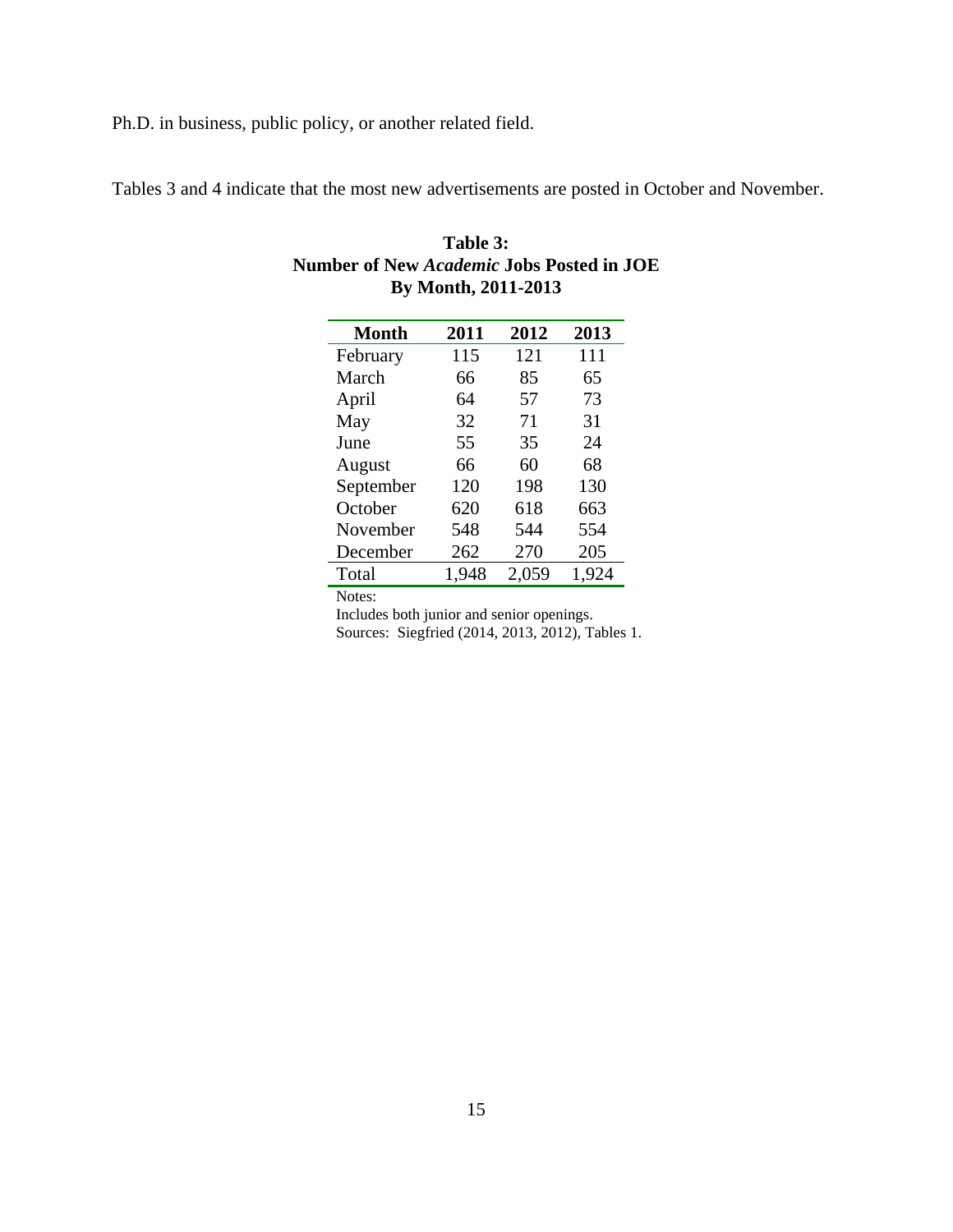Ph.D. in business, public policy, or another related field.

Tables 3 and 4 indicate that the most new advertisements are posted in October and November.

**Table 3:**
**Number of New *Academic* Jobs Posted in JOE**
**By Month, 2011-2013**

| Month | 2011 | 2012 | 2013 |
|---|---|---|---|
| February | 115 | 121 | 111 |
| March | 66 | 85 | 65 |
| April | 64 | 57 | 73 |
| May | 32 | 71 | 31 |
| June | 55 | 35 | 24 |
| August | 66 | 60 | 68 |
| September | 120 | 198 | 130 |
| October | 620 | 618 | 663 |
| November | 548 | 544 | 554 |
| December | 262 | 270 | 205 |
| Total | 1,948 | 2,059 | 1,924 |

Notes:

Includes both junior and senior openings.

Sources: Siegfried (2014, 2013, 2012), Tables 1.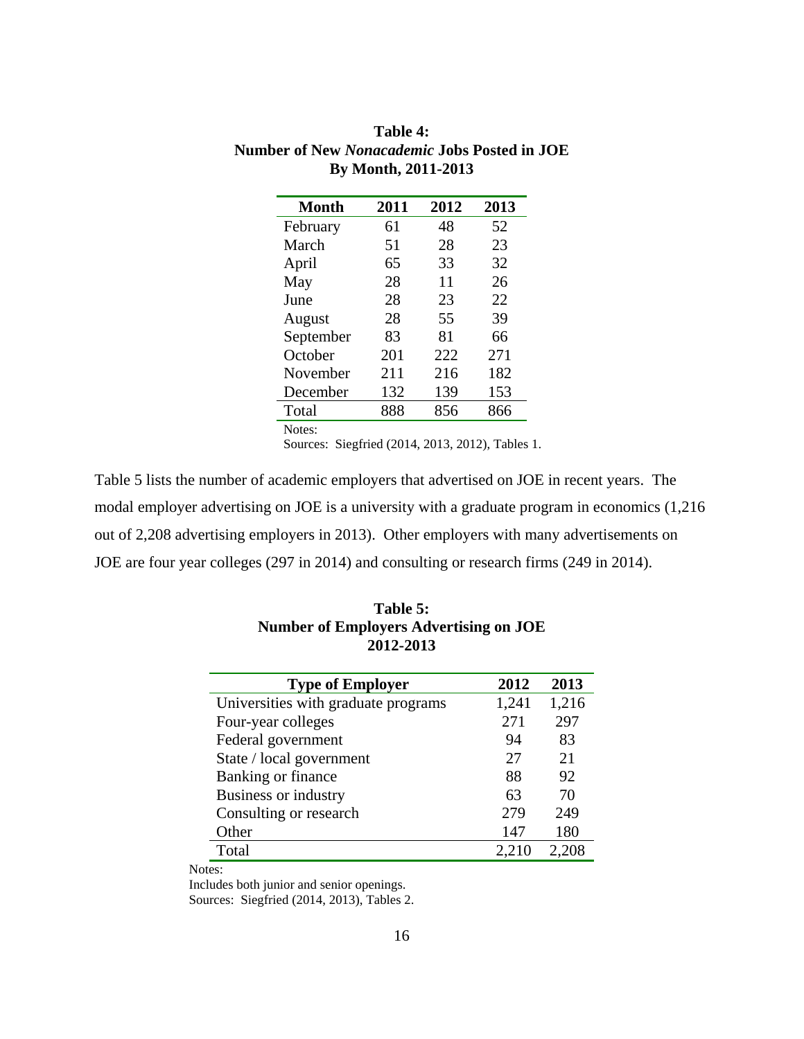**Table 4:**
**Number of New *Nonacademic* Jobs Posted in JOE**
**By Month, 2011-2013**

| Month | 2011 | 2012 | 2013 |
|---|---|---|---|
| February | 61 | 48 | 52 |
| March | 51 | 28 | 23 |
| April | 65 | 33 | 32 |
| May | 28 | 11 | 26 |
| June | 28 | 23 | 22 |
| August | 28 | 55 | 39 |
| September | 83 | 81 | 66 |
| October | 201 | 222 | 271 |
| November | 211 | 216 | 182 |
| December | 132 | 139 | 153 |
| Total | 888 | 856 | 866 |

Notes:
Sources: Siegfried (2014, 2013, 2012), Tables 1.

Table 5 lists the number of academic employers that advertised on JOE in recent years. The modal employer advertising on JOE is a university with a graduate program in economics (1,216 out of 2,208 advertising employers in 2013). Other employers with many advertisements on JOE are four year colleges (297 in 2014) and consulting or research firms (249 in 2014).

**Table 5:**
**Number of Employers Advertising on JOE**
**2012-2013**

| Type of Employer | 2012 | 2013 |
|---|---|---|
| Universities with graduate programs | 1,241 | 1,216 |
| Four-year colleges | 271 | 297 |
| Federal government | 94 | 83 |
| State / local government | 27 | 21 |
| Banking or finance | 88 | 92 |
| Business or industry | 63 | 70 |
| Consulting or research | 279 | 249 |
| Other | 147 | 180 |
| Total | 2,210 | 2,208 |

Notes:
Includes both junior and senior openings.
Sources: Siegfried (2014, 2013), Tables 2.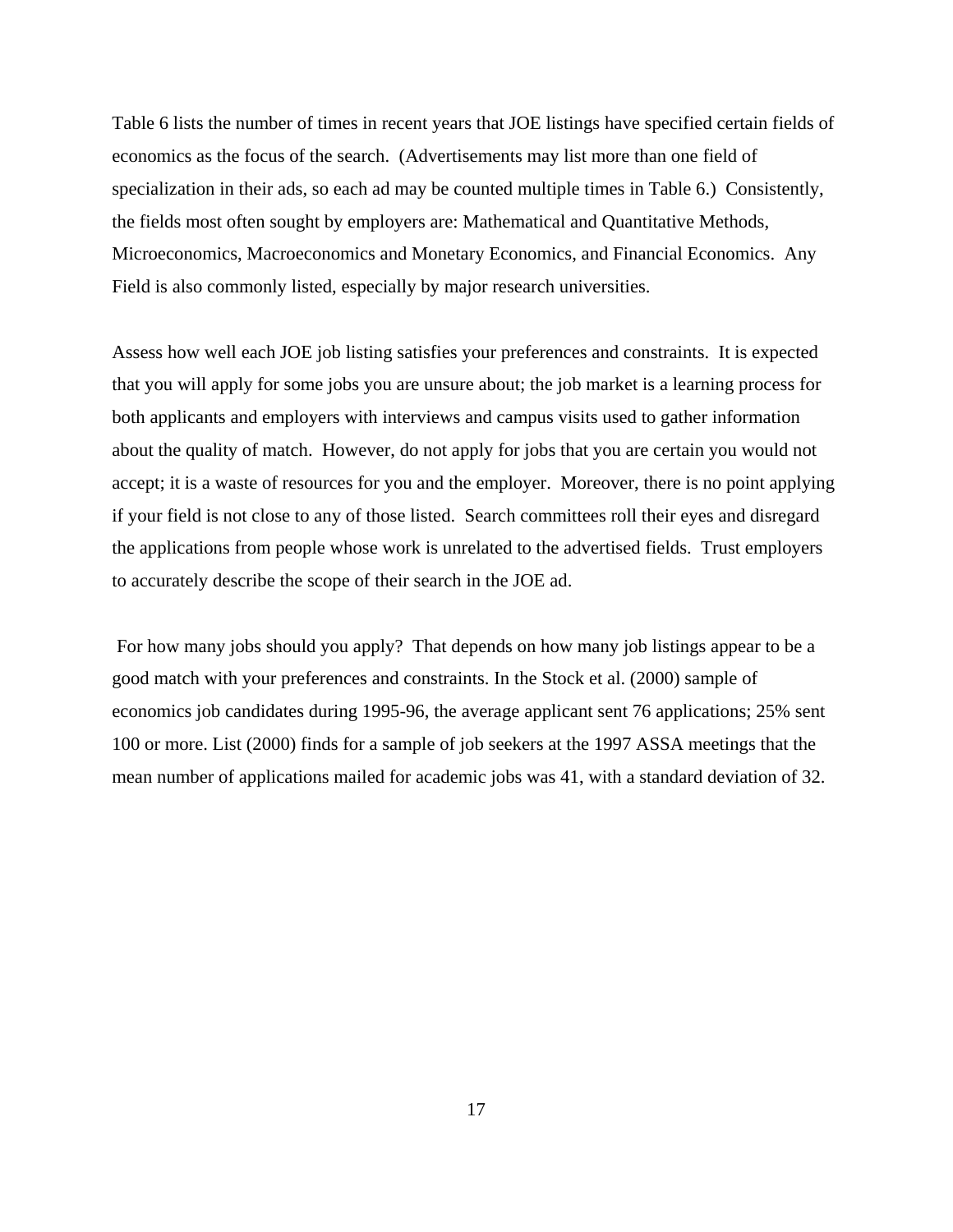Table 6 lists the number of times in recent years that JOE listings have specified certain fields of economics as the focus of the search. (Advertisements may list more than one field of specialization in their ads, so each ad may be counted multiple times in Table 6.) Consistently, the fields most often sought by employers are: Mathematical and Quantitative Methods, Microeconomics, Macroeconomics and Monetary Economics, and Financial Economics. Any Field is also commonly listed, especially by major research universities.

Assess how well each JOE job listing satisfies your preferences and constraints. It is expected that you will apply for some jobs you are unsure about; the job market is a learning process for both applicants and employers with interviews and campus visits used to gather information about the quality of match. However, do not apply for jobs that you are certain you would not accept; it is a waste of resources for you and the employer. Moreover, there is no point applying if your field is not close to any of those listed. Search committees roll their eyes and disregard the applications from people whose work is unrelated to the advertised fields. Trust employers to accurately describe the scope of their search in the JOE ad.

For how many jobs should you apply? That depends on how many job listings appear to be a good match with your preferences and constraints. In the Stock et al. (2000) sample of economics job candidates during 1995-96, the average applicant sent 76 applications; 25% sent 100 or more. List (2000) finds for a sample of job seekers at the 1997 ASSA meetings that the mean number of applications mailed for academic jobs was 41, with a standard deviation of 32.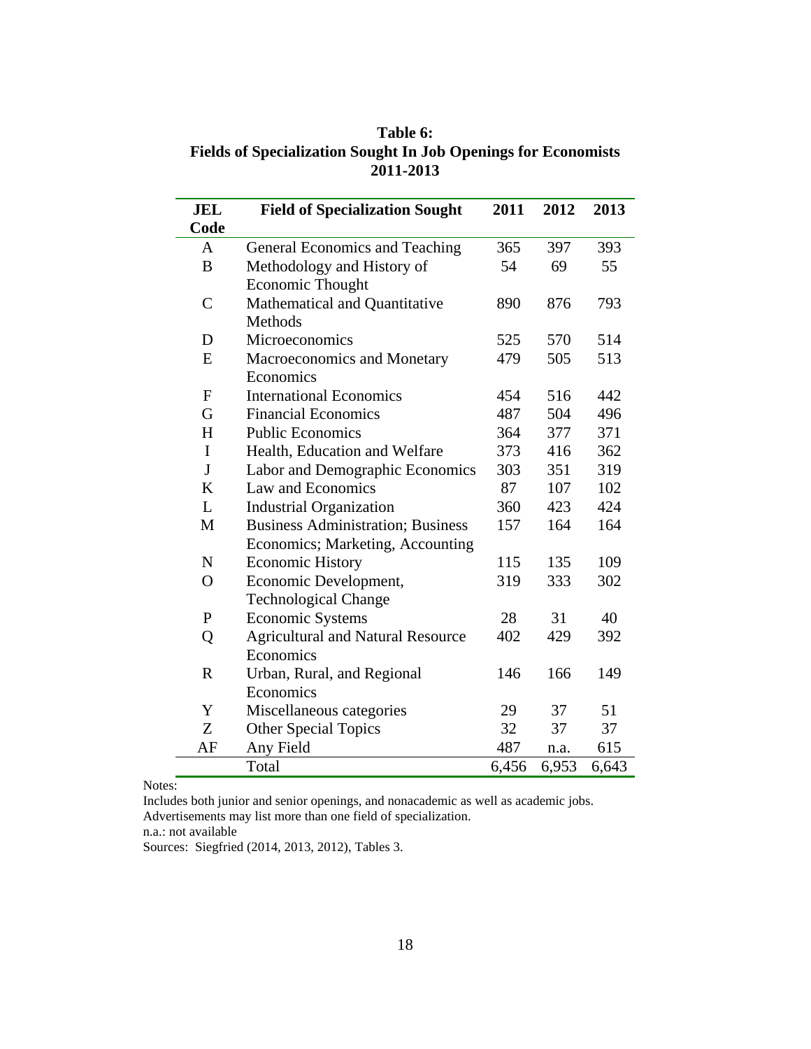**Table 6:**
**Fields of Specialization Sought In Job Openings for Economists**
**2011-2013**

| JEL Code | Field of Specialization Sought | 2011 | 2012 | 2013 |
|---|---|---|---|---|
| A | General Economics and Teaching | 365 | 397 | 393 |
| B | Methodology and History of Economic Thought | 54 | 69 | 55 |
| C | Mathematical and Quantitative Methods | 890 | 876 | 793 |
| D | Microeconomics | 525 | 570 | 514 |
| E | Macroeconomics and Monetary Economics | 479 | 505 | 513 |
| F | International Economics | 454 | 516 | 442 |
| G | Financial Economics | 487 | 504 | 496 |
| H | Public Economics | 364 | 377 | 371 |
| I | Health, Education and Welfare | 373 | 416 | 362 |
| J | Labor and Demographic Economics | 303 | 351 | 319 |
| K | Law and Economics | 87 | 107 | 102 |
| L | Industrial Organization | 360 | 423 | 424 |
| M | Business Administration; Business Economics; Marketing, Accounting | 157 | 164 | 164 |
| N | Economic History | 115 | 135 | 109 |
| O | Economic Development, Technological Change | 319 | 333 | 302 |
| P | Economic Systems | 28 | 31 | 40 |
| Q | Agricultural and Natural Resource Economics | 402 | 429 | 392 |
| R | Urban, Rural, and Regional Economics | 146 | 166 | 149 |
| Y | Miscellaneous categories | 29 | 37 | 51 |
| Z | Other Special Topics | 32 | 37 | 37 |
| AF | Any Field | 487 | n.a. | 615 |
| | Total | 6,456 | 6,953 | 6,643 |

Notes:
Includes both junior and senior openings, and nonacademic as well as academic jobs.
Advertisements may list more than one field of specialization.
n.a.: not available
Sources: Siegfried (2014, 2013, 2012), Tables 3.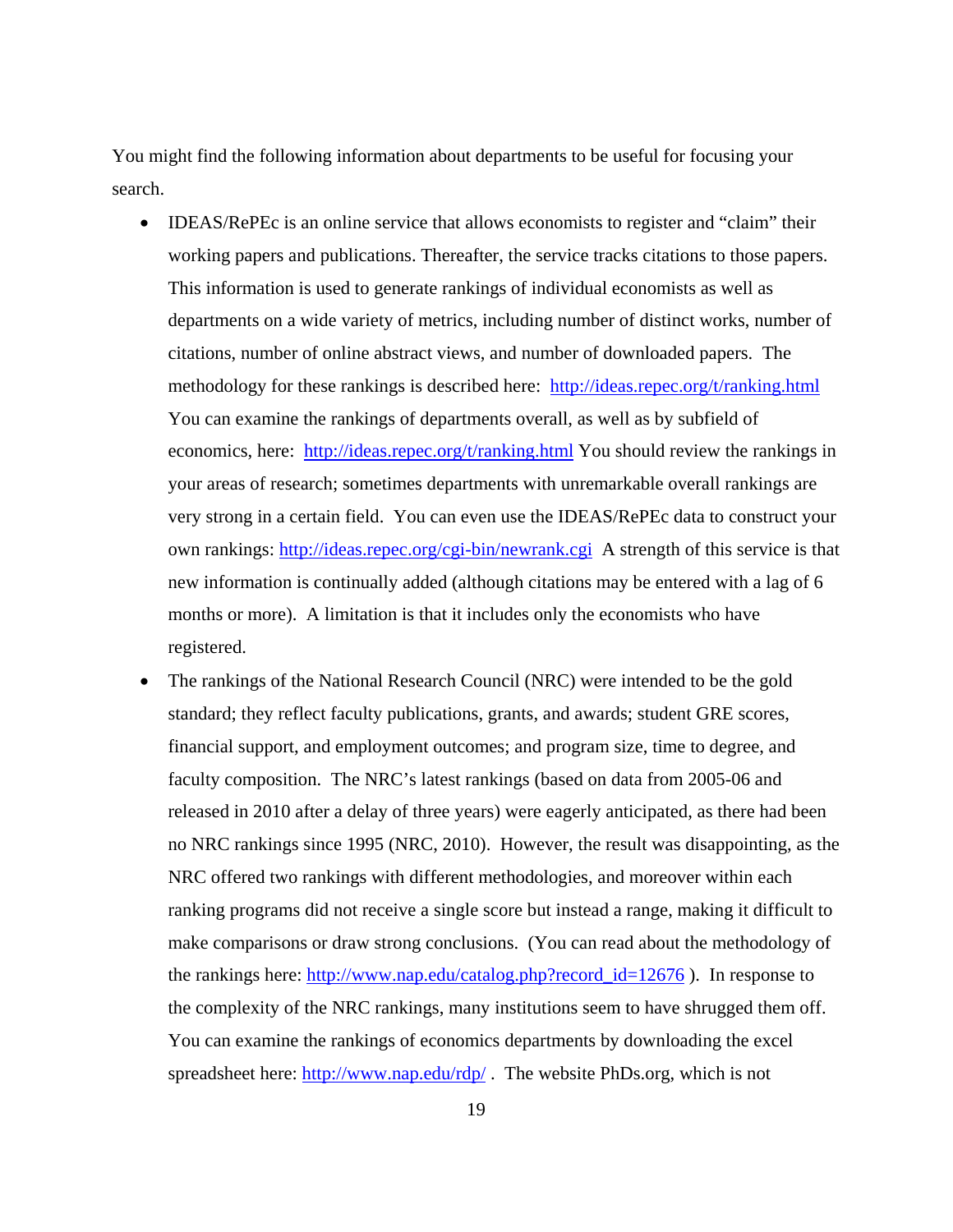You might find the following information about departments to be useful for focusing your search.

- IDEAS/RePEc is an online service that allows economists to register and "claim" their working papers and publications. Thereafter, the service tracks citations to those papers. This information is used to generate rankings of individual economists as well as departments on a wide variety of metrics, including number of distinct works, number of citations, number of online abstract views, and number of downloaded papers. The methodology for these rankings is described here: http://ideas.repec.org/t/ranking.html You can examine the rankings of departments overall, as well as by subfield of economics, here: http://ideas.repec.org/t/ranking.html You should review the rankings in your areas of research; sometimes departments with unremarkable overall rankings are very strong in a certain field. You can even use the IDEAS/RePEc data to construct your own rankings: http://ideas.repec.org/cgi-bin/newrank.cgi A strength of this service is that new information is continually added (although citations may be entered with a lag of 6 months or more). A limitation is that it includes only the economists who have registered.
- The rankings of the National Research Council (NRC) were intended to be the gold standard; they reflect faculty publications, grants, and awards; student GRE scores, financial support, and employment outcomes; and program size, time to degree, and faculty composition. The NRC's latest rankings (based on data from 2005-06 and released in 2010 after a delay of three years) were eagerly anticipated, as there had been no NRC rankings since 1995 (NRC, 2010). However, the result was disappointing, as the NRC offered two rankings with different methodologies, and moreover within each ranking programs did not receive a single score but instead a range, making it difficult to make comparisons or draw strong conclusions. (You can read about the methodology of the rankings here: http://www.nap.edu/catalog.php?record_id=12676 ). In response to the complexity of the NRC rankings, many institutions seem to have shrugged them off. You can examine the rankings of economics departments by downloading the excel spreadsheet here: http://www.nap.edu/rdp/ . The website PhDs.org, which is not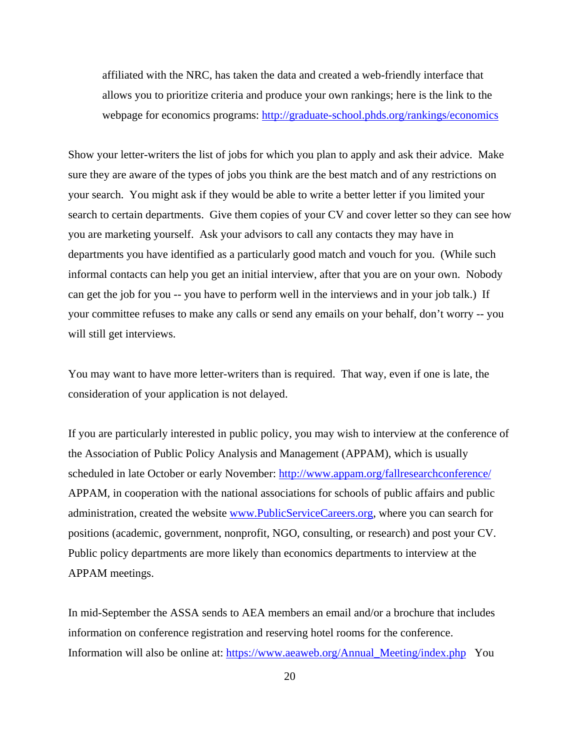affiliated with the NRC, has taken the data and created a web-friendly interface that allows you to prioritize criteria and produce your own rankings; here is the link to the webpage for economics programs: http://graduate-school.phds.org/rankings/economics

Show your letter-writers the list of jobs for which you plan to apply and ask their advice. Make sure they are aware of the types of jobs you think are the best match and of any restrictions on your search. You might ask if they would be able to write a better letter if you limited your search to certain departments. Give them copies of your CV and cover letter so they can see how you are marketing yourself. Ask your advisors to call any contacts they may have in departments you have identified as a particularly good match and vouch for you. (While such informal contacts can help you get an initial interview, after that you are on your own. Nobody can get the job for you -- you have to perform well in the interviews and in your job talk.) If your committee refuses to make any calls or send any emails on your behalf, don't worry -- you will still get interviews.

You may want to have more letter-writers than is required. That way, even if one is late, the consideration of your application is not delayed.

If you are particularly interested in public policy, you may wish to interview at the conference of the Association of Public Policy Analysis and Management (APPAM), which is usually scheduled in late October or early November: http://www.appam.org/fallresearchconference/ APPAM, in cooperation with the national associations for schools of public affairs and public administration, created the website www.PublicServiceCareers.org, where you can search for positions (academic, government, nonprofit, NGO, consulting, or research) and post your CV. Public policy departments are more likely than economics departments to interview at the APPAM meetings.

In mid-September the ASSA sends to AEA members an email and/or a brochure that includes information on conference registration and reserving hotel rooms for the conference. Information will also be online at: https://www.aeaweb.org/Annual_Meeting/index.php You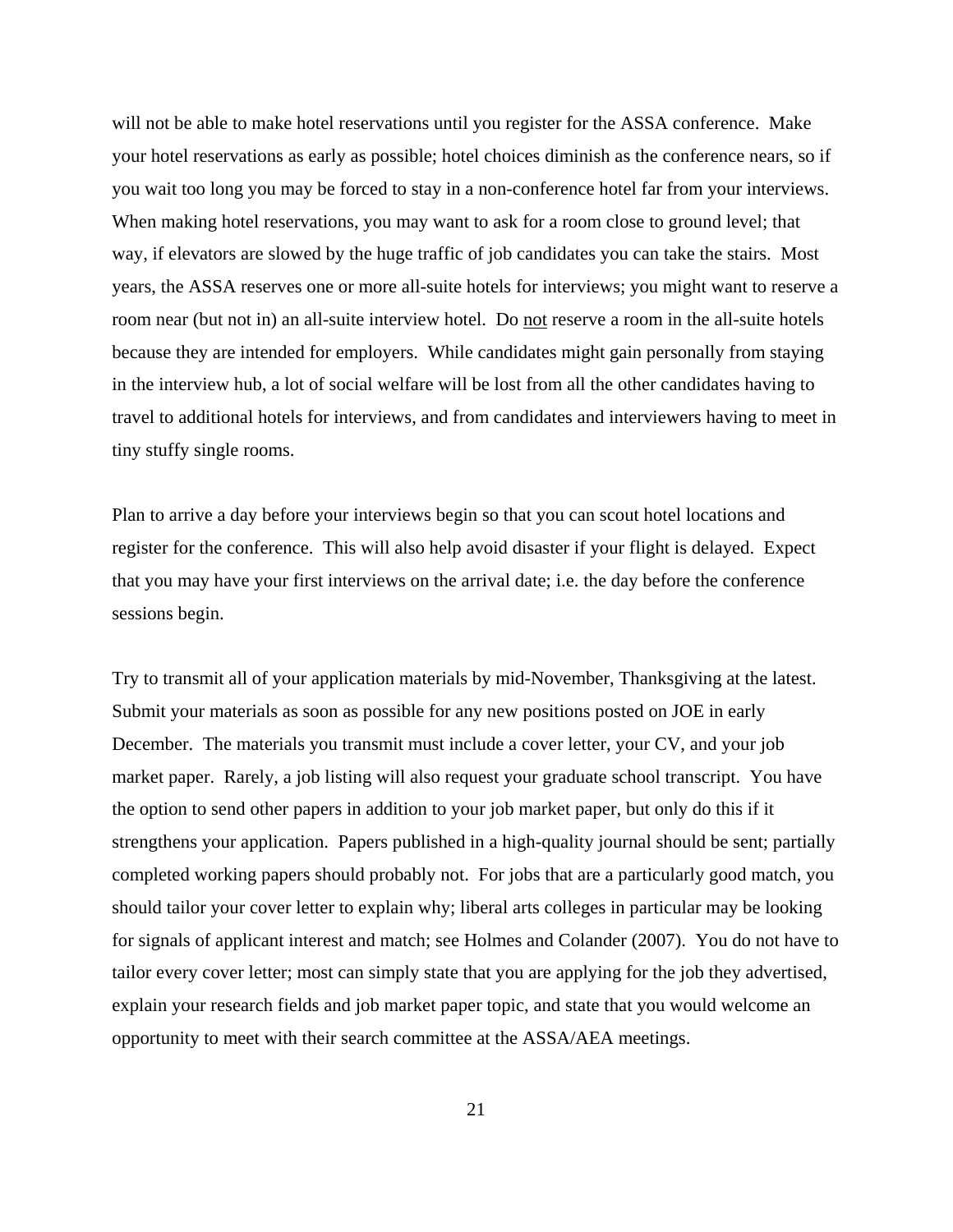will not be able to make hotel reservations until you register for the ASSA conference. Make your hotel reservations as early as possible; hotel choices diminish as the conference nears, so if you wait too long you may be forced to stay in a non-conference hotel far from your interviews. When making hotel reservations, you may want to ask for a room close to ground level; that way, if elevators are slowed by the huge traffic of job candidates you can take the stairs. Most years, the ASSA reserves one or more all-suite hotels for interviews; you might want to reserve a room near (but not in) an all-suite interview hotel. Do <u>not</u> reserve a room in the all-suite hotels because they are intended for employers. While candidates might gain personally from staying in the interview hub, a lot of social welfare will be lost from all the other candidates having to travel to additional hotels for interviews, and from candidates and interviewers having to meet in tiny stuffy single rooms.

Plan to arrive a day before your interviews begin so that you can scout hotel locations and register for the conference. This will also help avoid disaster if your flight is delayed. Expect that you may have your first interviews on the arrival date; i.e. the day before the conference sessions begin.

Try to transmit all of your application materials by mid-November, Thanksgiving at the latest. Submit your materials as soon as possible for any new positions posted on JOE in early December. The materials you transmit must include a cover letter, your CV, and your job market paper. Rarely, a job listing will also request your graduate school transcript. You have the option to send other papers in addition to your job market paper, but only do this if it strengthens your application. Papers published in a high-quality journal should be sent; partially completed working papers should probably not. For jobs that are a particularly good match, you should tailor your cover letter to explain why; liberal arts colleges in particular may be looking for signals of applicant interest and match; see Holmes and Colander (2007). You do not have to tailor every cover letter; most can simply state that you are applying for the job they advertised, explain your research fields and job market paper topic, and state that you would welcome an opportunity to meet with their search committee at the ASSA/AEA meetings.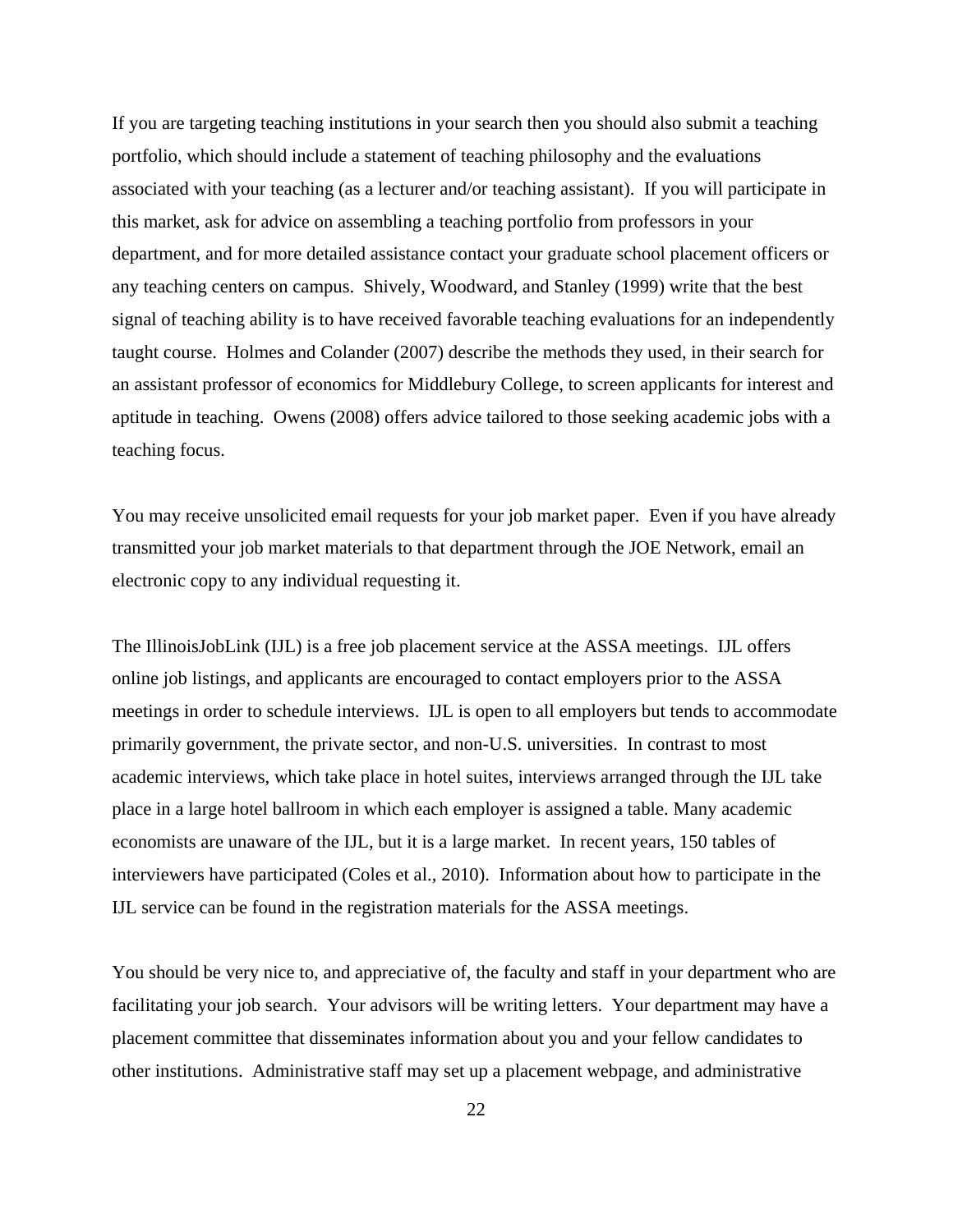If you are targeting teaching institutions in your search then you should also submit a teaching portfolio, which should include a statement of teaching philosophy and the evaluations associated with your teaching (as a lecturer and/or teaching assistant). If you will participate in this market, ask for advice on assembling a teaching portfolio from professors in your department, and for more detailed assistance contact your graduate school placement officers or any teaching centers on campus. Shively, Woodward, and Stanley (1999) write that the best signal of teaching ability is to have received favorable teaching evaluations for an independently taught course. Holmes and Colander (2007) describe the methods they used, in their search for an assistant professor of economics for Middlebury College, to screen applicants for interest and aptitude in teaching. Owens (2008) offers advice tailored to those seeking academic jobs with a teaching focus.

You may receive unsolicited email requests for your job market paper. Even if you have already transmitted your job market materials to that department through the JOE Network, email an electronic copy to any individual requesting it.

The IllinoisJobLink (IJL) is a free job placement service at the ASSA meetings. IJL offers online job listings, and applicants are encouraged to contact employers prior to the ASSA meetings in order to schedule interviews. IJL is open to all employers but tends to accommodate primarily government, the private sector, and non-U.S. universities. In contrast to most academic interviews, which take place in hotel suites, interviews arranged through the IJL take place in a large hotel ballroom in which each employer is assigned a table. Many academic economists are unaware of the IJL, but it is a large market. In recent years, 150 tables of interviewers have participated (Coles et al., 2010). Information about how to participate in the IJL service can be found in the registration materials for the ASSA meetings.

You should be very nice to, and appreciative of, the faculty and staff in your department who are facilitating your job search. Your advisors will be writing letters. Your department may have a placement committee that disseminates information about you and your fellow candidates to other institutions. Administrative staff may set up a placement webpage, and administrative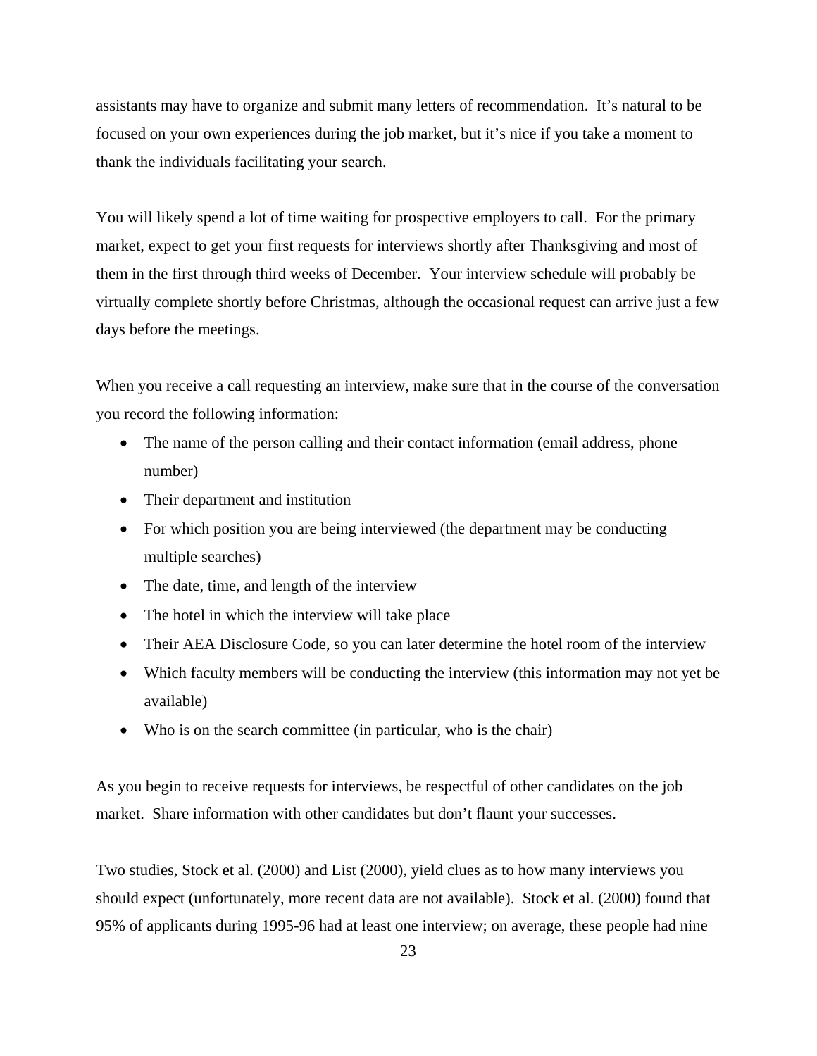assistants may have to organize and submit many letters of recommendation. It's natural to be focused on your own experiences during the job market, but it's nice if you take a moment to thank the individuals facilitating your search.

You will likely spend a lot of time waiting for prospective employers to call. For the primary market, expect to get your first requests for interviews shortly after Thanksgiving and most of them in the first through third weeks of December. Your interview schedule will probably be virtually complete shortly before Christmas, although the occasional request can arrive just a few days before the meetings.

When you receive a call requesting an interview, make sure that in the course of the conversation you record the following information:

- The name of the person calling and their contact information (email address, phone number)
- Their department and institution
- For which position you are being interviewed (the department may be conducting multiple searches)
- The date, time, and length of the interview
- The hotel in which the interview will take place
- Their AEA Disclosure Code, so you can later determine the hotel room of the interview
- Which faculty members will be conducting the interview (this information may not yet be available)
- Who is on the search committee (in particular, who is the chair)

As you begin to receive requests for interviews, be respectful of other candidates on the job market. Share information with other candidates but don't flaunt your successes.

Two studies, Stock et al. (2000) and List (2000), yield clues as to how many interviews you should expect (unfortunately, more recent data are not available). Stock et al. (2000) found that 95% of applicants during 1995-96 had at least one interview; on average, these people had nine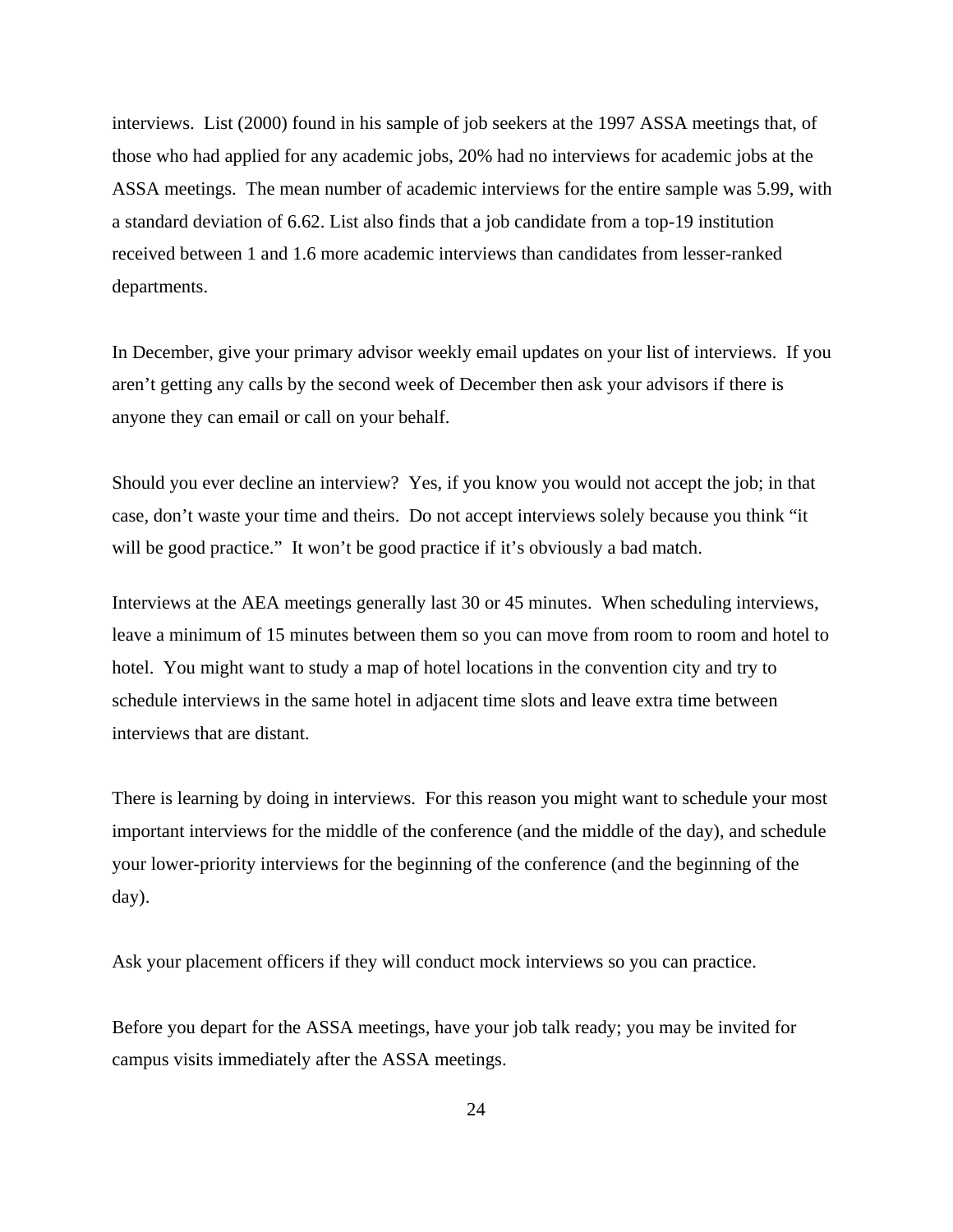interviews. List (2000) found in his sample of job seekers at the 1997 ASSA meetings that, of those who had applied for any academic jobs, 20% had no interviews for academic jobs at the ASSA meetings. The mean number of academic interviews for the entire sample was 5.99, with a standard deviation of 6.62. List also finds that a job candidate from a top-19 institution received between 1 and 1.6 more academic interviews than candidates from lesser-ranked departments.

In December, give your primary advisor weekly email updates on your list of interviews. If you aren't getting any calls by the second week of December then ask your advisors if there is anyone they can email or call on your behalf.

Should you ever decline an interview? Yes, if you know you would not accept the job; in that case, don't waste your time and theirs. Do not accept interviews solely because you think "it will be good practice." It won't be good practice if it's obviously a bad match.

Interviews at the AEA meetings generally last 30 or 45 minutes. When scheduling interviews, leave a minimum of 15 minutes between them so you can move from room to room and hotel to hotel. You might want to study a map of hotel locations in the convention city and try to schedule interviews in the same hotel in adjacent time slots and leave extra time between interviews that are distant.

There is learning by doing in interviews. For this reason you might want to schedule your most important interviews for the middle of the conference (and the middle of the day), and schedule your lower-priority interviews for the beginning of the conference (and the beginning of the day).

Ask your placement officers if they will conduct mock interviews so you can practice.

Before you depart for the ASSA meetings, have your job talk ready; you may be invited for campus visits immediately after the ASSA meetings.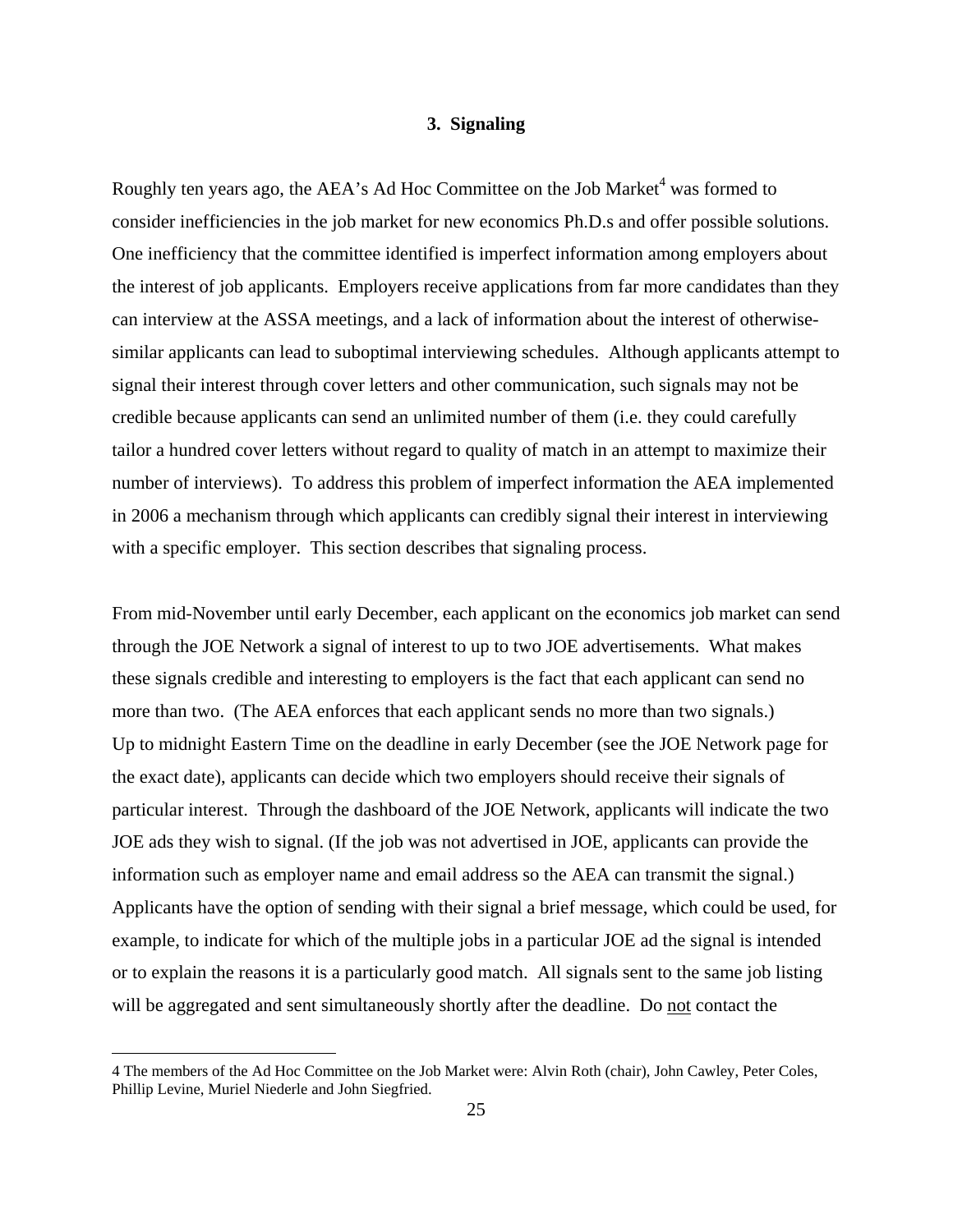## 3. Signaling

Roughly ten years ago, the AEA's Ad Hoc Committee on the Job Market[4] was formed to consider inefficiencies in the job market for new economics Ph.D.s and offer possible solutions. One inefficiency that the committee identified is imperfect information among employers about the interest of job applicants. Employers receive applications from far more candidates than they can interview at the ASSA meetings, and a lack of information about the interest of otherwise-similar applicants can lead to suboptimal interviewing schedules. Although applicants attempt to signal their interest through cover letters and other communication, such signals may not be credible because applicants can send an unlimited number of them (i.e. they could carefully tailor a hundred cover letters without regard to quality of match in an attempt to maximize their number of interviews). To address this problem of imperfect information the AEA implemented in 2006 a mechanism through which applicants can credibly signal their interest in interviewing with a specific employer. This section describes that signaling process.

From mid-November until early December, each applicant on the economics job market can send through the JOE Network a signal of interest to up to two JOE advertisements. What makes these signals credible and interesting to employers is the fact that each applicant can send no more than two. (The AEA enforces that each applicant sends no more than two signals.) Up to midnight Eastern Time on the deadline in early December (see the JOE Network page for the exact date), applicants can decide which two employers should receive their signals of particular interest. Through the dashboard of the JOE Network, applicants will indicate the two JOE ads they wish to signal. (If the job was not advertised in JOE, applicants can provide the information such as employer name and email address so the AEA can transmit the signal.) Applicants have the option of sending with their signal a brief message, which could be used, for example, to indicate for which of the multiple jobs in a particular JOE ad the signal is intended or to explain the reasons it is a particularly good match. All signals sent to the same job listing will be aggregated and sent simultaneously shortly after the deadline. Do <u>not</u> contact the

---

4 The members of the Ad Hoc Committee on the Job Market were: Alvin Roth (chair), John Cawley, Peter Coles, Phillip Levine, Muriel Niederle and John Siegfried.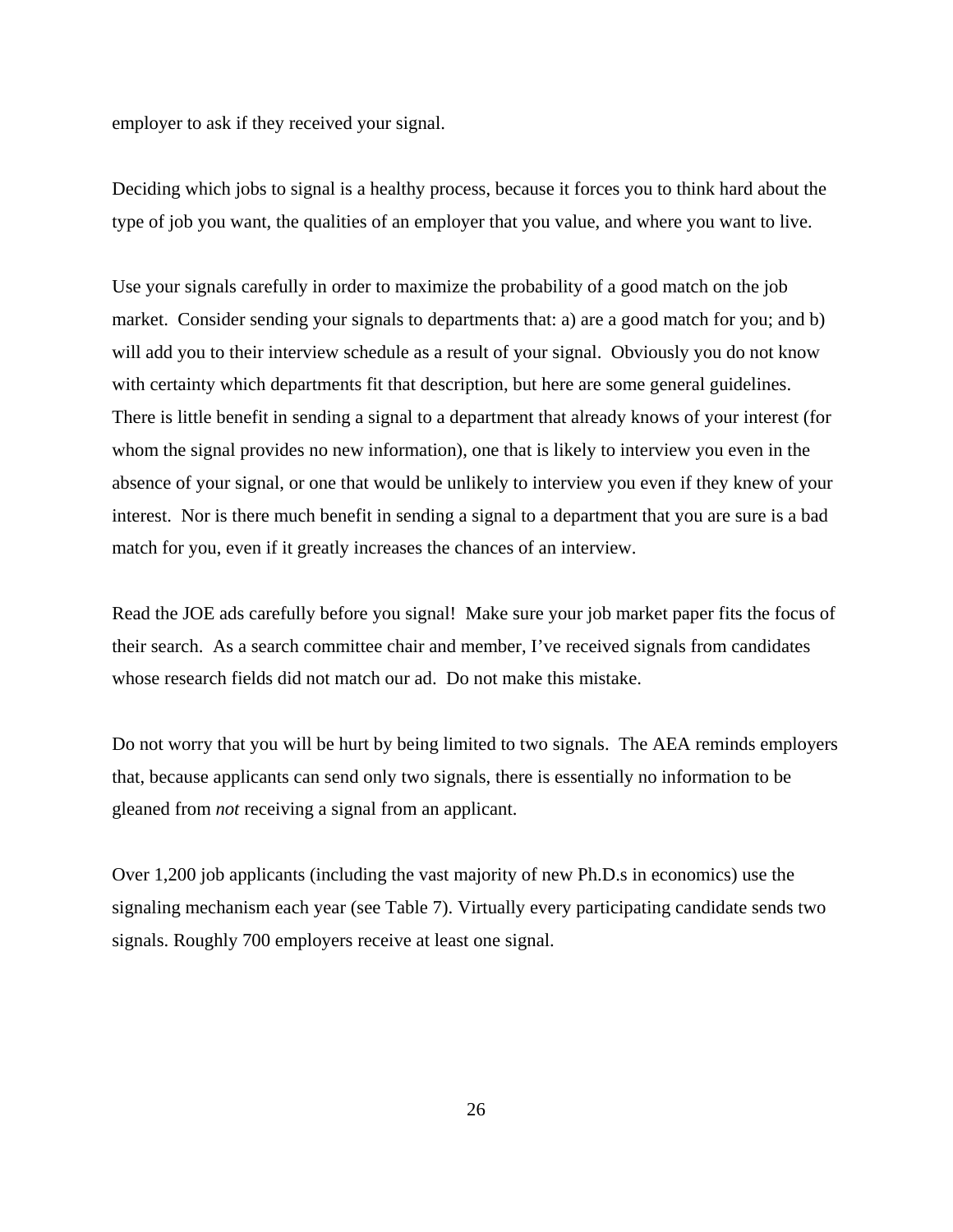employer to ask if they received your signal.

Deciding which jobs to signal is a healthy process, because it forces you to think hard about the type of job you want, the qualities of an employer that you value, and where you want to live.

Use your signals carefully in order to maximize the probability of a good match on the job market. Consider sending your signals to departments that: a) are a good match for you; and b) will add you to their interview schedule as a result of your signal. Obviously you do not know with certainty which departments fit that description, but here are some general guidelines. There is little benefit in sending a signal to a department that already knows of your interest (for whom the signal provides no new information), one that is likely to interview you even in the absence of your signal, or one that would be unlikely to interview you even if they knew of your interest. Nor is there much benefit in sending a signal to a department that you are sure is a bad match for you, even if it greatly increases the chances of an interview.

Read the JOE ads carefully before you signal! Make sure your job market paper fits the focus of their search. As a search committee chair and member, I've received signals from candidates whose research fields did not match our ad. Do not make this mistake.

Do not worry that you will be hurt by being limited to two signals. The AEA reminds employers that, because applicants can send only two signals, there is essentially no information to be gleaned from *not* receiving a signal from an applicant.

Over 1,200 job applicants (including the vast majority of new Ph.D.s in economics) use the signaling mechanism each year (see Table 7). Virtually every participating candidate sends two signals. Roughly 700 employers receive at least one signal.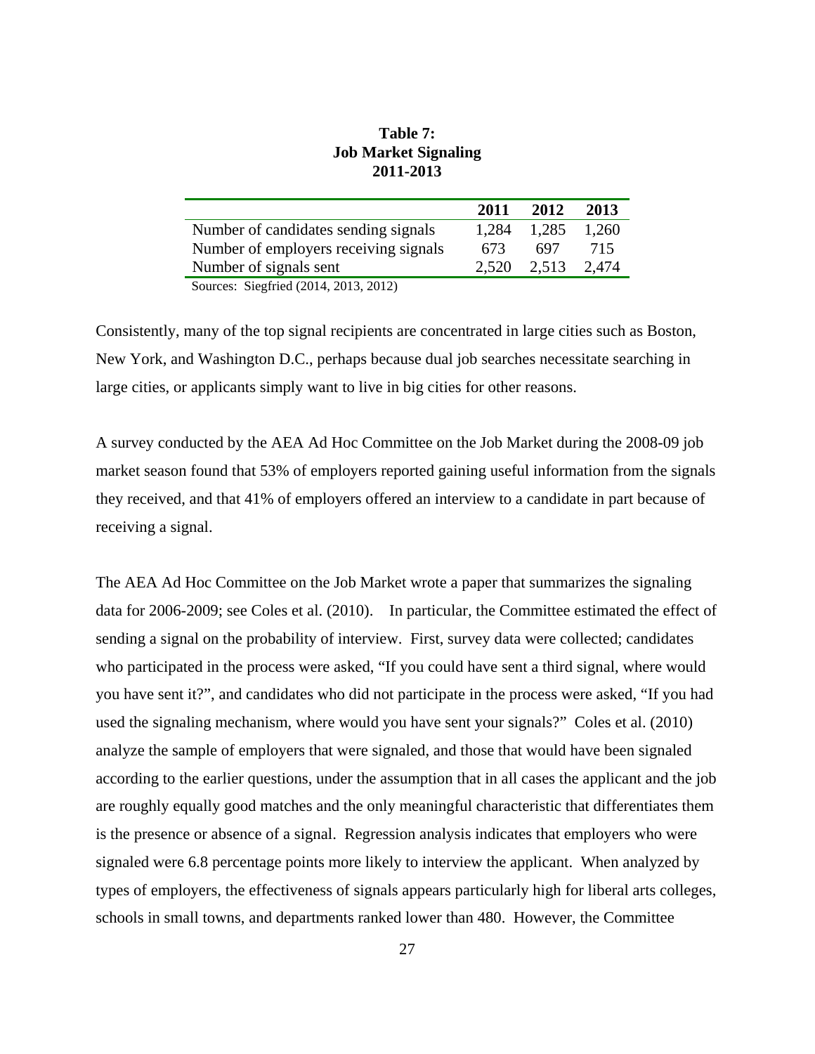**Table 7:**
**Job Market Signaling**
**2011-2013**

| | 2011 | 2012 | 2013 |
|---|---|---|---|
| Number of candidates sending signals | 1,284 | 1,285 | 1,260 |
| Number of employers receiving signals | 673 | 697 | 715 |
| Number of signals sent | 2,520 | 2,513 | 2,474 |

Sources: Siegfried (2014, 2013, 2012)

Consistently, many of the top signal recipients are concentrated in large cities such as Boston, New York, and Washington D.C., perhaps because dual job searches necessitate searching in large cities, or applicants simply want to live in big cities for other reasons.

A survey conducted by the AEA Ad Hoc Committee on the Job Market during the 2008-09 job market season found that 53% of employers reported gaining useful information from the signals they received, and that 41% of employers offered an interview to a candidate in part because of receiving a signal.

The AEA Ad Hoc Committee on the Job Market wrote a paper that summarizes the signaling data for 2006-2009; see Coles et al. (2010). In particular, the Committee estimated the effect of sending a signal on the probability of interview. First, survey data were collected; candidates who participated in the process were asked, "If you could have sent a third signal, where would you have sent it?", and candidates who did not participate in the process were asked, "If you had used the signaling mechanism, where would you have sent your signals?" Coles et al. (2010) analyze the sample of employers that were signaled, and those that would have been signaled according to the earlier questions, under the assumption that in all cases the applicant and the job are roughly equally good matches and the only meaningful characteristic that differentiates them is the presence or absence of a signal. Regression analysis indicates that employers who were signaled were 6.8 percentage points more likely to interview the applicant. When analyzed by types of employers, the effectiveness of signals appears particularly high for liberal arts colleges, schools in small towns, and departments ranked lower than 480. However, the Committee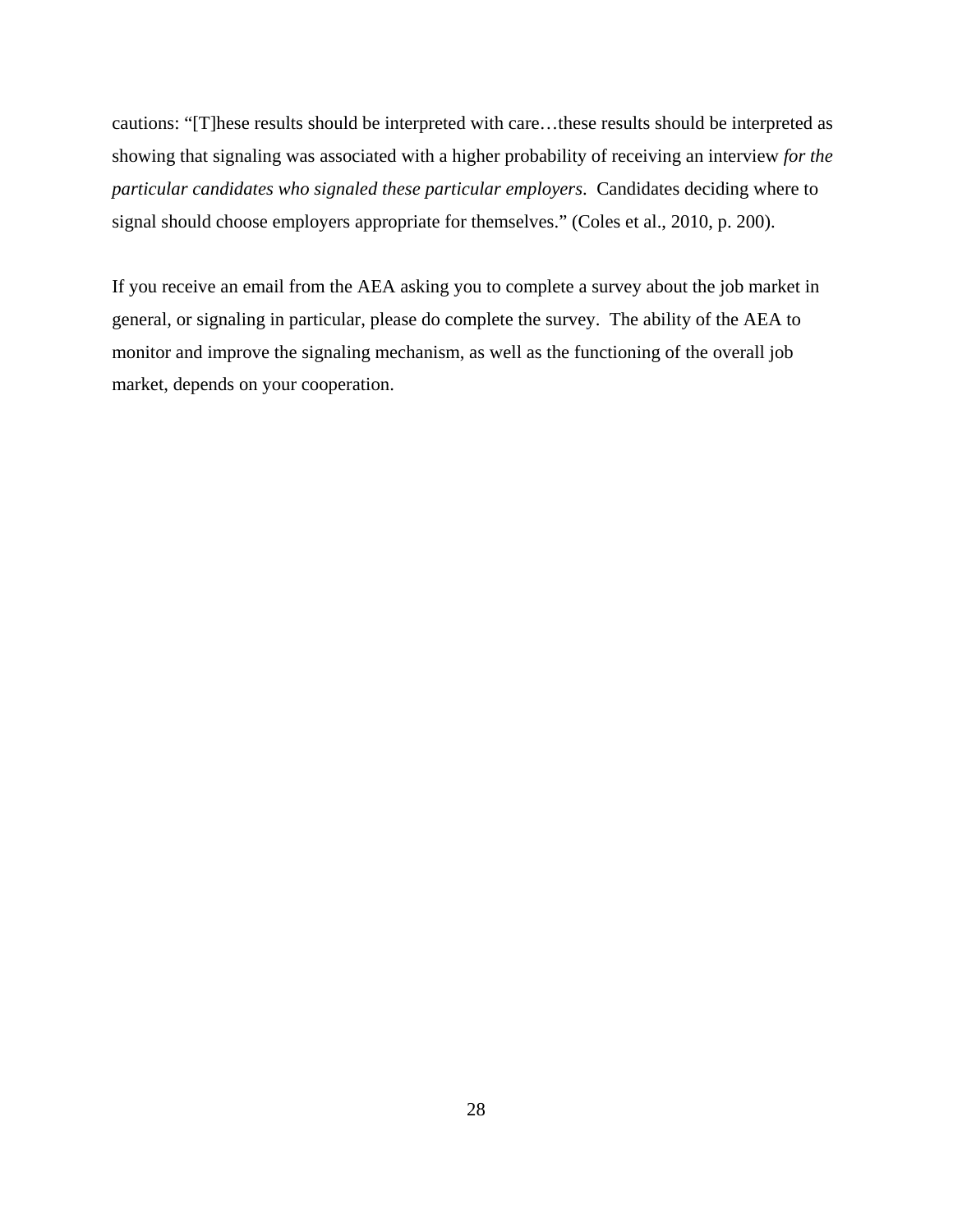cautions: "[T]hese results should be interpreted with care…these results should be interpreted as showing that signaling was associated with a higher probability of receiving an interview *for the particular candidates who signaled these particular employers*. Candidates deciding where to signal should choose employers appropriate for themselves." (Coles et al., 2010, p. 200).

If you receive an email from the AEA asking you to complete a survey about the job market in general, or signaling in particular, please do complete the survey. The ability of the AEA to monitor and improve the signaling mechanism, as well as the functioning of the overall job market, depends on your cooperation.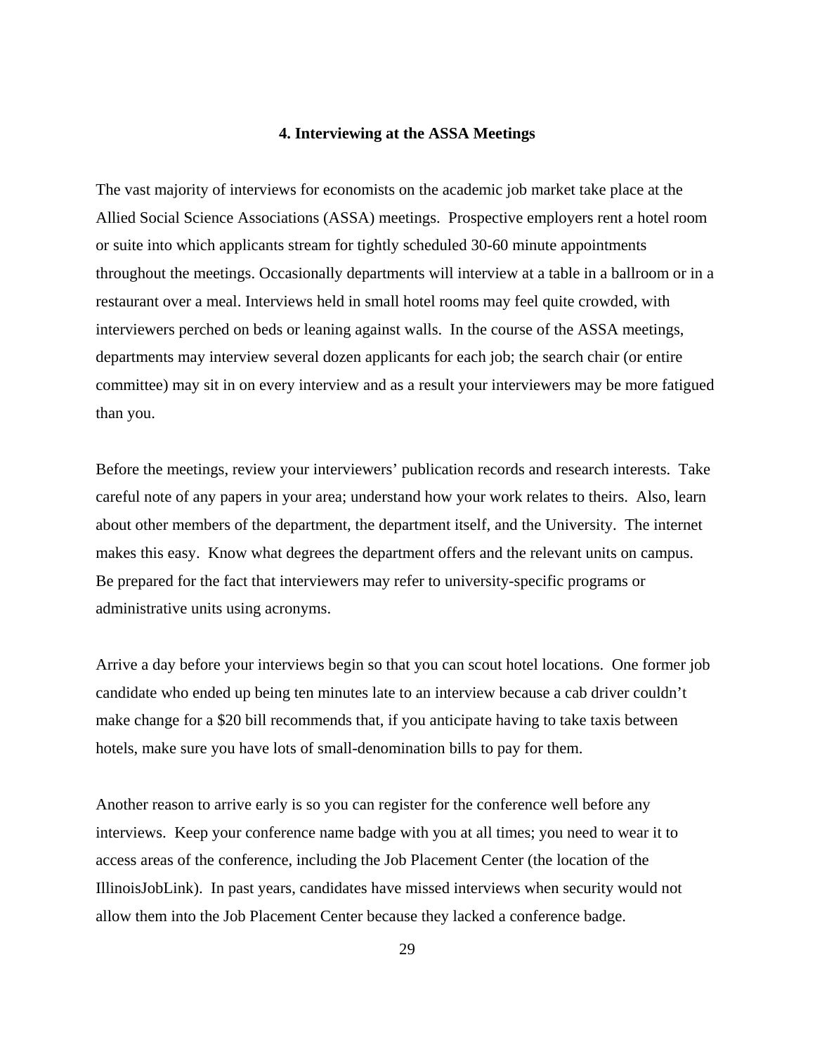## 4. Interviewing at the ASSA Meetings

The vast majority of interviews for economists on the academic job market take place at the Allied Social Science Associations (ASSA) meetings. Prospective employers rent a hotel room or suite into which applicants stream for tightly scheduled 30-60 minute appointments throughout the meetings. Occasionally departments will interview at a table in a ballroom or in a restaurant over a meal. Interviews held in small hotel rooms may feel quite crowded, with interviewers perched on beds or leaning against walls. In the course of the ASSA meetings, departments may interview several dozen applicants for each job; the search chair (or entire committee) may sit in on every interview and as a result your interviewers may be more fatigued than you.

Before the meetings, review your interviewers' publication records and research interests. Take careful note of any papers in your area; understand how your work relates to theirs. Also, learn about other members of the department, the department itself, and the University. The internet makes this easy. Know what degrees the department offers and the relevant units on campus. Be prepared for the fact that interviewers may refer to university-specific programs or administrative units using acronyms.

Arrive a day before your interviews begin so that you can scout hotel locations. One former job candidate who ended up being ten minutes late to an interview because a cab driver couldn't make change for a $20 bill recommends that, if you anticipate having to take taxis between hotels, make sure you have lots of small-denomination bills to pay for them.

Another reason to arrive early is so you can register for the conference well before any interviews. Keep your conference name badge with you at all times; you need to wear it to access areas of the conference, including the Job Placement Center (the location of the IllinoisJobLink). In past years, candidates have missed interviews when security would not allow them into the Job Placement Center because they lacked a conference badge.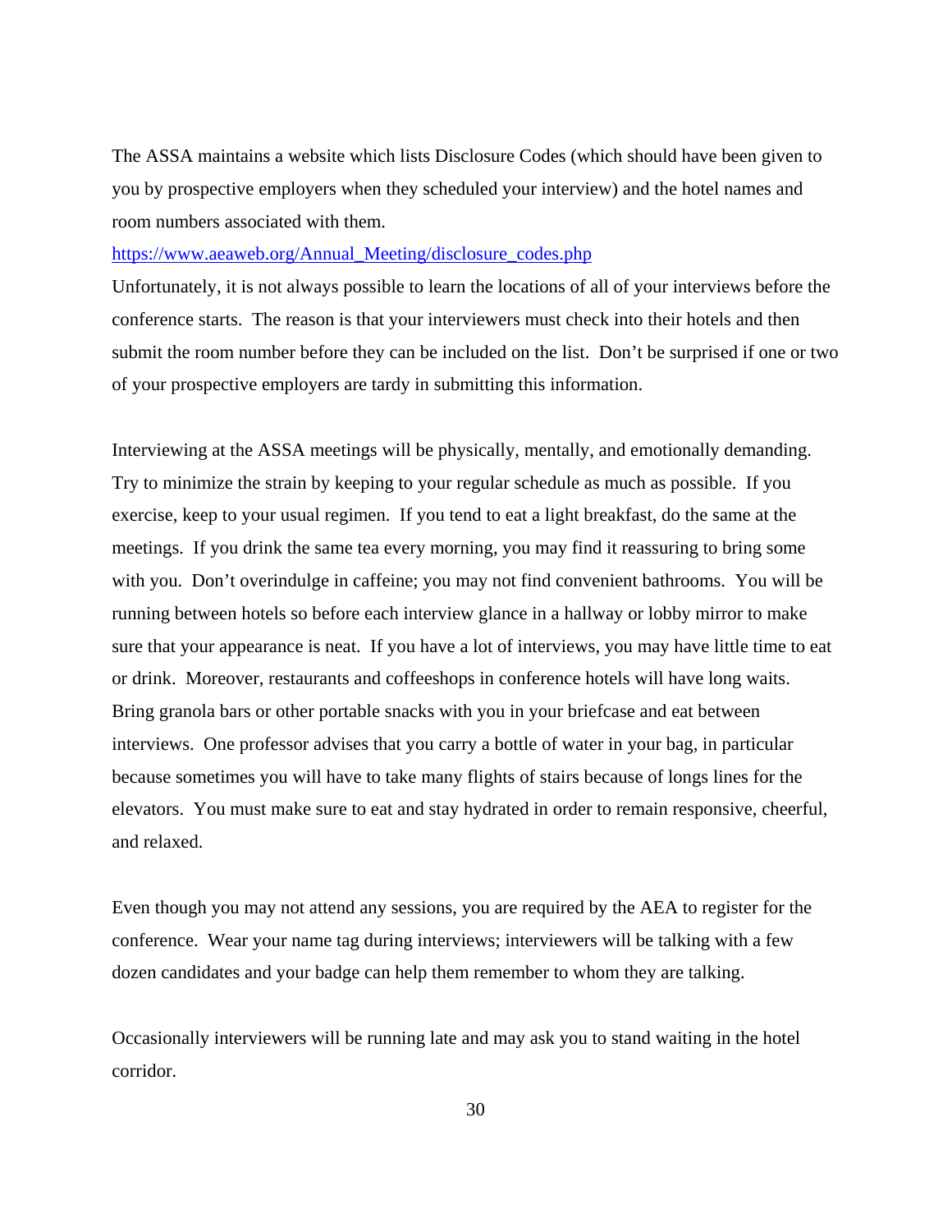The ASSA maintains a website which lists Disclosure Codes (which should have been given to you by prospective employers when they scheduled your interview) and the hotel names and room numbers associated with them.

[https://www.aeaweb.org/Annual_Meeting/disclosure_codes.php](https://www.aeaweb.org/Annual_Meeting/disclosure_codes.php)

Unfortunately, it is not always possible to learn the locations of all of your interviews before the conference starts. The reason is that your interviewers must check into their hotels and then submit the room number before they can be included on the list. Don't be surprised if one or two of your prospective employers are tardy in submitting this information.

Interviewing at the ASSA meetings will be physically, mentally, and emotionally demanding. Try to minimize the strain by keeping to your regular schedule as much as possible. If you exercise, keep to your usual regimen. If you tend to eat a light breakfast, do the same at the meetings. If you drink the same tea every morning, you may find it reassuring to bring some with you. Don't overindulge in caffeine; you may not find convenient bathrooms. You will be running between hotels so before each interview glance in a hallway or lobby mirror to make sure that your appearance is neat. If you have a lot of interviews, you may have little time to eat or drink. Moreover, restaurants and coffeeshops in conference hotels will have long waits. Bring granola bars or other portable snacks with you in your briefcase and eat between interviews. One professor advises that you carry a bottle of water in your bag, in particular because sometimes you will have to take many flights of stairs because of longs lines for the elevators. You must make sure to eat and stay hydrated in order to remain responsive, cheerful, and relaxed.

Even though you may not attend any sessions, you are required by the AEA to register for the conference. Wear your name tag during interviews; interviewers will be talking with a few dozen candidates and your badge can help them remember to whom they are talking.

Occasionally interviewers will be running late and may ask you to stand waiting in the hotel corridor.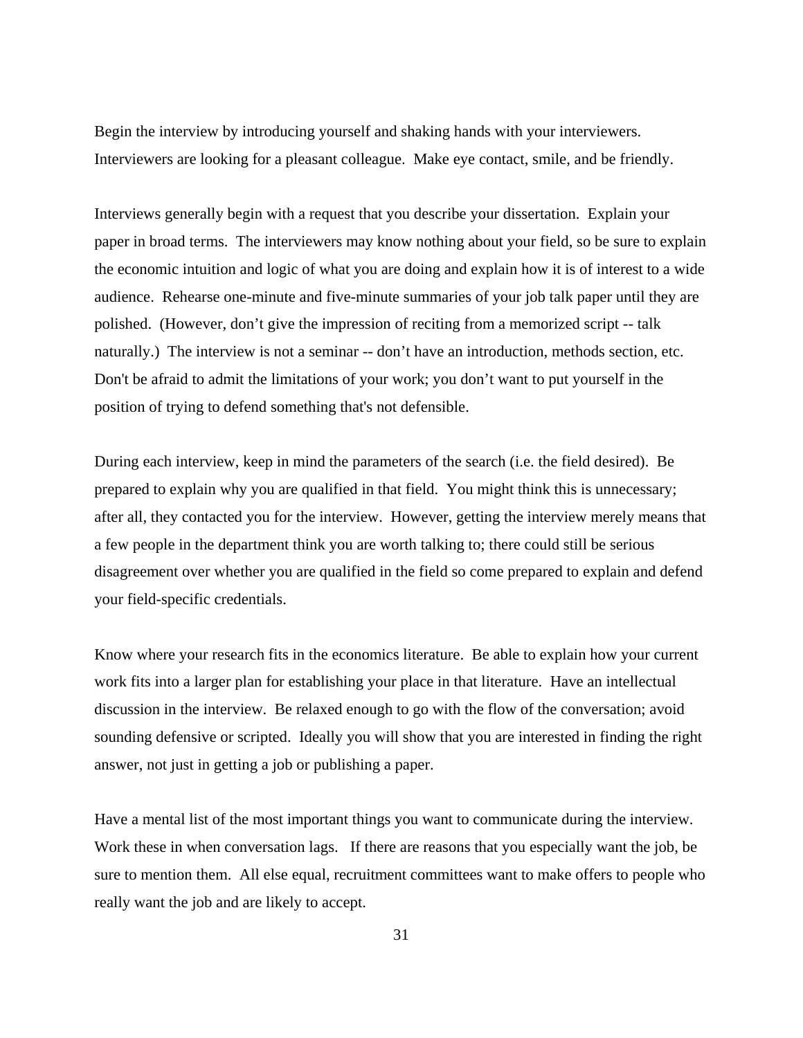Begin the interview by introducing yourself and shaking hands with your interviewers. Interviewers are looking for a pleasant colleague. Make eye contact, smile, and be friendly.

Interviews generally begin with a request that you describe your dissertation. Explain your paper in broad terms. The interviewers may know nothing about your field, so be sure to explain the economic intuition and logic of what you are doing and explain how it is of interest to a wide audience. Rehearse one-minute and five-minute summaries of your job talk paper until they are polished. (However, don't give the impression of reciting from a memorized script -- talk naturally.) The interview is not a seminar -- don't have an introduction, methods section, etc. Don't be afraid to admit the limitations of your work; you don't want to put yourself in the position of trying to defend something that's not defensible.

During each interview, keep in mind the parameters of the search (i.e. the field desired). Be prepared to explain why you are qualified in that field. You might think this is unnecessary; after all, they contacted you for the interview. However, getting the interview merely means that a few people in the department think you are worth talking to; there could still be serious disagreement over whether you are qualified in the field so come prepared to explain and defend your field-specific credentials.

Know where your research fits in the economics literature. Be able to explain how your current work fits into a larger plan for establishing your place in that literature. Have an intellectual discussion in the interview. Be relaxed enough to go with the flow of the conversation; avoid sounding defensive or scripted. Ideally you will show that you are interested in finding the right answer, not just in getting a job or publishing a paper.

Have a mental list of the most important things you want to communicate during the interview. Work these in when conversation lags. If there are reasons that you especially want the job, be sure to mention them. All else equal, recruitment committees want to make offers to people who really want the job and are likely to accept.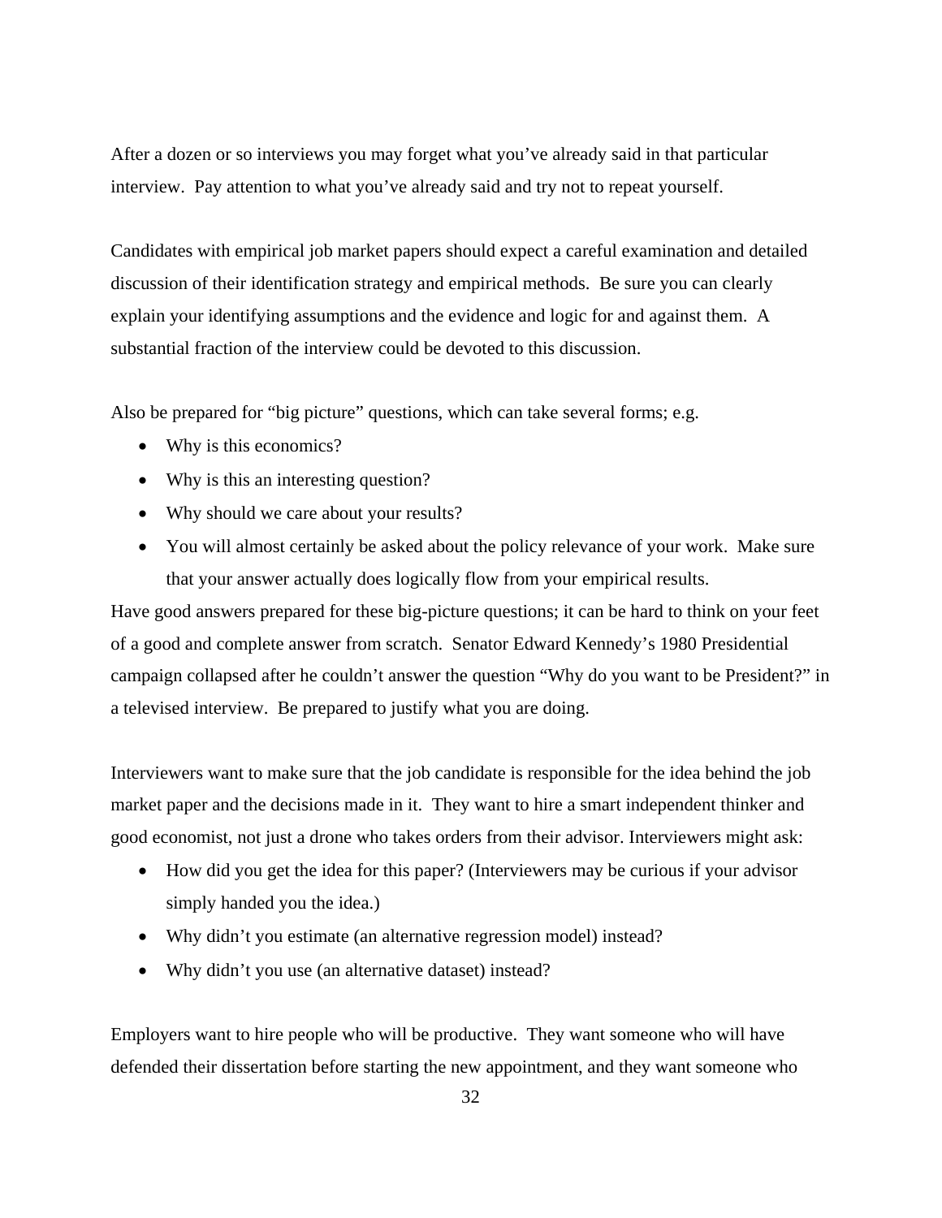After a dozen or so interviews you may forget what you've already said in that particular interview. Pay attention to what you've already said and try not to repeat yourself.

Candidates with empirical job market papers should expect a careful examination and detailed discussion of their identification strategy and empirical methods. Be sure you can clearly explain your identifying assumptions and the evidence and logic for and against them. A substantial fraction of the interview could be devoted to this discussion.

Also be prepared for "big picture" questions, which can take several forms; e.g.

- Why is this economics?
- Why is this an interesting question?
- Why should we care about your results?
- You will almost certainly be asked about the policy relevance of your work. Make sure that your answer actually does logically flow from your empirical results.

Have good answers prepared for these big-picture questions; it can be hard to think on your feet of a good and complete answer from scratch. Senator Edward Kennedy's 1980 Presidential campaign collapsed after he couldn't answer the question "Why do you want to be President?" in a televised interview. Be prepared to justify what you are doing.

Interviewers want to make sure that the job candidate is responsible for the idea behind the job market paper and the decisions made in it. They want to hire a smart independent thinker and good economist, not just a drone who takes orders from their advisor. Interviewers might ask:

- How did you get the idea for this paper? (Interviewers may be curious if your advisor simply handed you the idea.)
- Why didn't you estimate (an alternative regression model) instead?
- Why didn't you use (an alternative dataset) instead?

Employers want to hire people who will be productive. They want someone who will have defended their dissertation before starting the new appointment, and they want someone who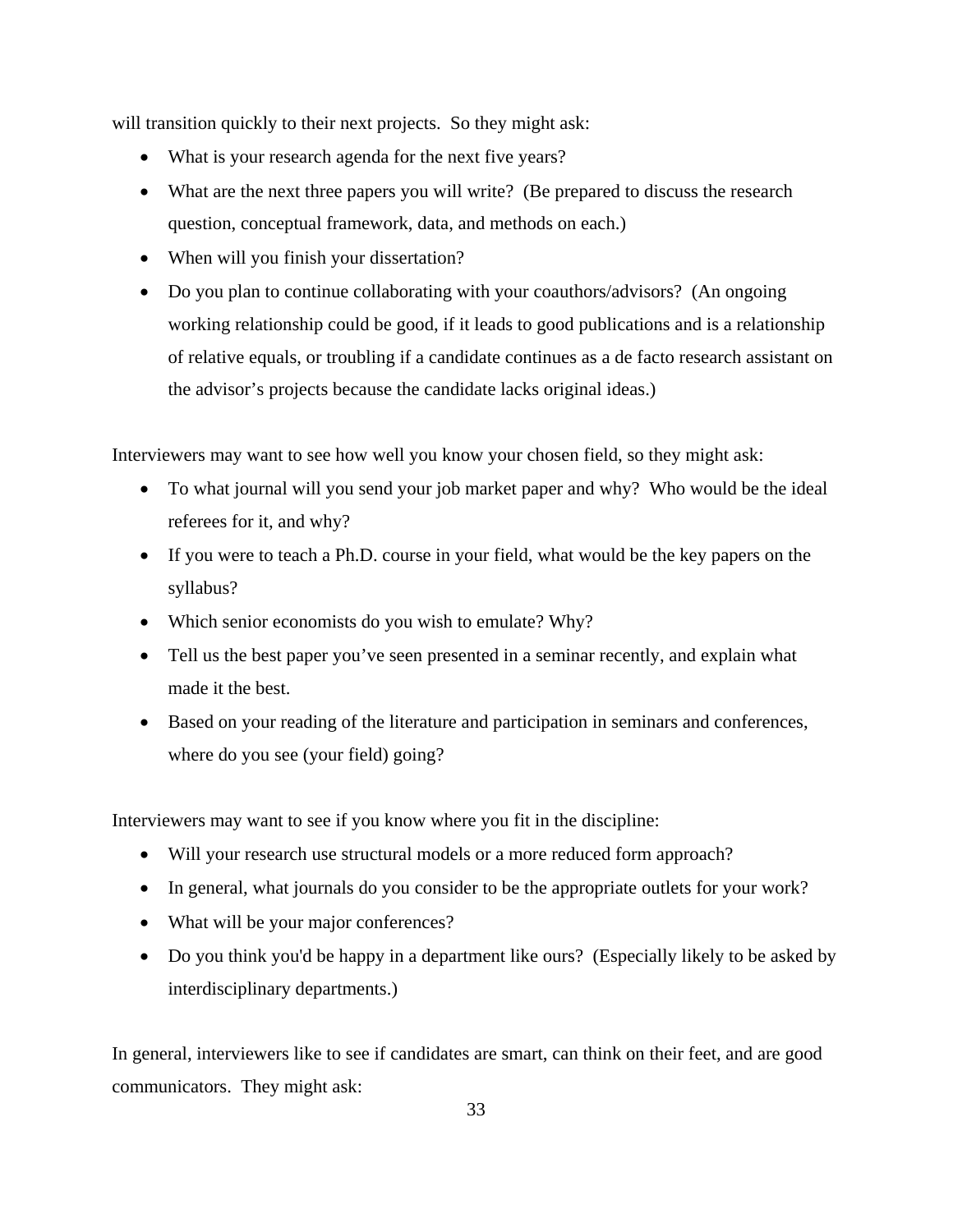will transition quickly to their next projects. So they might ask:

- What is your research agenda for the next five years?
- What are the next three papers you will write? (Be prepared to discuss the research question, conceptual framework, data, and methods on each.)
- When will you finish your dissertation?
- Do you plan to continue collaborating with your coauthors/advisors? (An ongoing working relationship could be good, if it leads to good publications and is a relationship of relative equals, or troubling if a candidate continues as a de facto research assistant on the advisor's projects because the candidate lacks original ideas.)

Interviewers may want to see how well you know your chosen field, so they might ask:

- To what journal will you send your job market paper and why? Who would be the ideal referees for it, and why?
- If you were to teach a Ph.D. course in your field, what would be the key papers on the syllabus?
- Which senior economists do you wish to emulate? Why?
- Tell us the best paper you've seen presented in a seminar recently, and explain what made it the best.
- Based on your reading of the literature and participation in seminars and conferences, where do you see (your field) going?

Interviewers may want to see if you know where you fit in the discipline:

- Will your research use structural models or a more reduced form approach?
- In general, what journals do you consider to be the appropriate outlets for your work?
- What will be your major conferences?
- Do you think you'd be happy in a department like ours? (Especially likely to be asked by interdisciplinary departments.)

In general, interviewers like to see if candidates are smart, can think on their feet, and are good communicators. They might ask: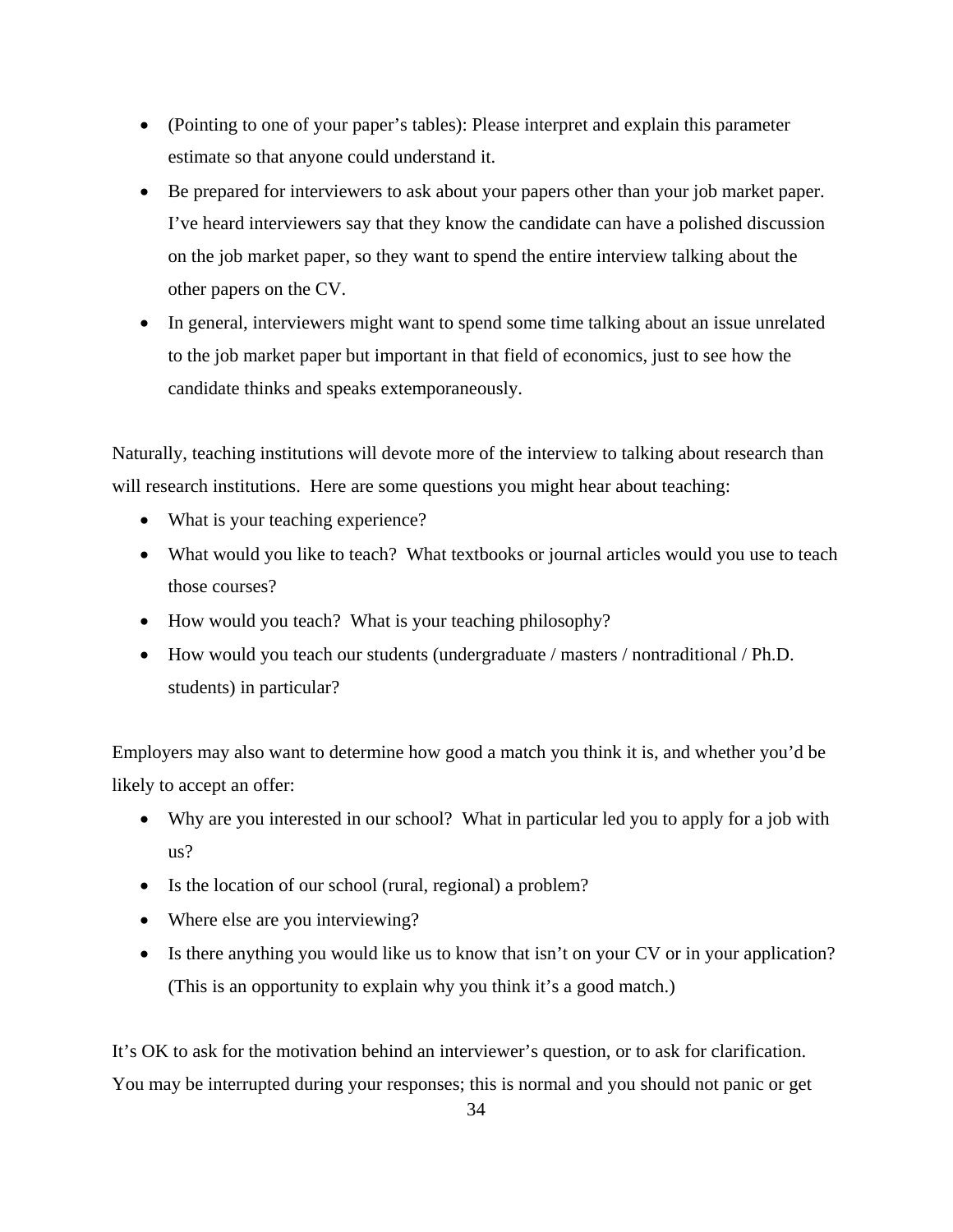- (Pointing to one of your paper's tables): Please interpret and explain this parameter estimate so that anyone could understand it.
- Be prepared for interviewers to ask about your papers other than your job market paper. I've heard interviewers say that they know the candidate can have a polished discussion on the job market paper, so they want to spend the entire interview talking about the other papers on the CV.
- In general, interviewers might want to spend some time talking about an issue unrelated to the job market paper but important in that field of economics, just to see how the candidate thinks and speaks extemporaneously.

Naturally, teaching institutions will devote more of the interview to talking about research than will research institutions. Here are some questions you might hear about teaching:

- What is your teaching experience?
- What would you like to teach? What textbooks or journal articles would you use to teach those courses?
- How would you teach? What is your teaching philosophy?
- How would you teach our students (undergraduate / masters / nontraditional / Ph.D. students) in particular?

Employers may also want to determine how good a match you think it is, and whether you'd be likely to accept an offer:

- Why are you interested in our school? What in particular led you to apply for a job with us?
- Is the location of our school (rural, regional) a problem?
- Where else are you interviewing?
- Is there anything you would like us to know that isn't on your CV or in your application? (This is an opportunity to explain why you think it's a good match.)

It's OK to ask for the motivation behind an interviewer's question, or to ask for clarification. You may be interrupted during your responses; this is normal and you should not panic or get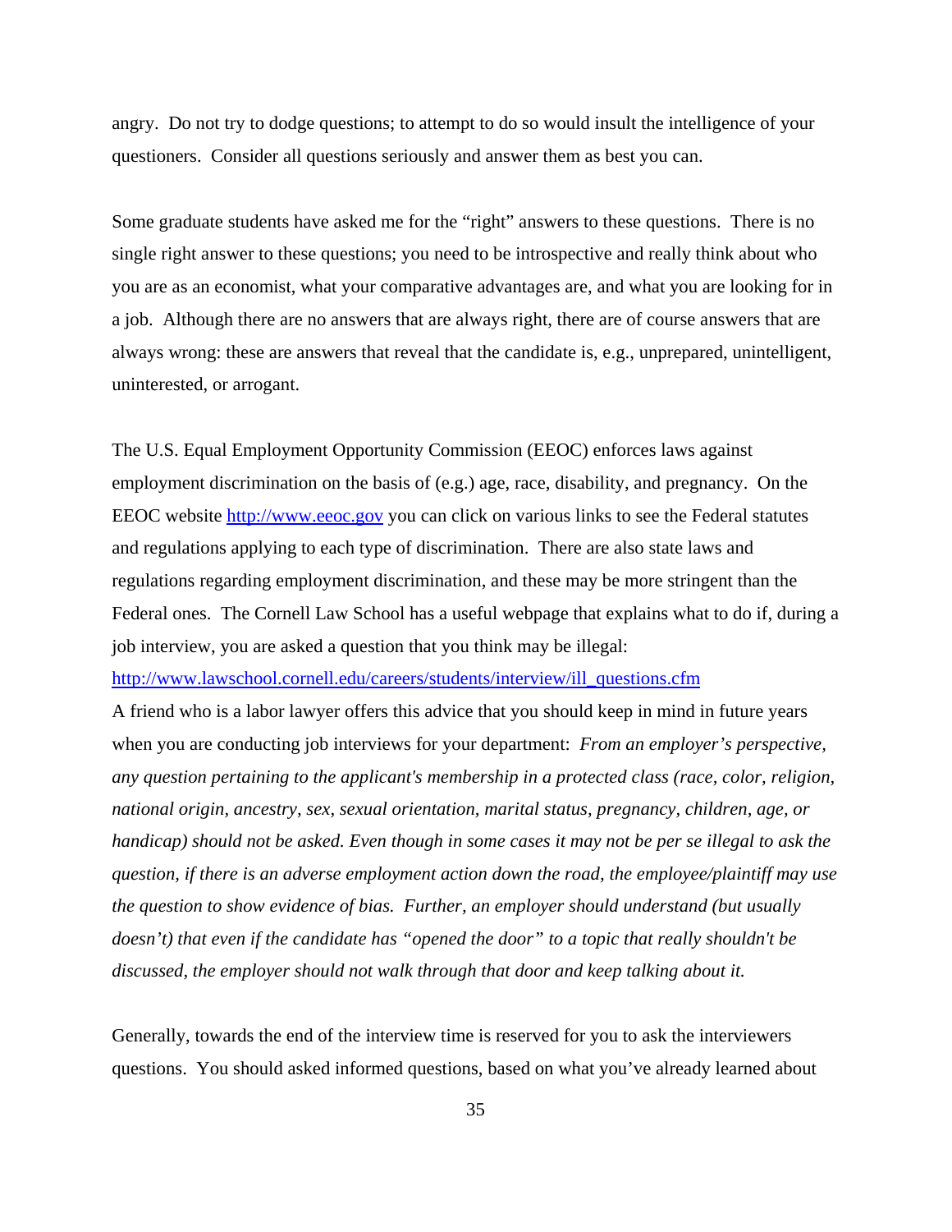angry. Do not try to dodge questions; to attempt to do so would insult the intelligence of your questioners. Consider all questions seriously and answer them as best you can.

Some graduate students have asked me for the "right" answers to these questions. There is no single right answer to these questions; you need to be introspective and really think about who you are as an economist, what your comparative advantages are, and what you are looking for in a job. Although there are no answers that are always right, there are of course answers that are always wrong: these are answers that reveal that the candidate is, e.g., unprepared, unintelligent, uninterested, or arrogant.

The U.S. Equal Employment Opportunity Commission (EEOC) enforces laws against employment discrimination on the basis of (e.g.) age, race, disability, and pregnancy. On the EEOC website [http://www.eeoc.gov](http://www.eeoc.gov) you can click on various links to see the Federal statutes and regulations applying to each type of discrimination. There are also state laws and regulations regarding employment discrimination, and these may be more stringent than the Federal ones. The Cornell Law School has a useful webpage that explains what to do if, during a job interview, you are asked a question that you think may be illegal:
[http://www.lawschool.cornell.edu/careers/students/interview/ill_questions.cfm](http://www.lawschool.cornell.edu/careers/students/interview/ill_questions.cfm)
A friend who is a labor lawyer offers this advice that you should keep in mind in future years when you are conducting job interviews for your department: *From an employer's perspective, any question pertaining to the applicant's membership in a protected class (race, color, religion, national origin, ancestry, sex, sexual orientation, marital status, pregnancy, children, age, or handicap) should not be asked. Even though in some cases it may not be per se illegal to ask the question, if there is an adverse employment action down the road, the employee/plaintiff may use the question to show evidence of bias. Further, an employer should understand (but usually doesn't) that even if the candidate has "opened the door" to a topic that really shouldn't be discussed, the employer should not walk through that door and keep talking about it.*

Generally, towards the end of the interview time is reserved for you to ask the interviewers questions. You should asked informed questions, based on what you've already learned about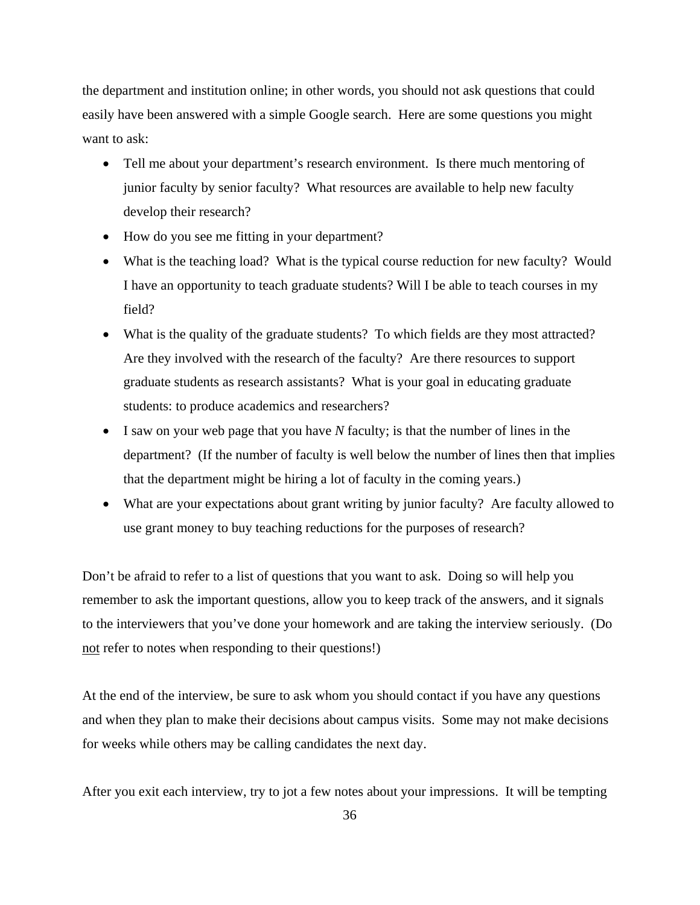the department and institution online; in other words, you should not ask questions that could easily have been answered with a simple Google search. Here are some questions you might want to ask:

- Tell me about your department's research environment. Is there much mentoring of junior faculty by senior faculty? What resources are available to help new faculty develop their research?
- How do you see me fitting in your department?
- What is the teaching load? What is the typical course reduction for new faculty? Would I have an opportunity to teach graduate students? Will I be able to teach courses in my field?
- What is the quality of the graduate students? To which fields are they most attracted? Are they involved with the research of the faculty? Are there resources to support graduate students as research assistants? What is your goal in educating graduate students: to produce academics and researchers?
- I saw on your web page that you have *N* faculty; is that the number of lines in the department? (If the number of faculty is well below the number of lines then that implies that the department might be hiring a lot of faculty in the coming years.)
- What are your expectations about grant writing by junior faculty? Are faculty allowed to use grant money to buy teaching reductions for the purposes of research?

Don't be afraid to refer to a list of questions that you want to ask. Doing so will help you remember to ask the important questions, allow you to keep track of the answers, and it signals to the interviewers that you've done your homework and are taking the interview seriously. (Do <u>not</u> refer to notes when responding to their questions!)

At the end of the interview, be sure to ask whom you should contact if you have any questions and when they plan to make their decisions about campus visits. Some may not make decisions for weeks while others may be calling candidates the next day.

After you exit each interview, try to jot a few notes about your impressions. It will be tempting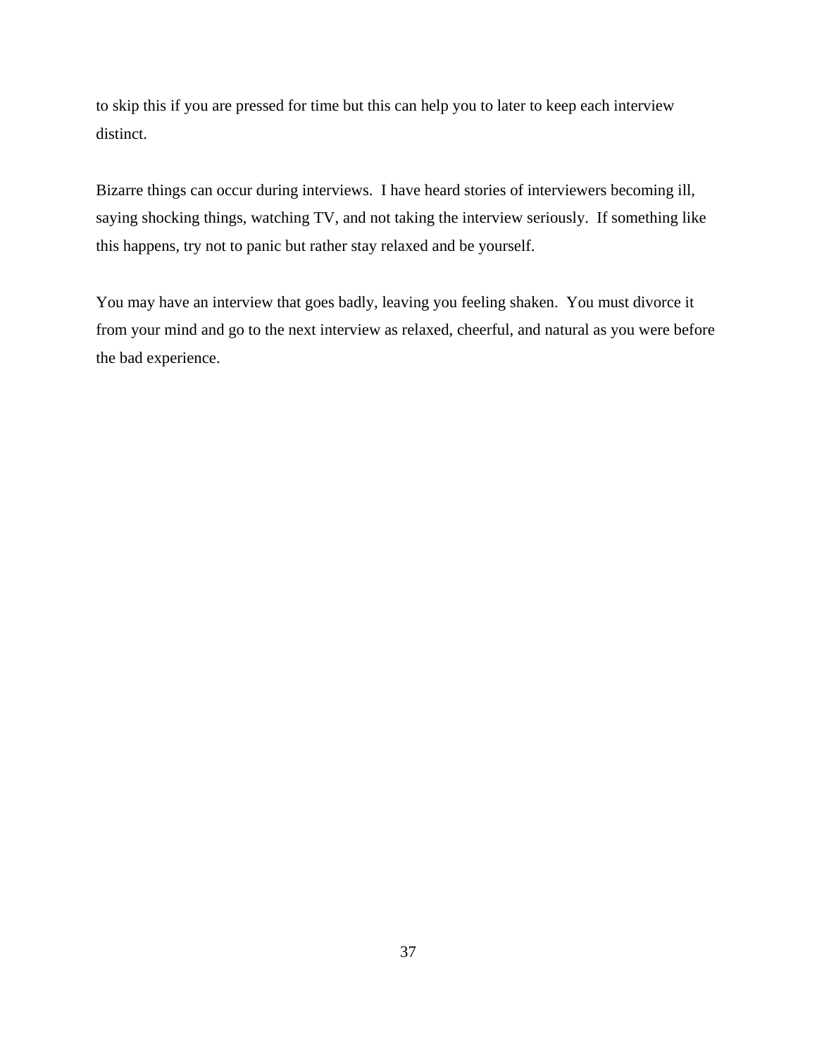to skip this if you are pressed for time but this can help you to later to keep each interview distinct.

Bizarre things can occur during interviews. I have heard stories of interviewers becoming ill, saying shocking things, watching TV, and not taking the interview seriously. If something like this happens, try not to panic but rather stay relaxed and be yourself.

You may have an interview that goes badly, leaving you feeling shaken. You must divorce it from your mind and go to the next interview as relaxed, cheerful, and natural as you were before the bad experience.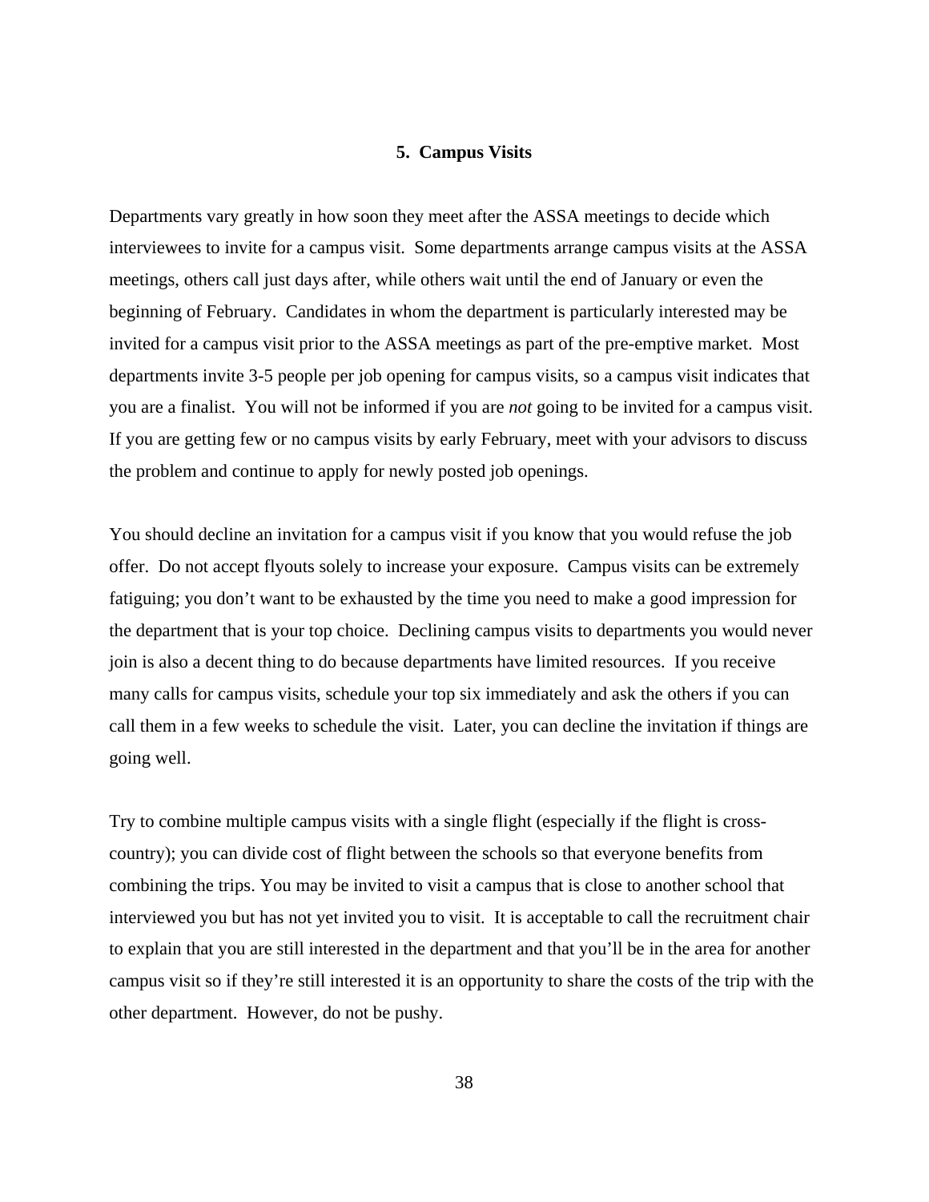## 5. Campus Visits

Departments vary greatly in how soon they meet after the ASSA meetings to decide which interviewees to invite for a campus visit. Some departments arrange campus visits at the ASSA meetings, others call just days after, while others wait until the end of January or even the beginning of February. Candidates in whom the department is particularly interested may be invited for a campus visit prior to the ASSA meetings as part of the pre-emptive market. Most departments invite 3-5 people per job opening for campus visits, so a campus visit indicates that you are a finalist. You will not be informed if you are *not* going to be invited for a campus visit. If you are getting few or no campus visits by early February, meet with your advisors to discuss the problem and continue to apply for newly posted job openings.

You should decline an invitation for a campus visit if you know that you would refuse the job offer. Do not accept flyouts solely to increase your exposure. Campus visits can be extremely fatiguing; you don't want to be exhausted by the time you need to make a good impression for the department that is your top choice. Declining campus visits to departments you would never join is also a decent thing to do because departments have limited resources. If you receive many calls for campus visits, schedule your top six immediately and ask the others if you can call them in a few weeks to schedule the visit. Later, you can decline the invitation if things are going well.

Try to combine multiple campus visits with a single flight (especially if the flight is cross-country); you can divide cost of flight between the schools so that everyone benefits from combining the trips. You may be invited to visit a campus that is close to another school that interviewed you but has not yet invited you to visit. It is acceptable to call the recruitment chair to explain that you are still interested in the department and that you'll be in the area for another campus visit so if they're still interested it is an opportunity to share the costs of the trip with the other department. However, do not be pushy.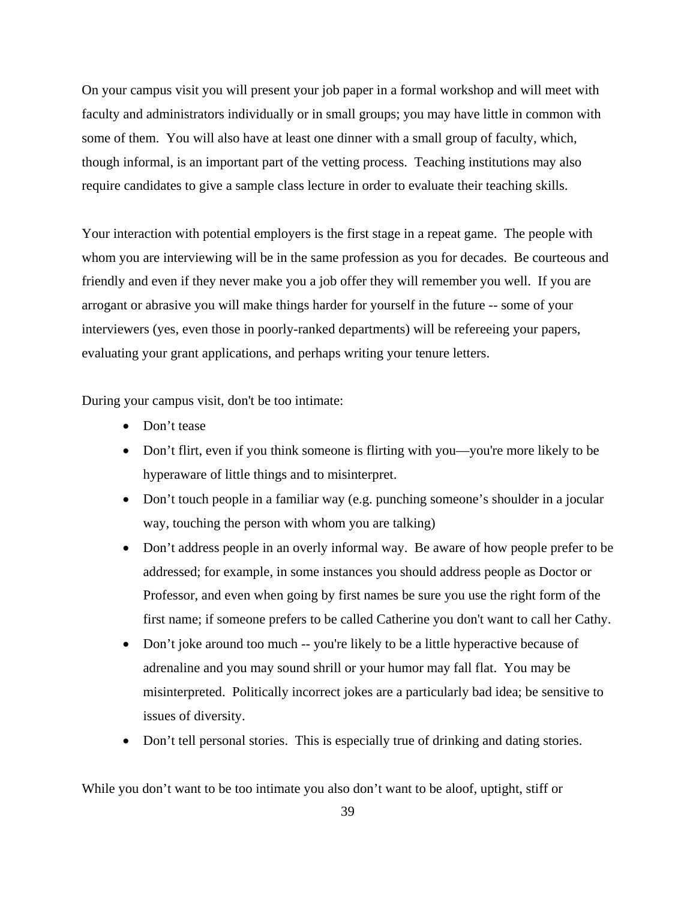On your campus visit you will present your job paper in a formal workshop and will meet with faculty and administrators individually or in small groups; you may have little in common with some of them. You will also have at least one dinner with a small group of faculty, which, though informal, is an important part of the vetting process. Teaching institutions may also require candidates to give a sample class lecture in order to evaluate their teaching skills.

Your interaction with potential employers is the first stage in a repeat game. The people with whom you are interviewing will be in the same profession as you for decades. Be courteous and friendly and even if they never make you a job offer they will remember you well. If you are arrogant or abrasive you will make things harder for yourself in the future -- some of your interviewers (yes, even those in poorly-ranked departments) will be refereeing your papers, evaluating your grant applications, and perhaps writing your tenure letters.

During your campus visit, don't be too intimate:

- Don't tease
- Don't flirt, even if you think someone is flirting with you—you're more likely to be hyperaware of little things and to misinterpret.
- Don't touch people in a familiar way (e.g. punching someone's shoulder in a jocular way, touching the person with whom you are talking)
- Don't address people in an overly informal way. Be aware of how people prefer to be addressed; for example, in some instances you should address people as Doctor or Professor, and even when going by first names be sure you use the right form of the first name; if someone prefers to be called Catherine you don't want to call her Cathy.
- Don't joke around too much -- you're likely to be a little hyperactive because of adrenaline and you may sound shrill or your humor may fall flat. You may be misinterpreted. Politically incorrect jokes are a particularly bad idea; be sensitive to issues of diversity.
- Don't tell personal stories. This is especially true of drinking and dating stories.

While you don't want to be too intimate you also don't want to be aloof, uptight, stiff or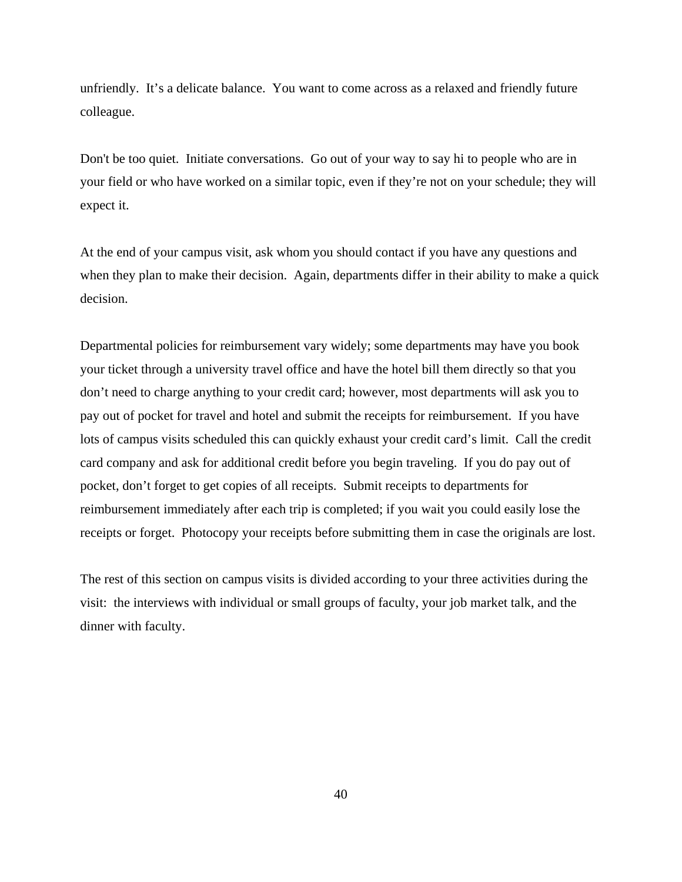unfriendly.  It's a delicate balance.  You want to come across as a relaxed and friendly future colleague.

Don't be too quiet.  Initiate conversations.  Go out of your way to say hi to people who are in your field or who have worked on a similar topic, even if they're not on your schedule; they will expect it.

At the end of your campus visit, ask whom you should contact if you have any questions and when they plan to make their decision.  Again, departments differ in their ability to make a quick decision.

Departmental policies for reimbursement vary widely; some departments may have you book your ticket through a university travel office and have the hotel bill them directly so that you don't need to charge anything to your credit card; however, most departments will ask you to pay out of pocket for travel and hotel and submit the receipts for reimbursement.  If you have lots of campus visits scheduled this can quickly exhaust your credit card's limit.  Call the credit card company and ask for additional credit before you begin traveling.  If you do pay out of pocket, don't forget to get copies of all receipts.  Submit receipts to departments for reimbursement immediately after each trip is completed; if you wait you could easily lose the receipts or forget.  Photocopy your receipts before submitting them in case the originals are lost.

The rest of this section on campus visits is divided according to your three activities during the visit:  the interviews with individual or small groups of faculty, your job market talk, and the dinner with faculty.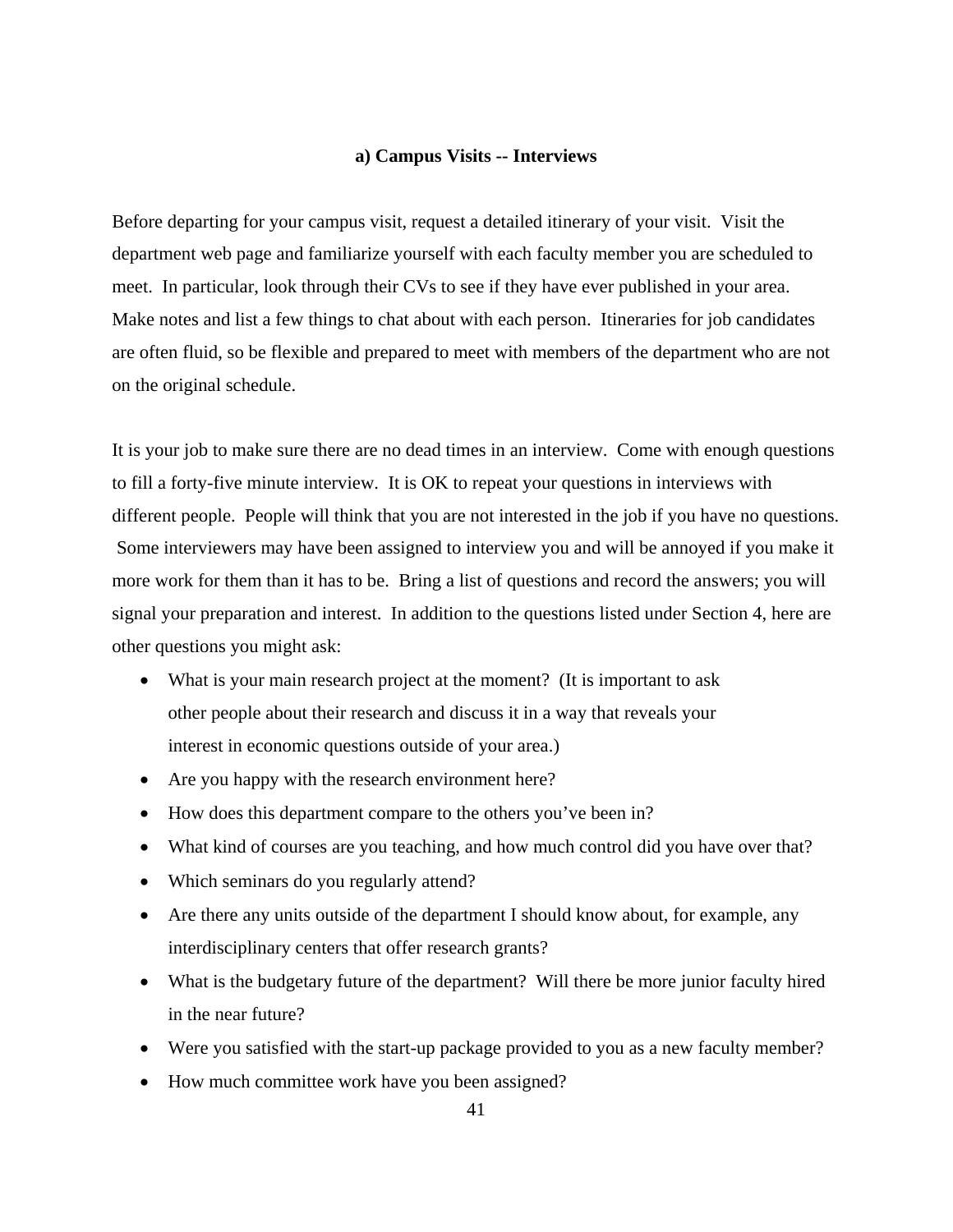### a) Campus Visits -- Interviews

Before departing for your campus visit, request a detailed itinerary of your visit. Visit the department web page and familiarize yourself with each faculty member you are scheduled to meet. In particular, look through their CVs to see if they have ever published in your area. Make notes and list a few things to chat about with each person. Itineraries for job candidates are often fluid, so be flexible and prepared to meet with members of the department who are not on the original schedule.

It is your job to make sure there are no dead times in an interview. Come with enough questions to fill a forty-five minute interview. It is OK to repeat your questions in interviews with different people. People will think that you are not interested in the job if you have no questions. Some interviewers may have been assigned to interview you and will be annoyed if you make it more work for them than it has to be. Bring a list of questions and record the answers; you will signal your preparation and interest. In addition to the questions listed under Section 4, here are other questions you might ask:

- What is your main research project at the moment? (It is important to ask other people about their research and discuss it in a way that reveals your interest in economic questions outside of your area.)
- Are you happy with the research environment here?
- How does this department compare to the others you've been in?
- What kind of courses are you teaching, and how much control did you have over that?
- Which seminars do you regularly attend?
- Are there any units outside of the department I should know about, for example, any interdisciplinary centers that offer research grants?
- What is the budgetary future of the department? Will there be more junior faculty hired in the near future?
- Were you satisfied with the start-up package provided to you as a new faculty member?
- How much committee work have you been assigned?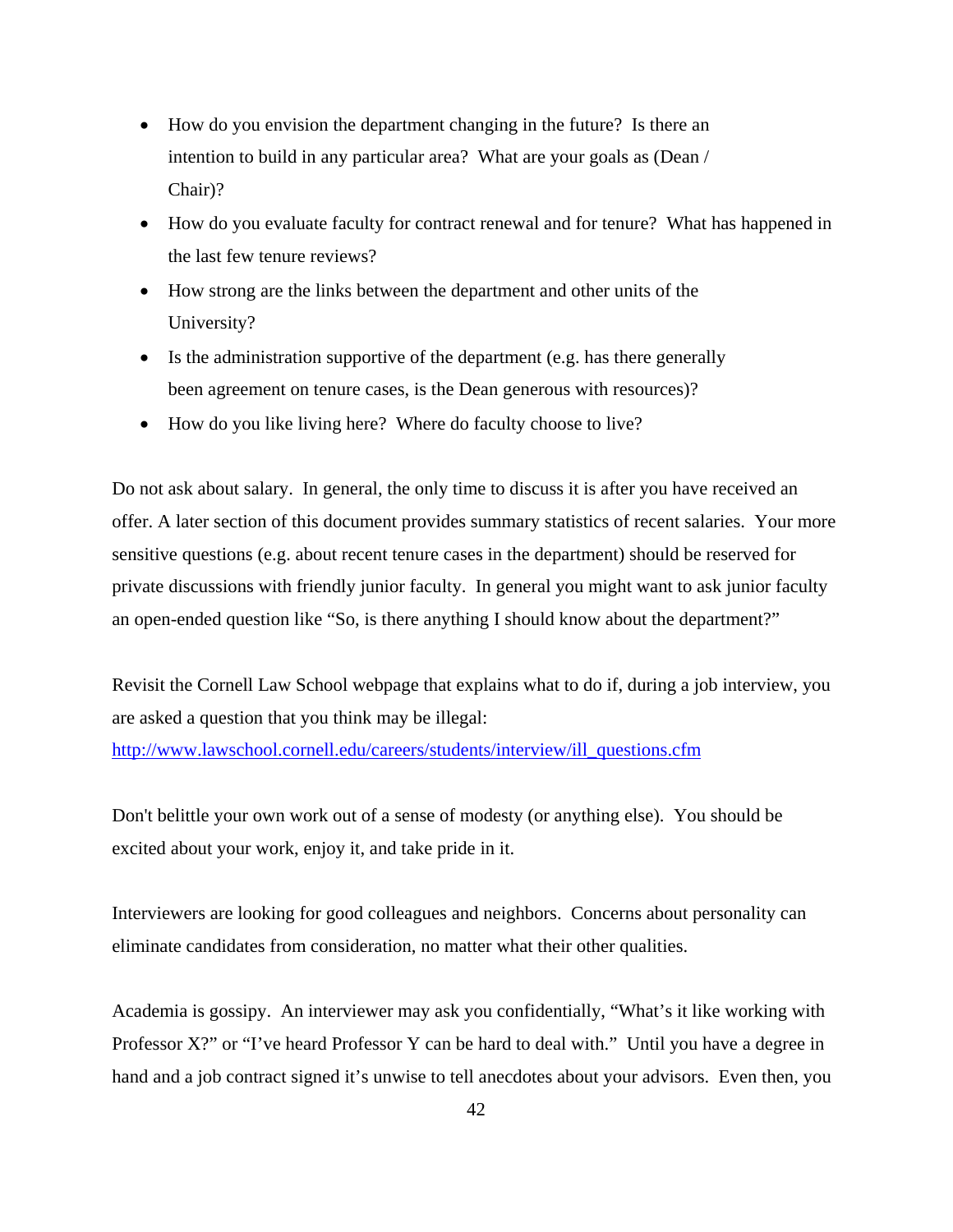- How do you envision the department changing in the future? Is there an intention to build in any particular area? What are your goals as (Dean / Chair)?
- How do you evaluate faculty for contract renewal and for tenure? What has happened in the last few tenure reviews?
- How strong are the links between the department and other units of the University?
- Is the administration supportive of the department (e.g. has there generally been agreement on tenure cases, is the Dean generous with resources)?
- How do you like living here? Where do faculty choose to live?

Do not ask about salary. In general, the only time to discuss it is after you have received an offer. A later section of this document provides summary statistics of recent salaries. Your more sensitive questions (e.g. about recent tenure cases in the department) should be reserved for private discussions with friendly junior faculty. In general you might want to ask junior faculty an open-ended question like "So, is there anything I should know about the department?"

Revisit the Cornell Law School webpage that explains what to do if, during a job interview, you are asked a question that you think may be illegal: [http://www.lawschool.cornell.edu/careers/students/interview/ill_questions.cfm](http://www.lawschool.cornell.edu/careers/students/interview/ill_questions.cfm)

Don't belittle your own work out of a sense of modesty (or anything else). You should be excited about your work, enjoy it, and take pride in it.

Interviewers are looking for good colleagues and neighbors. Concerns about personality can eliminate candidates from consideration, no matter what their other qualities.

Academia is gossipy. An interviewer may ask you confidentially, "What's it like working with Professor X?" or "I've heard Professor Y can be hard to deal with." Until you have a degree in hand and a job contract signed it's unwise to tell anecdotes about your advisors. Even then, you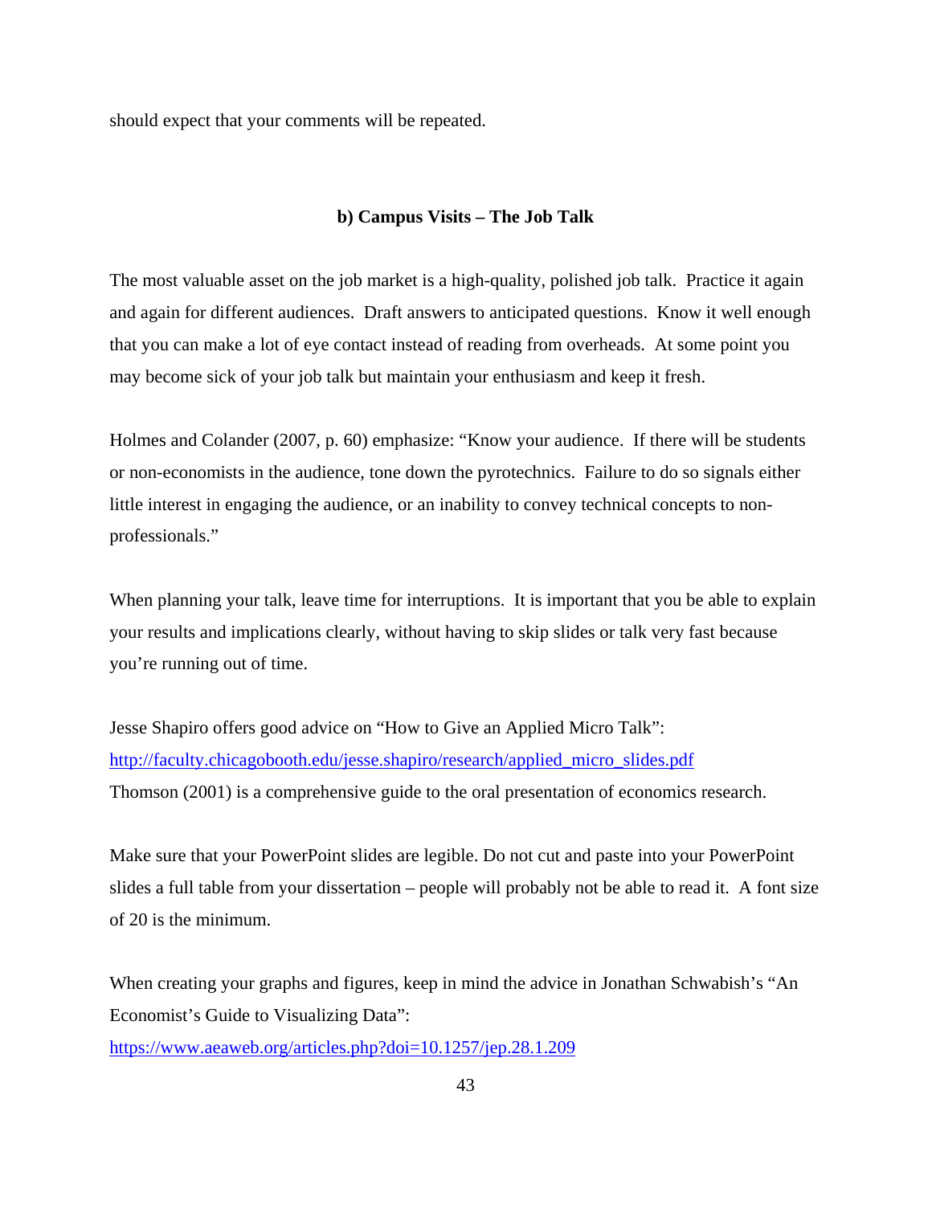should expect that your comments will be repeated.

### b) Campus Visits – The Job Talk

The most valuable asset on the job market is a high-quality, polished job talk. Practice it again and again for different audiences. Draft answers to anticipated questions. Know it well enough that you can make a lot of eye contact instead of reading from overheads. At some point you may become sick of your job talk but maintain your enthusiasm and keep it fresh.

Holmes and Colander (2007, p. 60) emphasize: "Know your audience. If there will be students or non-economists in the audience, tone down the pyrotechnics. Failure to do so signals either little interest in engaging the audience, or an inability to convey technical concepts to non-professionals."

When planning your talk, leave time for interruptions. It is important that you be able to explain your results and implications clearly, without having to skip slides or talk very fast because you're running out of time.

Jesse Shapiro offers good advice on "How to Give an Applied Micro Talk":
http://faculty.chicagobooth.edu/jesse.shapiro/research/applied_micro_slides.pdf
Thomson (2001) is a comprehensive guide to the oral presentation of economics research.

Make sure that your PowerPoint slides are legible. Do not cut and paste into your PowerPoint slides a full table from your dissertation – people will probably not be able to read it. A font size of 20 is the minimum.

When creating your graphs and figures, keep in mind the advice in Jonathan Schwabish's "An Economist's Guide to Visualizing Data":
https://www.aeaweb.org/articles.php?doi=10.1257/jep.28.1.209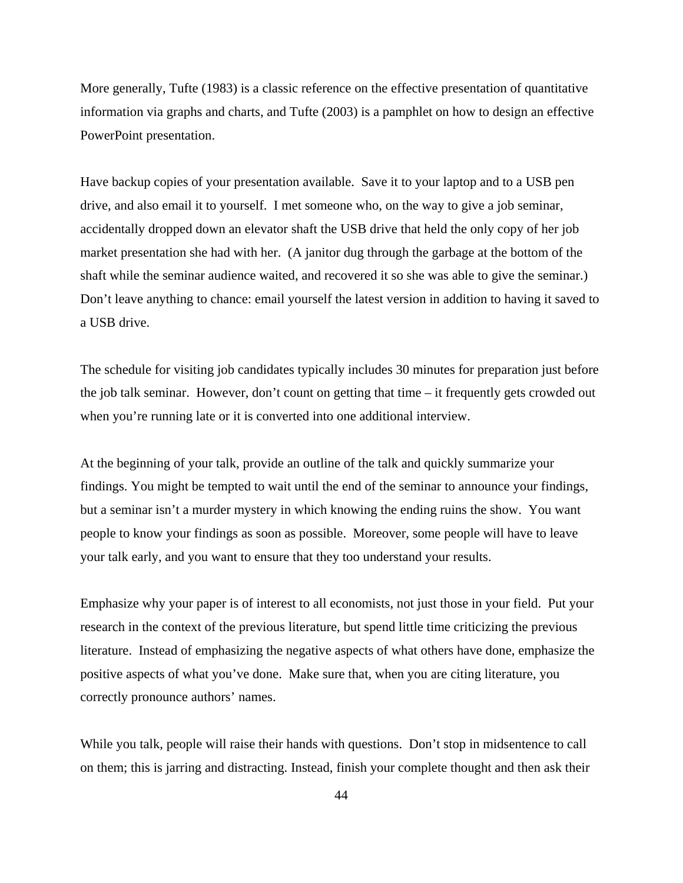More generally, Tufte (1983) is a classic reference on the effective presentation of quantitative information via graphs and charts, and Tufte (2003) is a pamphlet on how to design an effective PowerPoint presentation.

Have backup copies of your presentation available. Save it to your laptop and to a USB pen drive, and also email it to yourself. I met someone who, on the way to give a job seminar, accidentally dropped down an elevator shaft the USB drive that held the only copy of her job market presentation she had with her. (A janitor dug through the garbage at the bottom of the shaft while the seminar audience waited, and recovered it so she was able to give the seminar.) Don't leave anything to chance: email yourself the latest version in addition to having it saved to a USB drive.

The schedule for visiting job candidates typically includes 30 minutes for preparation just before the job talk seminar. However, don't count on getting that time – it frequently gets crowded out when you're running late or it is converted into one additional interview.

At the beginning of your talk, provide an outline of the talk and quickly summarize your findings. You might be tempted to wait until the end of the seminar to announce your findings, but a seminar isn't a murder mystery in which knowing the ending ruins the show. You want people to know your findings as soon as possible. Moreover, some people will have to leave your talk early, and you want to ensure that they too understand your results.

Emphasize why your paper is of interest to all economists, not just those in your field. Put your research in the context of the previous literature, but spend little time criticizing the previous literature. Instead of emphasizing the negative aspects of what others have done, emphasize the positive aspects of what you've done. Make sure that, when you are citing literature, you correctly pronounce authors' names.

While you talk, people will raise their hands with questions. Don't stop in midsentence to call on them; this is jarring and distracting. Instead, finish your complete thought and then ask their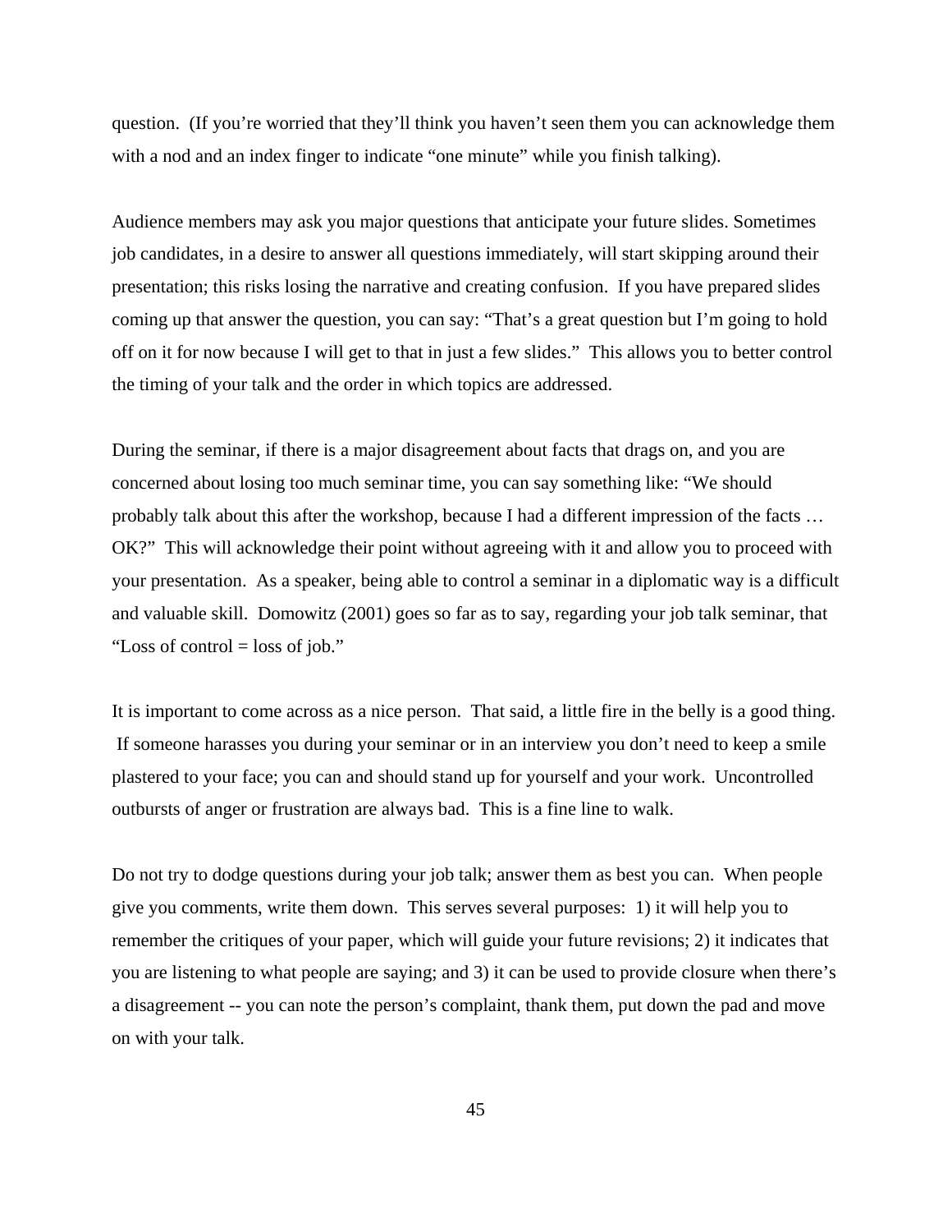question. (If you're worried that they'll think you haven't seen them you can acknowledge them with a nod and an index finger to indicate "one minute" while you finish talking).

Audience members may ask you major questions that anticipate your future slides. Sometimes job candidates, in a desire to answer all questions immediately, will start skipping around their presentation; this risks losing the narrative and creating confusion. If you have prepared slides coming up that answer the question, you can say: "That's a great question but I'm going to hold off on it for now because I will get to that in just a few slides." This allows you to better control the timing of your talk and the order in which topics are addressed.

During the seminar, if there is a major disagreement about facts that drags on, and you are concerned about losing too much seminar time, you can say something like: "We should probably talk about this after the workshop, because I had a different impression of the facts … OK?" This will acknowledge their point without agreeing with it and allow you to proceed with your presentation. As a speaker, being able to control a seminar in a diplomatic way is a difficult and valuable skill. Domowitz (2001) goes so far as to say, regarding your job talk seminar, that "Loss of control = loss of job."

It is important to come across as a nice person. That said, a little fire in the belly is a good thing. If someone harasses you during your seminar or in an interview you don't need to keep a smile plastered to your face; you can and should stand up for yourself and your work. Uncontrolled outbursts of anger or frustration are always bad. This is a fine line to walk.

Do not try to dodge questions during your job talk; answer them as best you can. When people give you comments, write them down. This serves several purposes: 1) it will help you to remember the critiques of your paper, which will guide your future revisions; 2) it indicates that you are listening to what people are saying; and 3) it can be used to provide closure when there's a disagreement -- you can note the person's complaint, thank them, put down the pad and move on with your talk.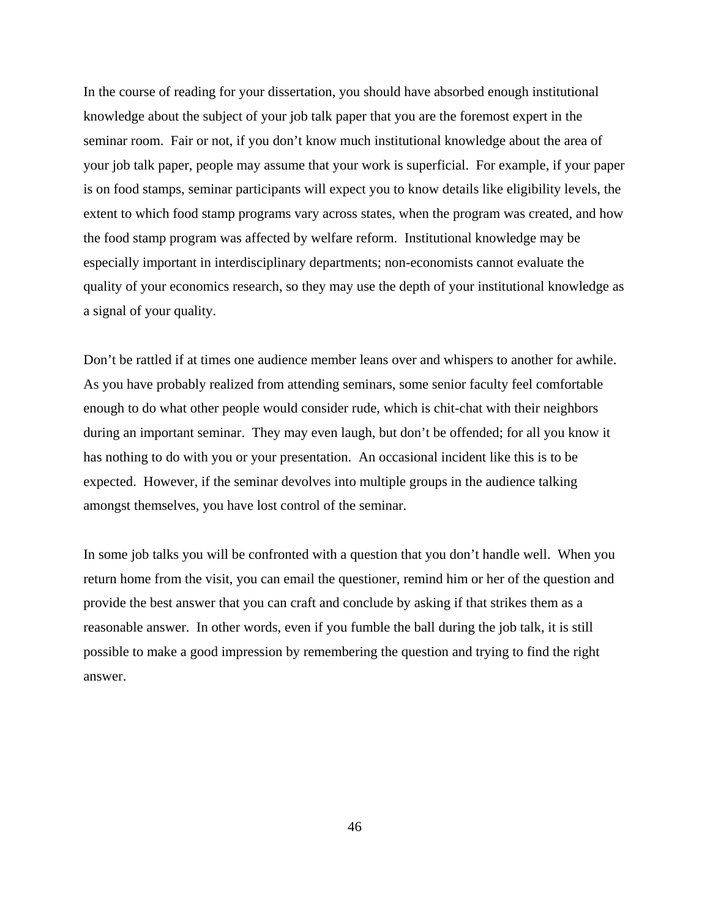In the course of reading for your dissertation, you should have absorbed enough institutional knowledge about the subject of your job talk paper that you are the foremost expert in the seminar room. Fair or not, if you don't know much institutional knowledge about the area of your job talk paper, people may assume that your work is superficial. For example, if your paper is on food stamps, seminar participants will expect you to know details like eligibility levels, the extent to which food stamp programs vary across states, when the program was created, and how the food stamp program was affected by welfare reform. Institutional knowledge may be especially important in interdisciplinary departments; non-economists cannot evaluate the quality of your economics research, so they may use the depth of your institutional knowledge as a signal of your quality.

Don't be rattled if at times one audience member leans over and whispers to another for awhile. As you have probably realized from attending seminars, some senior faculty feel comfortable enough to do what other people would consider rude, which is chit-chat with their neighbors during an important seminar. They may even laugh, but don't be offended; for all you know it has nothing to do with you or your presentation. An occasional incident like this is to be expected. However, if the seminar devolves into multiple groups in the audience talking amongst themselves, you have lost control of the seminar.

In some job talks you will be confronted with a question that you don't handle well. When you return home from the visit, you can email the questioner, remind him or her of the question and provide the best answer that you can craft and conclude by asking if that strikes them as a reasonable answer. In other words, even if you fumble the ball during the job talk, it is still possible to make a good impression by remembering the question and trying to find the right answer.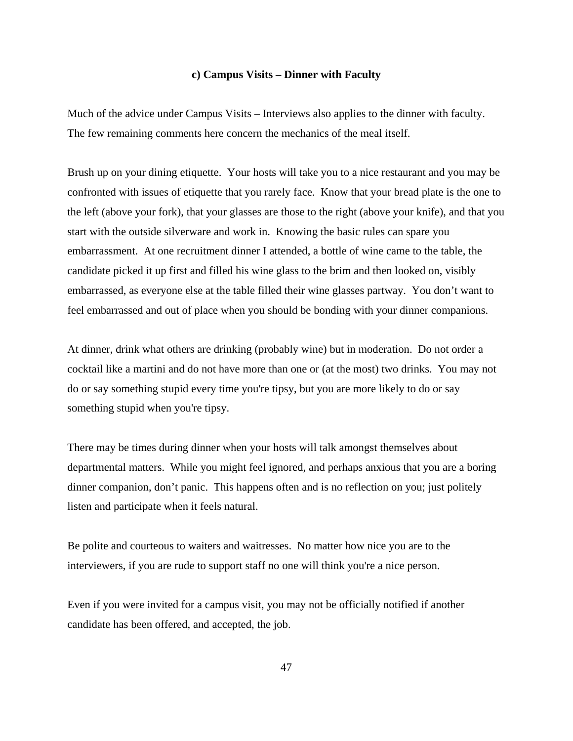### c) Campus Visits – Dinner with Faculty

Much of the advice under Campus Visits – Interviews also applies to the dinner with faculty. The few remaining comments here concern the mechanics of the meal itself.

Brush up on your dining etiquette. Your hosts will take you to a nice restaurant and you may be confronted with issues of etiquette that you rarely face. Know that your bread plate is the one to the left (above your fork), that your glasses are those to the right (above your knife), and that you start with the outside silverware and work in. Knowing the basic rules can spare you embarrassment. At one recruitment dinner I attended, a bottle of wine came to the table, the candidate picked it up first and filled his wine glass to the brim and then looked on, visibly embarrassed, as everyone else at the table filled their wine glasses partway. You don't want to feel embarrassed and out of place when you should be bonding with your dinner companions.

At dinner, drink what others are drinking (probably wine) but in moderation. Do not order a cocktail like a martini and do not have more than one or (at the most) two drinks. You may not do or say something stupid every time you're tipsy, but you are more likely to do or say something stupid when you're tipsy.

There may be times during dinner when your hosts will talk amongst themselves about departmental matters. While you might feel ignored, and perhaps anxious that you are a boring dinner companion, don't panic. This happens often and is no reflection on you; just politely listen and participate when it feels natural.

Be polite and courteous to waiters and waitresses. No matter how nice you are to the interviewers, if you are rude to support staff no one will think you're a nice person.

Even if you were invited for a campus visit, you may not be officially notified if another candidate has been offered, and accepted, the job.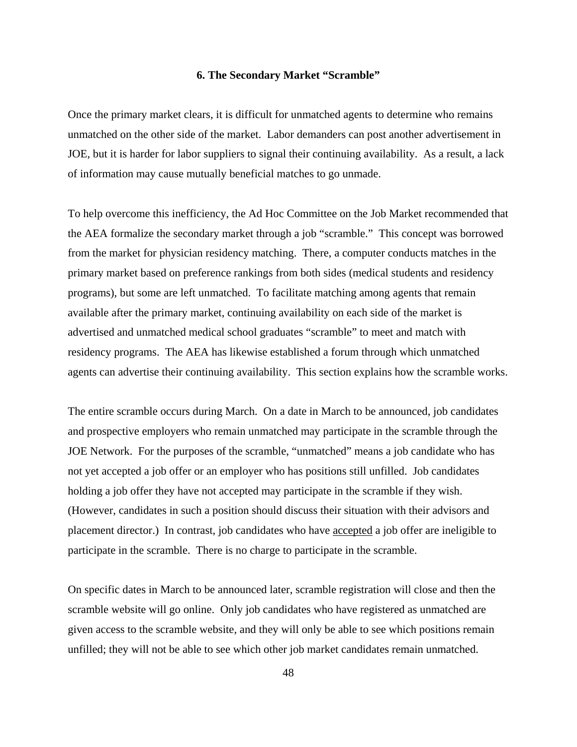## 6. The Secondary Market "Scramble"

Once the primary market clears, it is difficult for unmatched agents to determine who remains unmatched on the other side of the market. Labor demanders can post another advertisement in JOE, but it is harder for labor suppliers to signal their continuing availability. As a result, a lack of information may cause mutually beneficial matches to go unmade.

To help overcome this inefficiency, the Ad Hoc Committee on the Job Market recommended that the AEA formalize the secondary market through a job "scramble." This concept was borrowed from the market for physician residency matching. There, a computer conducts matches in the primary market based on preference rankings from both sides (medical students and residency programs), but some are left unmatched. To facilitate matching among agents that remain available after the primary market, continuing availability on each side of the market is advertised and unmatched medical school graduates "scramble" to meet and match with residency programs. The AEA has likewise established a forum through which unmatched agents can advertise their continuing availability. This section explains how the scramble works.

The entire scramble occurs during March. On a date in March to be announced, job candidates and prospective employers who remain unmatched may participate in the scramble through the JOE Network. For the purposes of the scramble, "unmatched" means a job candidate who has not yet accepted a job offer or an employer who has positions still unfilled. Job candidates holding a job offer they have not accepted may participate in the scramble if they wish. (However, candidates in such a position should discuss their situation with their advisors and placement director.) In contrast, job candidates who have <u>accepted</u> a job offer are ineligible to participate in the scramble. There is no charge to participate in the scramble.

On specific dates in March to be announced later, scramble registration will close and then the scramble website will go online. Only job candidates who have registered as unmatched are given access to the scramble website, and they will only be able to see which positions remain unfilled; they will not be able to see which other job market candidates remain unmatched.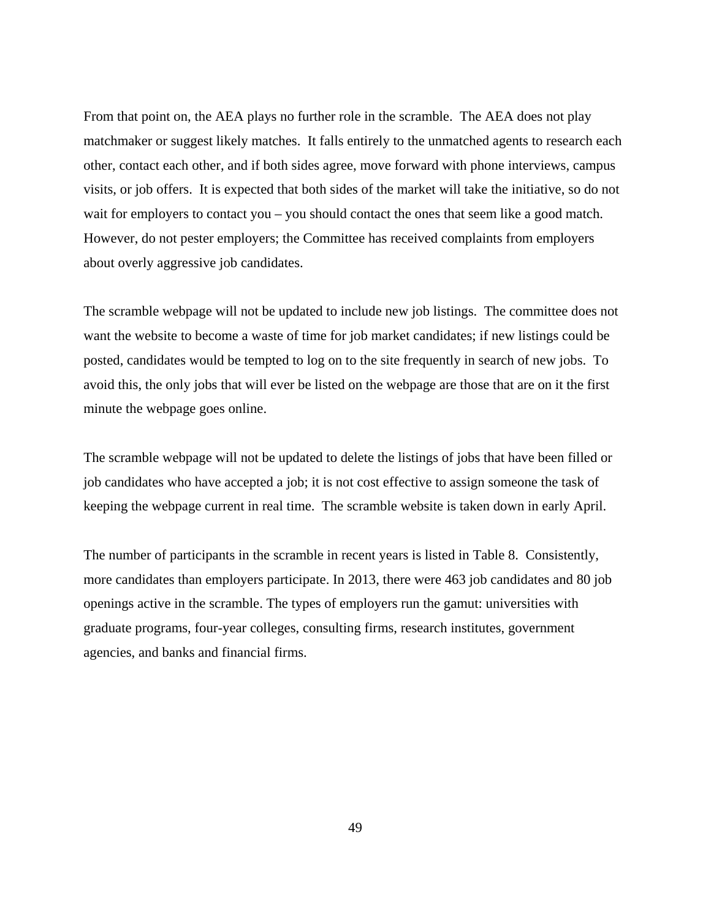From that point on, the AEA plays no further role in the scramble. The AEA does not play matchmaker or suggest likely matches. It falls entirely to the unmatched agents to research each other, contact each other, and if both sides agree, move forward with phone interviews, campus visits, or job offers. It is expected that both sides of the market will take the initiative, so do not wait for employers to contact you – you should contact the ones that seem like a good match. However, do not pester employers; the Committee has received complaints from employers about overly aggressive job candidates.

The scramble webpage will not be updated to include new job listings. The committee does not want the website to become a waste of time for job market candidates; if new listings could be posted, candidates would be tempted to log on to the site frequently in search of new jobs. To avoid this, the only jobs that will ever be listed on the webpage are those that are on it the first minute the webpage goes online.

The scramble webpage will not be updated to delete the listings of jobs that have been filled or job candidates who have accepted a job; it is not cost effective to assign someone the task of keeping the webpage current in real time. The scramble website is taken down in early April.

The number of participants in the scramble in recent years is listed in Table 8. Consistently, more candidates than employers participate. In 2013, there were 463 job candidates and 80 job openings active in the scramble. The types of employers run the gamut: universities with graduate programs, four-year colleges, consulting firms, research institutes, government agencies, and banks and financial firms.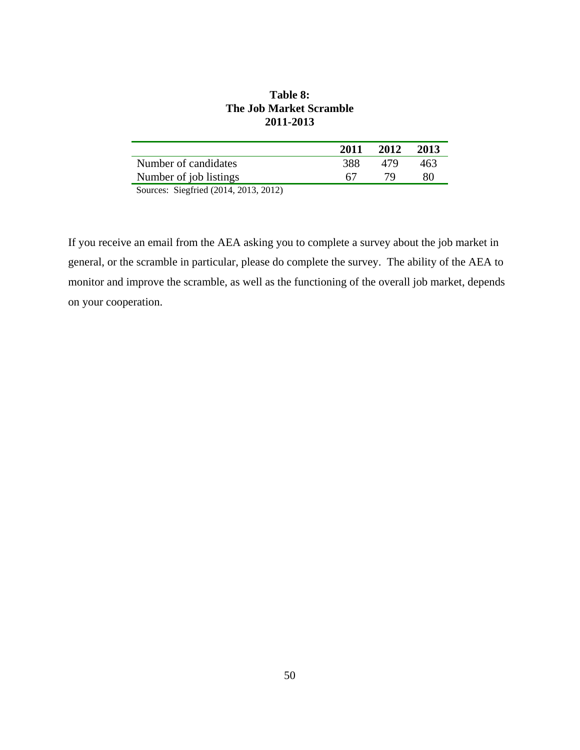**Table 8:**
**The Job Market Scramble**
**2011-2013**

| | 2011 | 2012 | 2013 |
|---|---|---|---|
| Number of candidates | 388 | 479 | 463 |
| Number of job listings | 67 | 79 | 80 |

Sources: Siegfried (2014, 2013, 2012)

If you receive an email from the AEA asking you to complete a survey about the job market in general, or the scramble in particular, please do complete the survey. The ability of the AEA to monitor and improve the scramble, as well as the functioning of the overall job market, depends on your cooperation.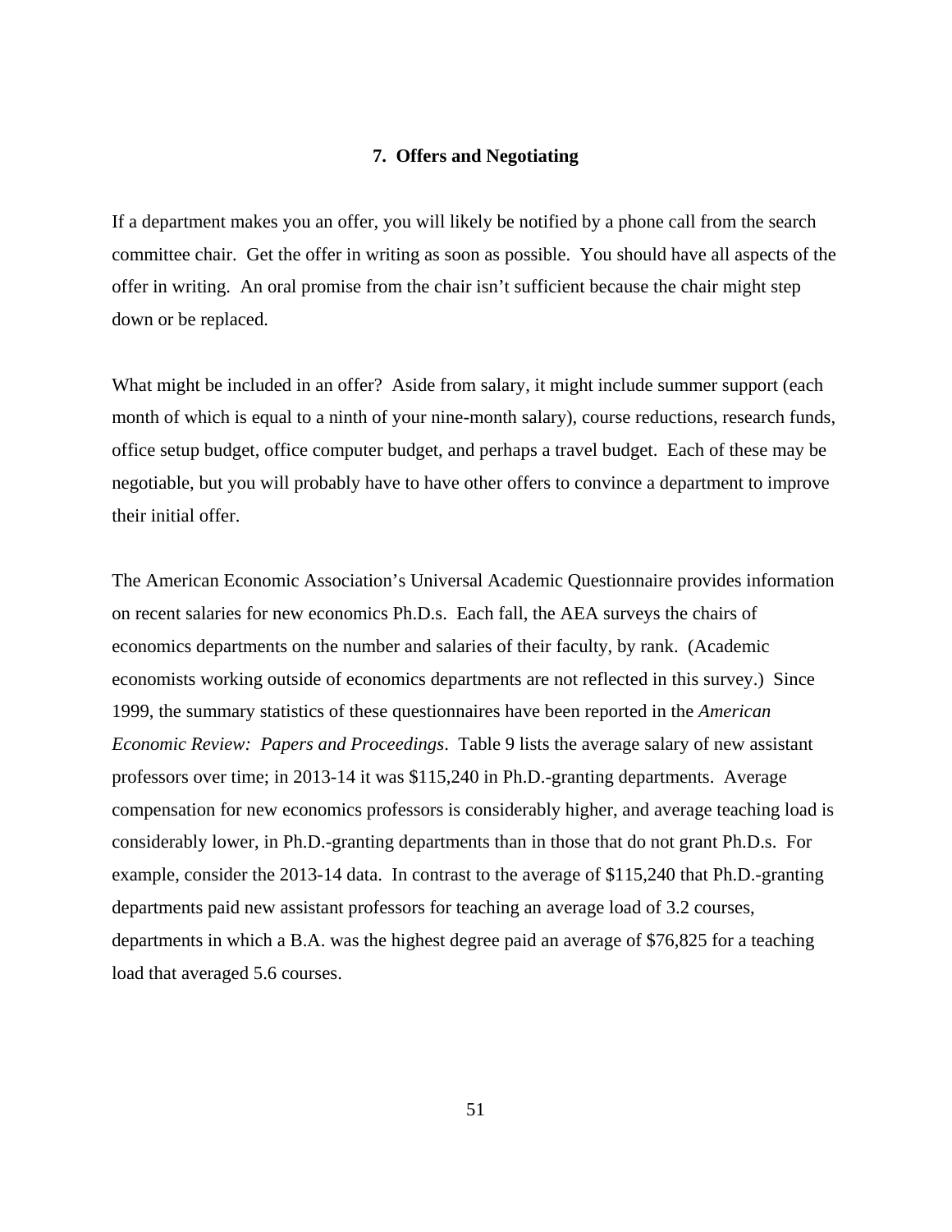## 7. Offers and Negotiating

If a department makes you an offer, you will likely be notified by a phone call from the search committee chair. Get the offer in writing as soon as possible. You should have all aspects of the offer in writing. An oral promise from the chair isn't sufficient because the chair might step down or be replaced.

What might be included in an offer? Aside from salary, it might include summer support (each month of which is equal to a ninth of your nine-month salary), course reductions, research funds, office setup budget, office computer budget, and perhaps a travel budget. Each of these may be negotiable, but you will probably have to have other offers to convince a department to improve their initial offer.

The American Economic Association's Universal Academic Questionnaire provides information on recent salaries for new economics Ph.D.s. Each fall, the AEA surveys the chairs of economics departments on the number and salaries of their faculty, by rank. (Academic economists working outside of economics departments are not reflected in this survey.) Since 1999, the summary statistics of these questionnaires have been reported in the *American Economic Review: Papers and Proceedings*. Table 9 lists the average salary of new assistant professors over time; in 2013-14 it was $115,240 in Ph.D.-granting departments. Average compensation for new economics professors is considerably higher, and average teaching load is considerably lower, in Ph.D.-granting departments than in those that do not grant Ph.D.s. For example, consider the 2013-14 data. In contrast to the average of $115,240 that Ph.D.-granting departments paid new assistant professors for teaching an average load of 3.2 courses, departments in which a B.A. was the highest degree paid an average of $76,825 for a teaching load that averaged 5.6 courses.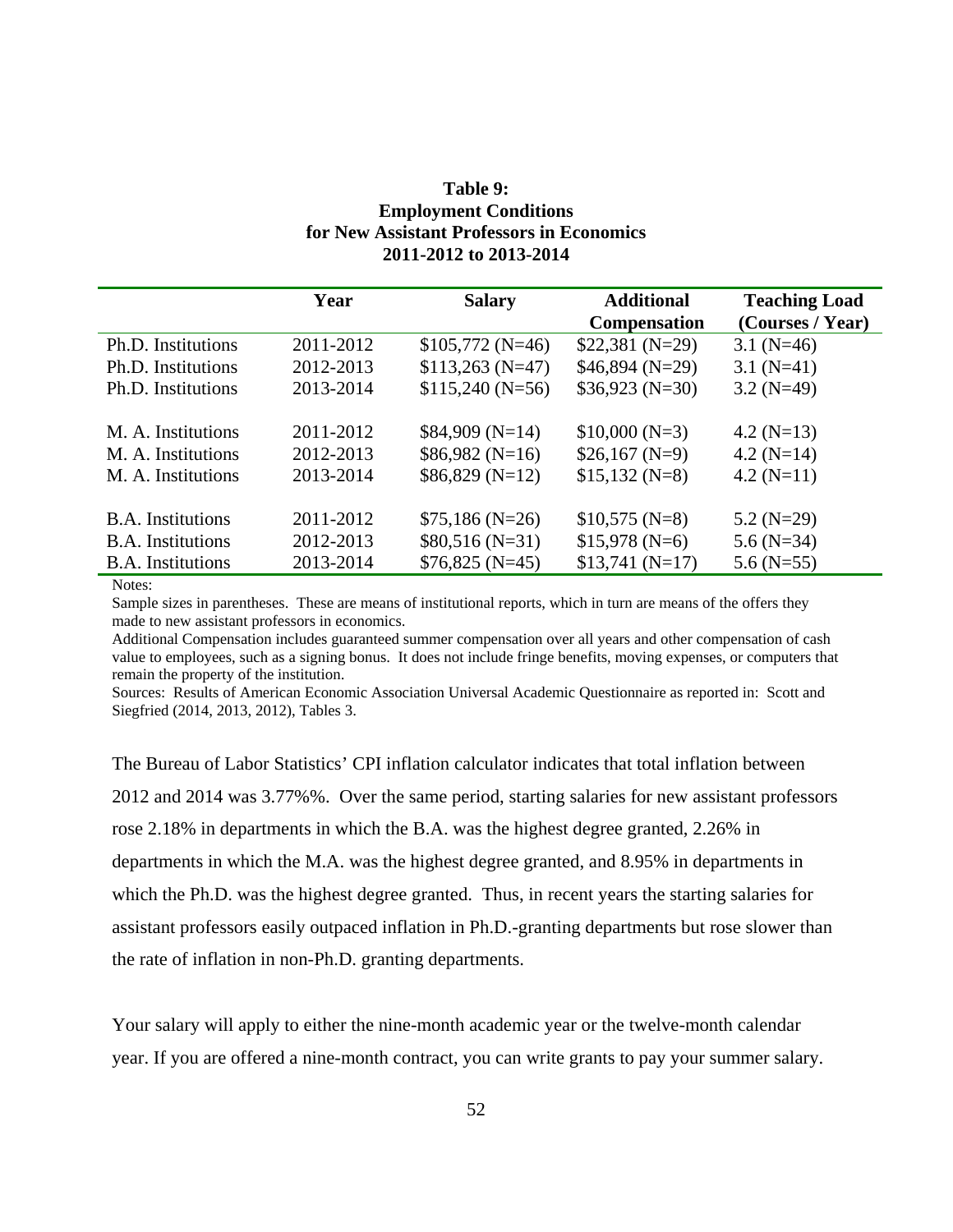**Table 9:**
**Employment Conditions**
**for New Assistant Professors in Economics**
**2011-2012 to 2013-2014**

| | Year | Salary | Additional Compensation | Teaching Load (Courses / Year) |
|---|---|---|---|---|
| Ph.D. Institutions | 2011-2012 | $105,772 (N=46) | $22,381 (N=29) | 3.1 (N=46) |
| Ph.D. Institutions | 2012-2013 | $113,263 (N=47) | $46,894 (N=29) | 3.1 (N=41) |
| Ph.D. Institutions | 2013-2014 | $115,240 (N=56) | $36,923 (N=30) | 3.2 (N=49) |
| M. A. Institutions | 2011-2012 | $84,909 (N=14) | $10,000 (N=3) | 4.2 (N=13) |
| M. A. Institutions | 2012-2013 | $86,982 (N=16) | $26,167 (N=9) | 4.2 (N=14) |
| M. A. Institutions | 2013-2014 | $86,829 (N=12) | $15,132 (N=8) | 4.2 (N=11) |
| B.A. Institutions | 2011-2012 | $75,186 (N=26) | $10,575 (N=8) | 5.2 (N=29) |
| B.A. Institutions | 2012-2013 | $80,516 (N=31) | $15,978 (N=6) | 5.6 (N=34) |
| B.A. Institutions | 2013-2014 | $76,825 (N=45) | $13,741 (N=17) | 5.6 (N=55) |

Notes:
Sample sizes in parentheses. These are means of institutional reports, which in turn are means of the offers they made to new assistant professors in economics.
Additional Compensation includes guaranteed summer compensation over all years and other compensation of cash value to employees, such as a signing bonus. It does not include fringe benefits, moving expenses, or computers that remain the property of the institution.
Sources: Results of American Economic Association Universal Academic Questionnaire as reported in: Scott and Siegfried (2014, 2013, 2012), Tables 3.

The Bureau of Labor Statistics' CPI inflation calculator indicates that total inflation between 2012 and 2014 was 3.77%%. Over the same period, starting salaries for new assistant professors rose 2.18% in departments in which the B.A. was the highest degree granted, 2.26% in departments in which the M.A. was the highest degree granted, and 8.95% in departments in which the Ph.D. was the highest degree granted. Thus, in recent years the starting salaries for assistant professors easily outpaced inflation in Ph.D.-granting departments but rose slower than the rate of inflation in non-Ph.D. granting departments.

Your salary will apply to either the nine-month academic year or the twelve-month calendar year. If you are offered a nine-month contract, you can write grants to pay your summer salary.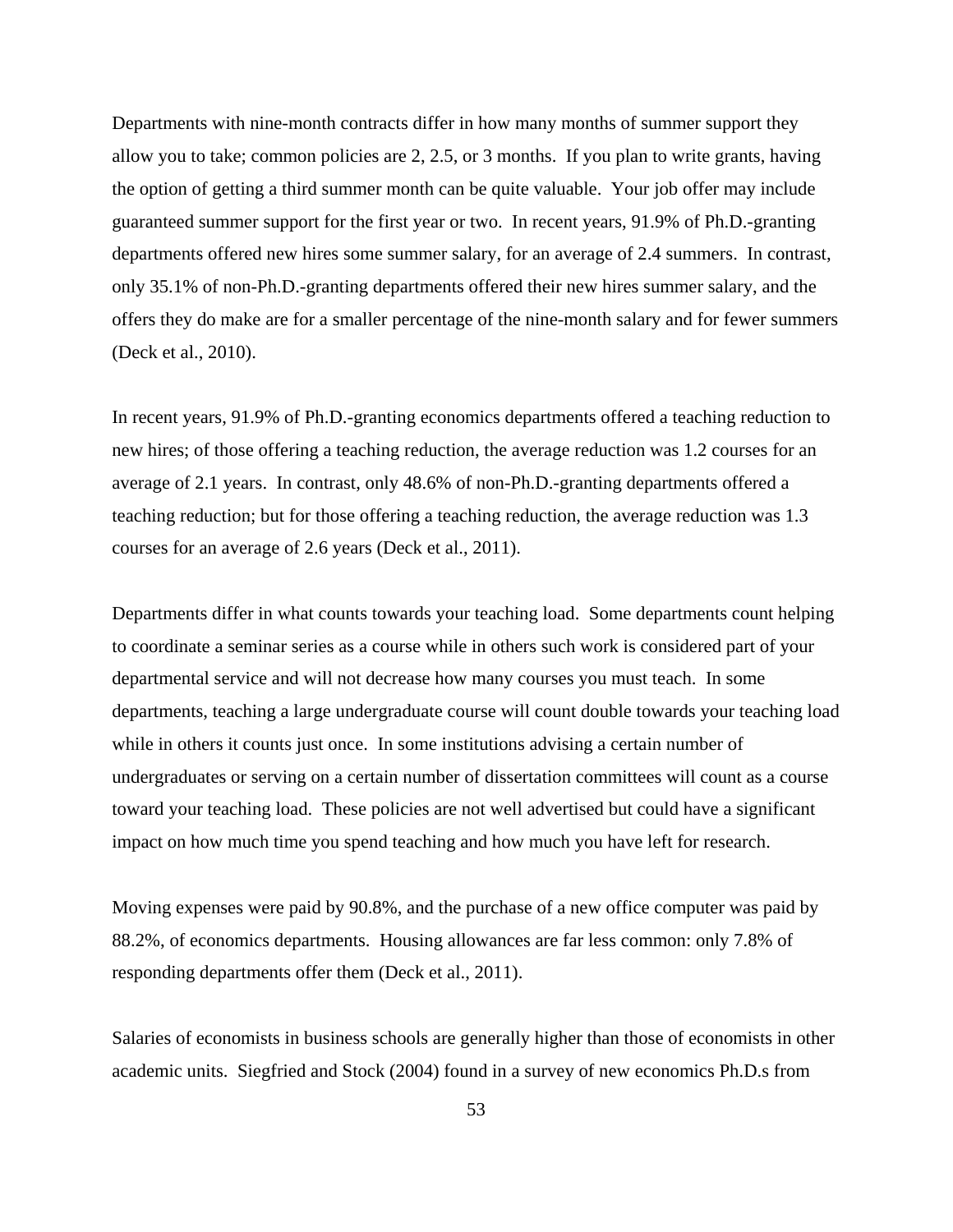Departments with nine-month contracts differ in how many months of summer support they allow you to take; common policies are 2, 2.5, or 3 months. If you plan to write grants, having the option of getting a third summer month can be quite valuable. Your job offer may include guaranteed summer support for the first year or two. In recent years, 91.9% of Ph.D.-granting departments offered new hires some summer salary, for an average of 2.4 summers. In contrast, only 35.1% of non-Ph.D.-granting departments offered their new hires summer salary, and the offers they do make are for a smaller percentage of the nine-month salary and for fewer summers (Deck et al., 2010).

In recent years, 91.9% of Ph.D.-granting economics departments offered a teaching reduction to new hires; of those offering a teaching reduction, the average reduction was 1.2 courses for an average of 2.1 years. In contrast, only 48.6% of non-Ph.D.-granting departments offered a teaching reduction; but for those offering a teaching reduction, the average reduction was 1.3 courses for an average of 2.6 years (Deck et al., 2011).

Departments differ in what counts towards your teaching load. Some departments count helping to coordinate a seminar series as a course while in others such work is considered part of your departmental service and will not decrease how many courses you must teach. In some departments, teaching a large undergraduate course will count double towards your teaching load while in others it counts just once. In some institutions advising a certain number of undergraduates or serving on a certain number of dissertation committees will count as a course toward your teaching load. These policies are not well advertised but could have a significant impact on how much time you spend teaching and how much you have left for research.

Moving expenses were paid by 90.8%, and the purchase of a new office computer was paid by 88.2%, of economics departments. Housing allowances are far less common: only 7.8% of responding departments offer them (Deck et al., 2011).

Salaries of economists in business schools are generally higher than those of economists in other academic units. Siegfried and Stock (2004) found in a survey of new economics Ph.D.s from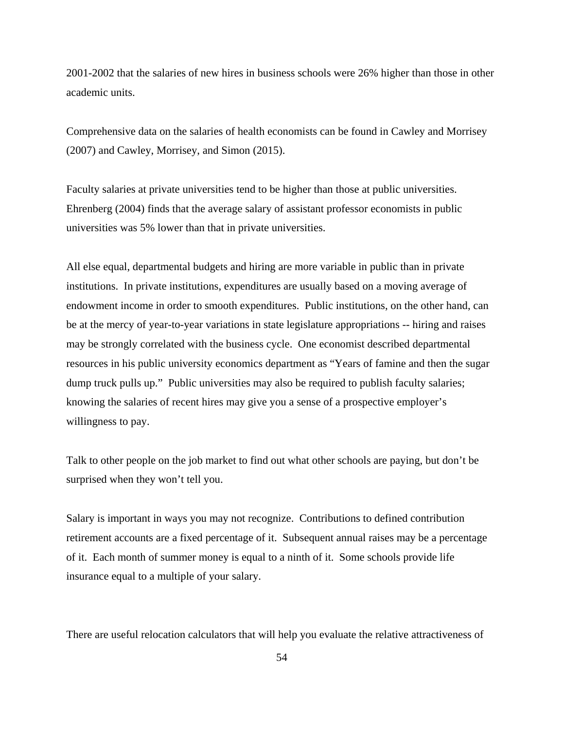2001-2002 that the salaries of new hires in business schools were 26% higher than those in other academic units.

Comprehensive data on the salaries of health economists can be found in Cawley and Morrisey (2007) and Cawley, Morrisey, and Simon (2015).

Faculty salaries at private universities tend to be higher than those at public universities. Ehrenberg (2004) finds that the average salary of assistant professor economists in public universities was 5% lower than that in private universities.

All else equal, departmental budgets and hiring are more variable in public than in private institutions. In private institutions, expenditures are usually based on a moving average of endowment income in order to smooth expenditures. Public institutions, on the other hand, can be at the mercy of year-to-year variations in state legislature appropriations -- hiring and raises may be strongly correlated with the business cycle. One economist described departmental resources in his public university economics department as "Years of famine and then the sugar dump truck pulls up." Public universities may also be required to publish faculty salaries; knowing the salaries of recent hires may give you a sense of a prospective employer's willingness to pay.

Talk to other people on the job market to find out what other schools are paying, but don't be surprised when they won't tell you.

Salary is important in ways you may not recognize. Contributions to defined contribution retirement accounts are a fixed percentage of it. Subsequent annual raises may be a percentage of it. Each month of summer money is equal to a ninth of it. Some schools provide life insurance equal to a multiple of your salary.

There are useful relocation calculators that will help you evaluate the relative attractiveness of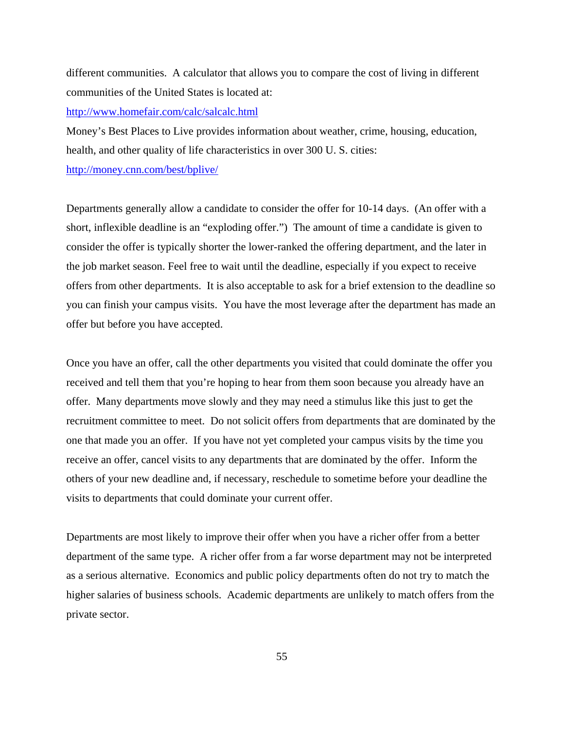different communities. A calculator that allows you to compare the cost of living in different communities of the United States is located at:
http://www.homefair.com/calc/salcalc.html
Money's Best Places to Live provides information about weather, crime, housing, education, health, and other quality of life characteristics in over 300 U. S. cities:
http://money.cnn.com/best/bplive/

Departments generally allow a candidate to consider the offer for 10-14 days. (An offer with a short, inflexible deadline is an "exploding offer.") The amount of time a candidate is given to consider the offer is typically shorter the lower-ranked the offering department, and the later in the job market season. Feel free to wait until the deadline, especially if you expect to receive offers from other departments. It is also acceptable to ask for a brief extension to the deadline so you can finish your campus visits. You have the most leverage after the department has made an offer but before you have accepted.

Once you have an offer, call the other departments you visited that could dominate the offer you received and tell them that you're hoping to hear from them soon because you already have an offer. Many departments move slowly and they may need a stimulus like this just to get the recruitment committee to meet. Do not solicit offers from departments that are dominated by the one that made you an offer. If you have not yet completed your campus visits by the time you receive an offer, cancel visits to any departments that are dominated by the offer. Inform the others of your new deadline and, if necessary, reschedule to sometime before your deadline the visits to departments that could dominate your current offer.

Departments are most likely to improve their offer when you have a richer offer from a better department of the same type. A richer offer from a far worse department may not be interpreted as a serious alternative. Economics and public policy departments often do not try to match the higher salaries of business schools. Academic departments are unlikely to match offers from the private sector.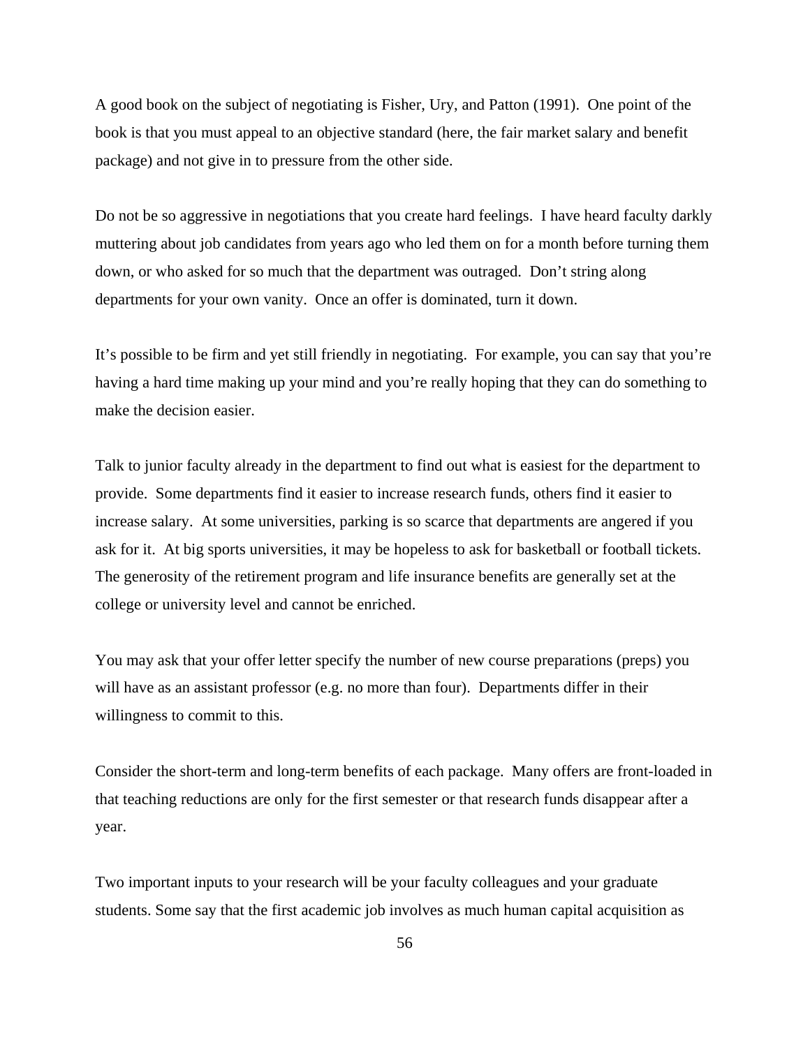A good book on the subject of negotiating is Fisher, Ury, and Patton (1991). One point of the book is that you must appeal to an objective standard (here, the fair market salary and benefit package) and not give in to pressure from the other side.

Do not be so aggressive in negotiations that you create hard feelings. I have heard faculty darkly muttering about job candidates from years ago who led them on for a month before turning them down, or who asked for so much that the department was outraged. Don't string along departments for your own vanity. Once an offer is dominated, turn it down.

It's possible to be firm and yet still friendly in negotiating. For example, you can say that you're having a hard time making up your mind and you're really hoping that they can do something to make the decision easier.

Talk to junior faculty already in the department to find out what is easiest for the department to provide. Some departments find it easier to increase research funds, others find it easier to increase salary. At some universities, parking is so scarce that departments are angered if you ask for it. At big sports universities, it may be hopeless to ask for basketball or football tickets. The generosity of the retirement program and life insurance benefits are generally set at the college or university level and cannot be enriched.

You may ask that your offer letter specify the number of new course preparations (preps) you will have as an assistant professor (e.g. no more than four). Departments differ in their willingness to commit to this.

Consider the short-term and long-term benefits of each package. Many offers are front-loaded in that teaching reductions are only for the first semester or that research funds disappear after a year.

Two important inputs to your research will be your faculty colleagues and your graduate students. Some say that the first academic job involves as much human capital acquisition as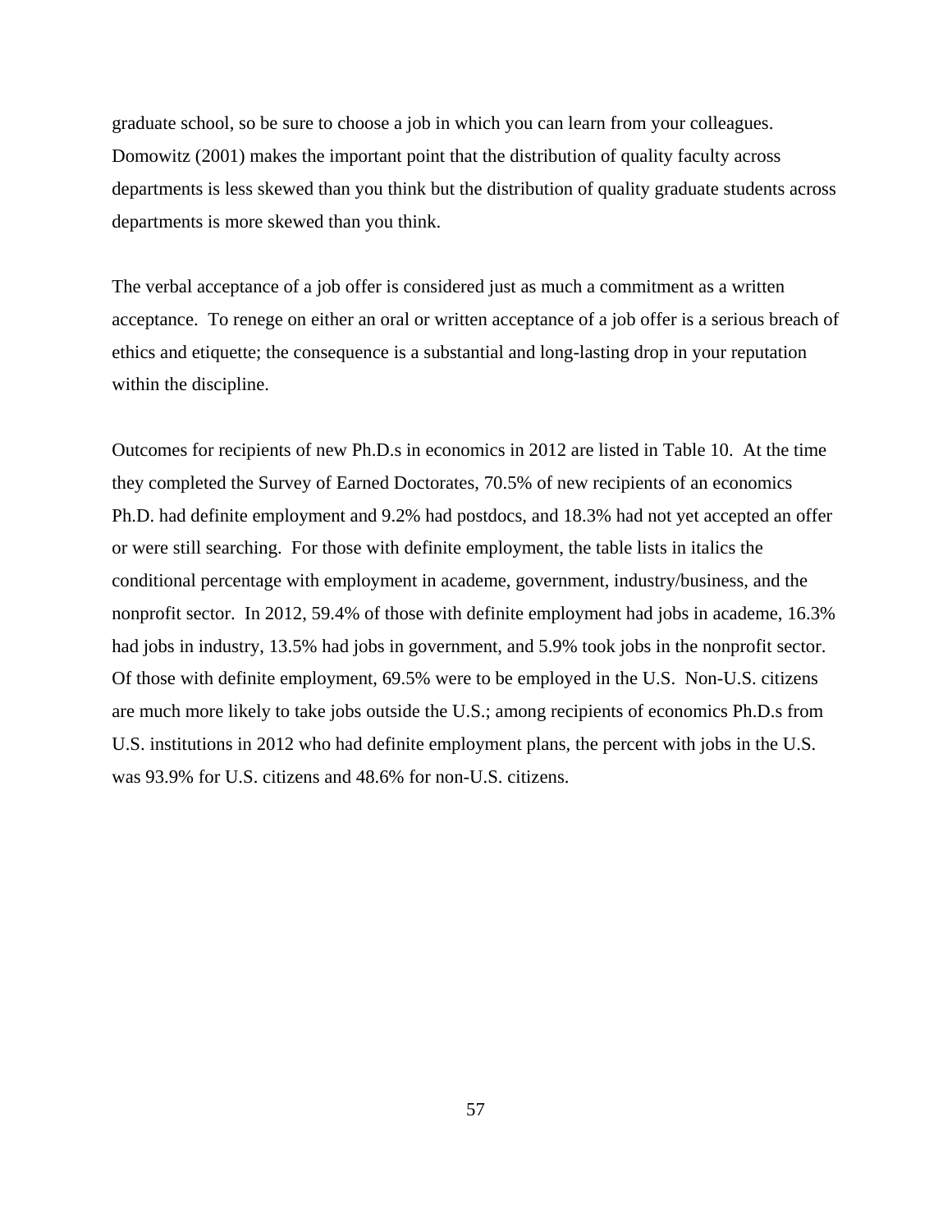graduate school, so be sure to choose a job in which you can learn from your colleagues. Domowitz (2001) makes the important point that the distribution of quality faculty across departments is less skewed than you think but the distribution of quality graduate students across departments is more skewed than you think.

The verbal acceptance of a job offer is considered just as much a commitment as a written acceptance. To renege on either an oral or written acceptance of a job offer is a serious breach of ethics and etiquette; the consequence is a substantial and long-lasting drop in your reputation within the discipline.

Outcomes for recipients of new Ph.D.s in economics in 2012 are listed in Table 10. At the time they completed the Survey of Earned Doctorates, 70.5% of new recipients of an economics Ph.D. had definite employment and 9.2% had postdocs, and 18.3% had not yet accepted an offer or were still searching. For those with definite employment, the table lists in italics the conditional percentage with employment in academe, government, industry/business, and the nonprofit sector. In 2012, 59.4% of those with definite employment had jobs in academe, 16.3% had jobs in industry, 13.5% had jobs in government, and 5.9% took jobs in the nonprofit sector. Of those with definite employment, 69.5% were to be employed in the U.S. Non-U.S. citizens are much more likely to take jobs outside the U.S.; among recipients of economics Ph.D.s from U.S. institutions in 2012 who had definite employment plans, the percent with jobs in the U.S. was 93.9% for U.S. citizens and 48.6% for non-U.S. citizens.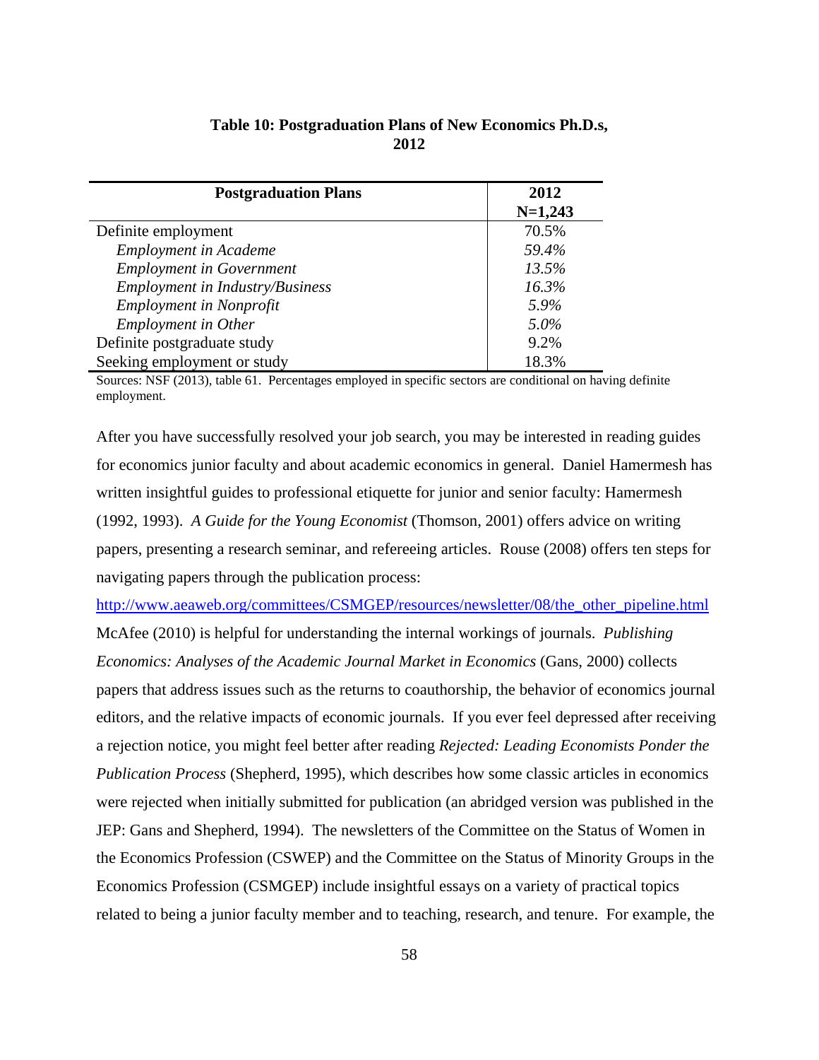**Table 10: Postgraduation Plans of New Economics Ph.D.s, 2012**

| Postgraduation Plans | 2012 N=1,243 |
|---|---|
| Definite employment | 70.5% |
| *Employment in Academe* | *59.4%* |
| *Employment in Government* | *13.5%* |
| *Employment in Industry/Business* | *16.3%* |
| *Employment in Nonprofit* | *5.9%* |
| *Employment in Other* | *5.0%* |
| Definite postgraduate study | 9.2% |
| Seeking employment or study | 18.3% |

Sources: NSF (2013), table 61. Percentages employed in specific sectors are conditional on having definite employment.

After you have successfully resolved your job search, you may be interested in reading guides for economics junior faculty and about academic economics in general. Daniel Hamermesh has written insightful guides to professional etiquette for junior and senior faculty: Hamermesh (1992, 1993). *A Guide for the Young Economist* (Thomson, 2001) offers advice on writing papers, presenting a research seminar, and refereeing articles. Rouse (2008) offers ten steps for navigating papers through the publication process: http://www.aeaweb.org/committees/CSMGEP/resources/newsletter/08/the_other_pipeline.html McAfee (2010) is helpful for understanding the internal workings of journals. *Publishing Economics: Analyses of the Academic Journal Market in Economics* (Gans, 2000) collects papers that address issues such as the returns to coauthorship, the behavior of economics journal editors, and the relative impacts of economic journals. If you ever feel depressed after receiving a rejection notice, you might feel better after reading *Rejected: Leading Economists Ponder the Publication Process* (Shepherd, 1995), which describes how some classic articles in economics were rejected when initially submitted for publication (an abridged version was published in the JEP: Gans and Shepherd, 1994). The newsletters of the Committee on the Status of Women in the Economics Profession (CSWEP) and the Committee on the Status of Minority Groups in the Economics Profession (CSMGEP) include insightful essays on a variety of practical topics related to being a junior faculty member and to teaching, research, and tenure. For example, the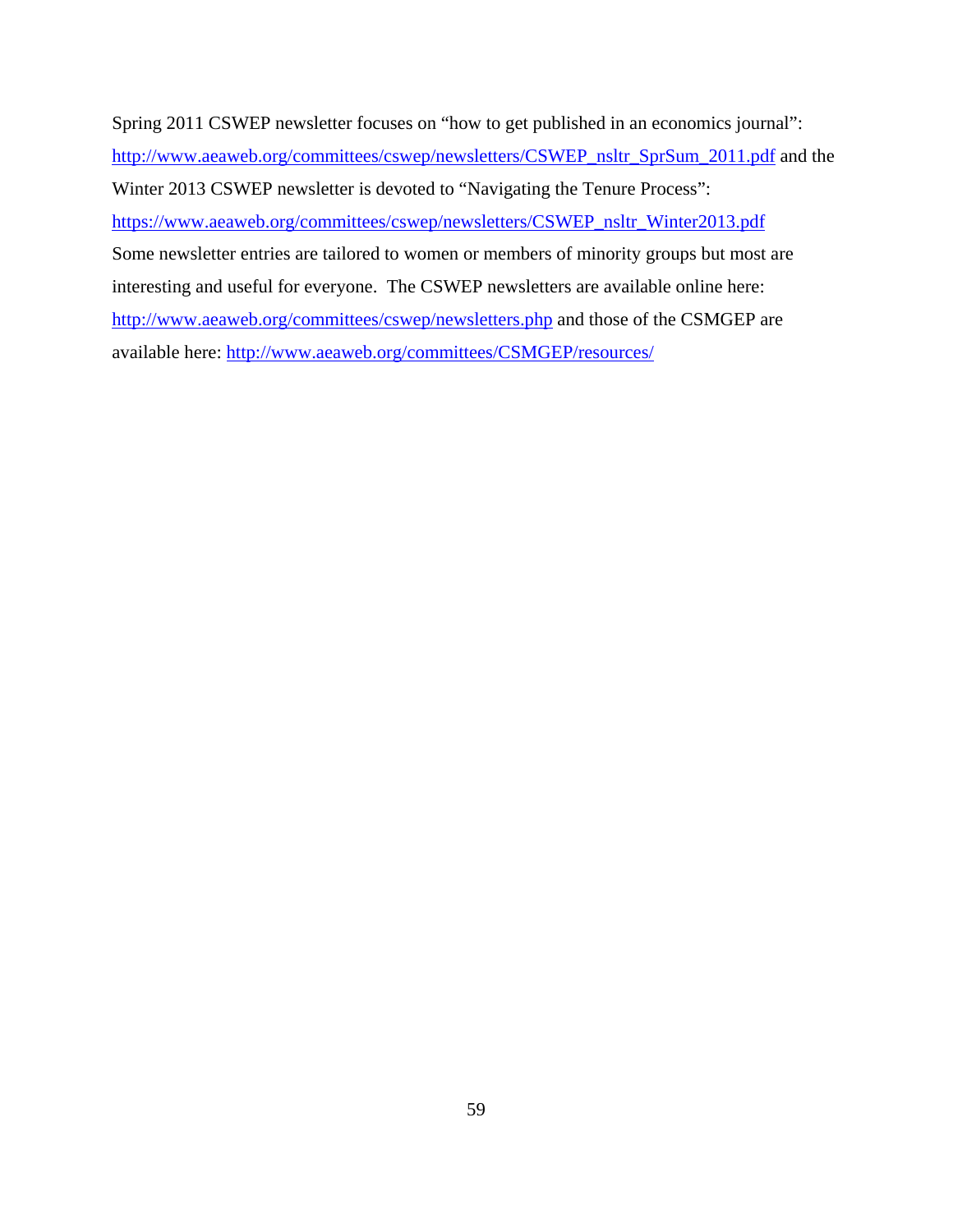Spring 2011 CSWEP newsletter focuses on "how to get published in an economics journal": [http://www.aeaweb.org/committees/cswep/newsletters/CSWEP_nsltr_SprSum_2011.pdf](http://www.aeaweb.org/committees/cswep/newsletters/CSWEP_nsltr_SprSum_2011.pdf) and the Winter 2013 CSWEP newsletter is devoted to "Navigating the Tenure Process": [https://www.aeaweb.org/committees/cswep/newsletters/CSWEP_nsltr_Winter2013.pdf](https://www.aeaweb.org/committees/cswep/newsletters/CSWEP_nsltr_Winter2013.pdf) Some newsletter entries are tailored to women or members of minority groups but most are interesting and useful for everyone. The CSWEP newsletters are available online here: [http://www.aeaweb.org/committees/cswep/newsletters.php](http://www.aeaweb.org/committees/cswep/newsletters.php) and those of the CSMGEP are available here: [http://www.aeaweb.org/committees/CSMGEP/resources/](http://www.aeaweb.org/committees/CSMGEP/resources/)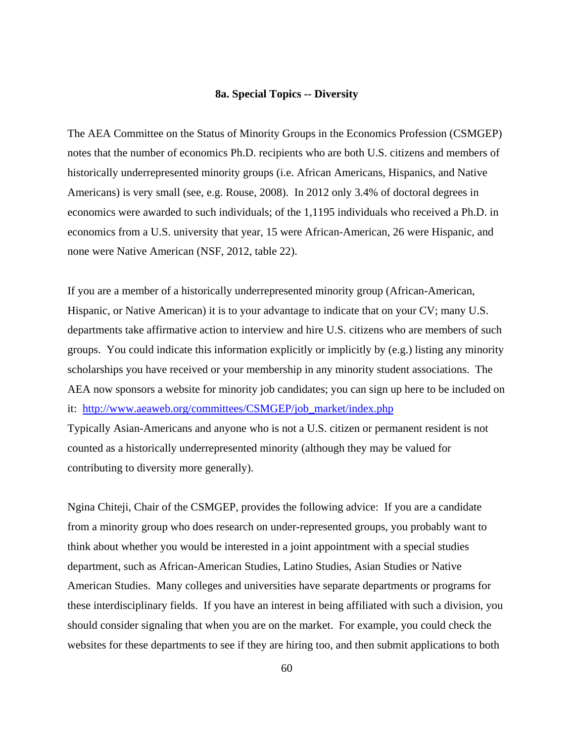### 8a. Special Topics -- Diversity

The AEA Committee on the Status of Minority Groups in the Economics Profession (CSMGEP) notes that the number of economics Ph.D. recipients who are both U.S. citizens and members of historically underrepresented minority groups (i.e. African Americans, Hispanics, and Native Americans) is very small (see, e.g. Rouse, 2008). In 2012 only 3.4% of doctoral degrees in economics were awarded to such individuals; of the 1,1195 individuals who received a Ph.D. in economics from a U.S. university that year, 15 were African-American, 26 were Hispanic, and none were Native American (NSF, 2012, table 22).

If you are a member of a historically underrepresented minority group (African-American, Hispanic, or Native American) it is to your advantage to indicate that on your CV; many U.S. departments take affirmative action to interview and hire U.S. citizens who are members of such groups. You could indicate this information explicitly or implicitly by (e.g.) listing any minority scholarships you have received or your membership in any minority student associations. The AEA now sponsors a website for minority job candidates; you can sign up here to be included on it: http://www.aeaweb.org/committees/CSMGEP/job_market/index.php
Typically Asian-Americans and anyone who is not a U.S. citizen or permanent resident is not counted as a historically underrepresented minority (although they may be valued for contributing to diversity more generally).

Ngina Chiteji, Chair of the CSMGEP, provides the following advice: If you are a candidate from a minority group who does research on under-represented groups, you probably want to think about whether you would be interested in a joint appointment with a special studies department, such as African-American Studies, Latino Studies, Asian Studies or Native American Studies. Many colleges and universities have separate departments or programs for these interdisciplinary fields. If you have an interest in being affiliated with such a division, you should consider signaling that when you are on the market. For example, you could check the websites for these departments to see if they are hiring too, and then submit applications to both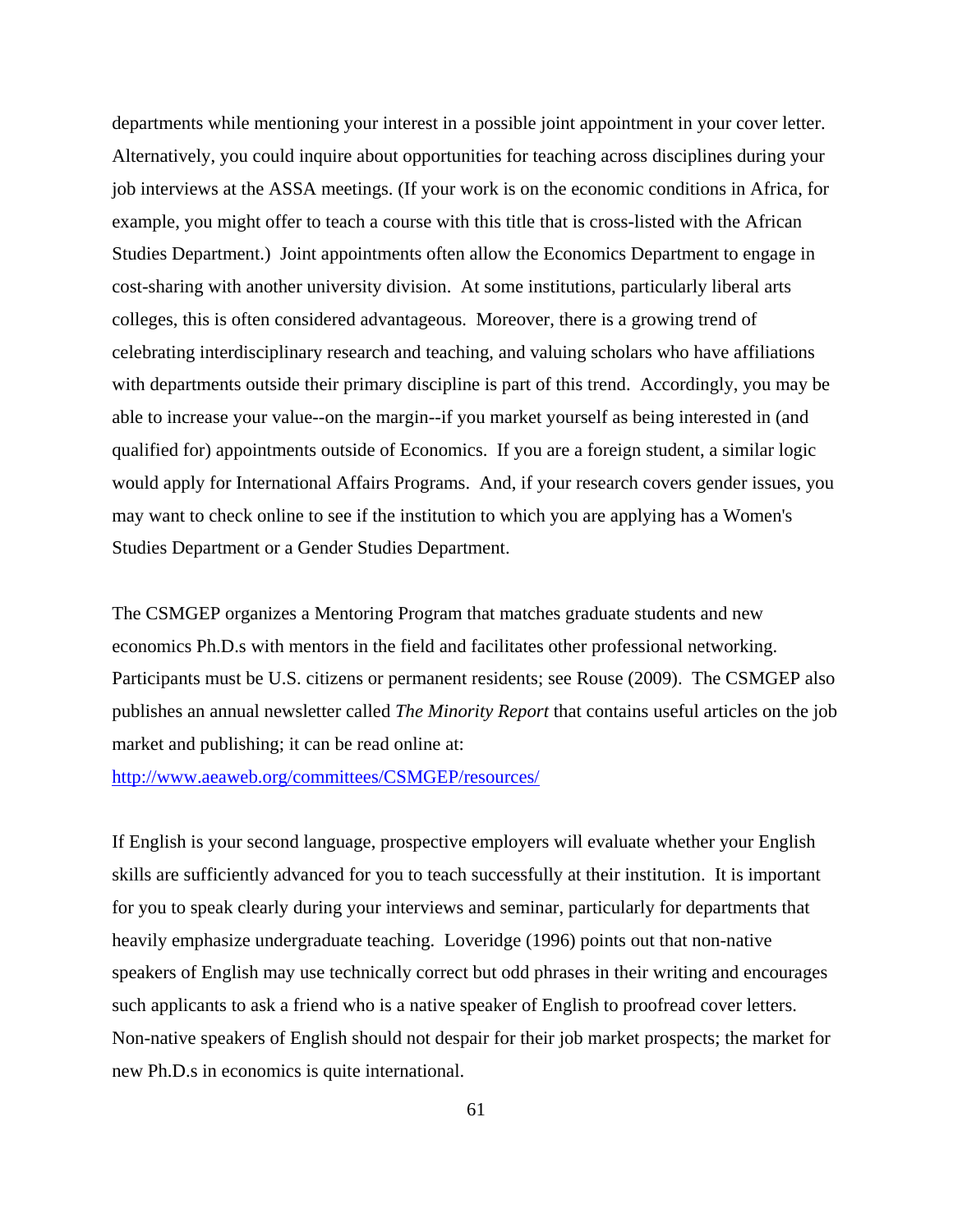departments while mentioning your interest in a possible joint appointment in your cover letter. Alternatively, you could inquire about opportunities for teaching across disciplines during your job interviews at the ASSA meetings. (If your work is on the economic conditions in Africa, for example, you might offer to teach a course with this title that is cross-listed with the African Studies Department.) Joint appointments often allow the Economics Department to engage in cost-sharing with another university division. At some institutions, particularly liberal arts colleges, this is often considered advantageous. Moreover, there is a growing trend of celebrating interdisciplinary research and teaching, and valuing scholars who have affiliations with departments outside their primary discipline is part of this trend. Accordingly, you may be able to increase your value--on the margin--if you market yourself as being interested in (and qualified for) appointments outside of Economics. If you are a foreign student, a similar logic would apply for International Affairs Programs. And, if your research covers gender issues, you may want to check online to see if the institution to which you are applying has a Women's Studies Department or a Gender Studies Department.

The CSMGEP organizes a Mentoring Program that matches graduate students and new economics Ph.D.s with mentors in the field and facilitates other professional networking. Participants must be U.S. citizens or permanent residents; see Rouse (2009). The CSMGEP also publishes an annual newsletter called *The Minority Report* that contains useful articles on the job market and publishing; it can be read online at:
http://www.aeaweb.org/committees/CSMGEP/resources/

If English is your second language, prospective employers will evaluate whether your English skills are sufficiently advanced for you to teach successfully at their institution. It is important for you to speak clearly during your interviews and seminar, particularly for departments that heavily emphasize undergraduate teaching. Loveridge (1996) points out that non-native speakers of English may use technically correct but odd phrases in their writing and encourages such applicants to ask a friend who is a native speaker of English to proofread cover letters. Non-native speakers of English should not despair for their job market prospects; the market for new Ph.D.s in economics is quite international.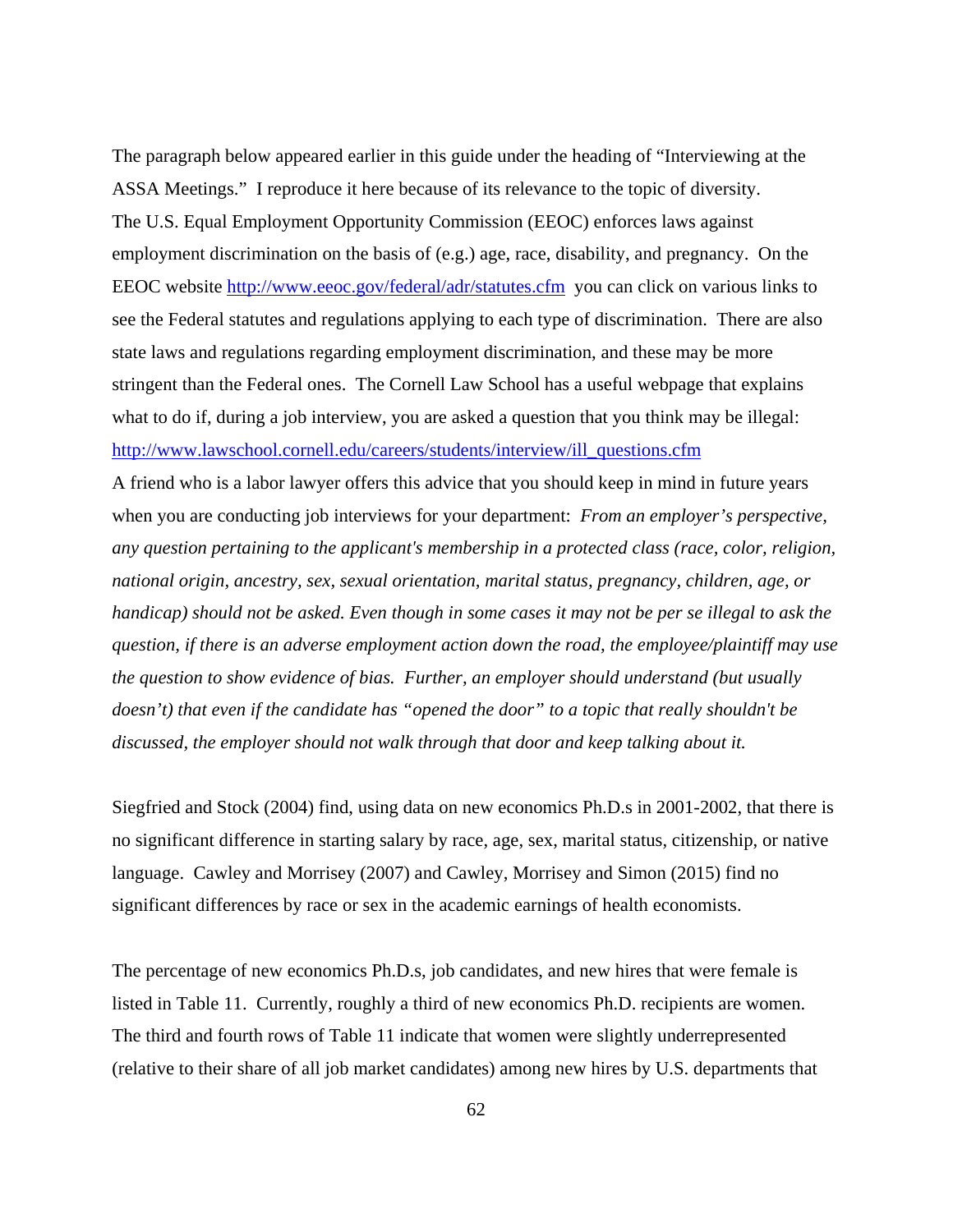The paragraph below appeared earlier in this guide under the heading of "Interviewing at the ASSA Meetings." I reproduce it here because of its relevance to the topic of diversity.

The U.S. Equal Employment Opportunity Commission (EEOC) enforces laws against employment discrimination on the basis of (e.g.) age, race, disability, and pregnancy. On the EEOC website http://www.eeoc.gov/federal/adr/statutes.cfm you can click on various links to see the Federal statutes and regulations applying to each type of discrimination. There are also state laws and regulations regarding employment discrimination, and these may be more stringent than the Federal ones. The Cornell Law School has a useful webpage that explains what to do if, during a job interview, you are asked a question that you think may be illegal: http://www.lawschool.cornell.edu/careers/students/interview/ill_questions.cfm

A friend who is a labor lawyer offers this advice that you should keep in mind in future years when you are conducting job interviews for your department: *From an employer's perspective, any question pertaining to the applicant's membership in a protected class (race, color, religion, national origin, ancestry, sex, sexual orientation, marital status, pregnancy, children, age, or handicap) should not be asked. Even though in some cases it may not be per se illegal to ask the question, if there is an adverse employment action down the road, the employee/plaintiff may use the question to show evidence of bias. Further, an employer should understand (but usually doesn't) that even if the candidate has "opened the door" to a topic that really shouldn't be discussed, the employer should not walk through that door and keep talking about it.*

Siegfried and Stock (2004) find, using data on new economics Ph.D.s in 2001-2002, that there is no significant difference in starting salary by race, age, sex, marital status, citizenship, or native language. Cawley and Morrisey (2007) and Cawley, Morrisey and Simon (2015) find no significant differences by race or sex in the academic earnings of health economists.

The percentage of new economics Ph.D.s, job candidates, and new hires that were female is listed in Table 11. Currently, roughly a third of new economics Ph.D. recipients are women. The third and fourth rows of Table 11 indicate that women were slightly underrepresented (relative to their share of all job market candidates) among new hires by U.S. departments that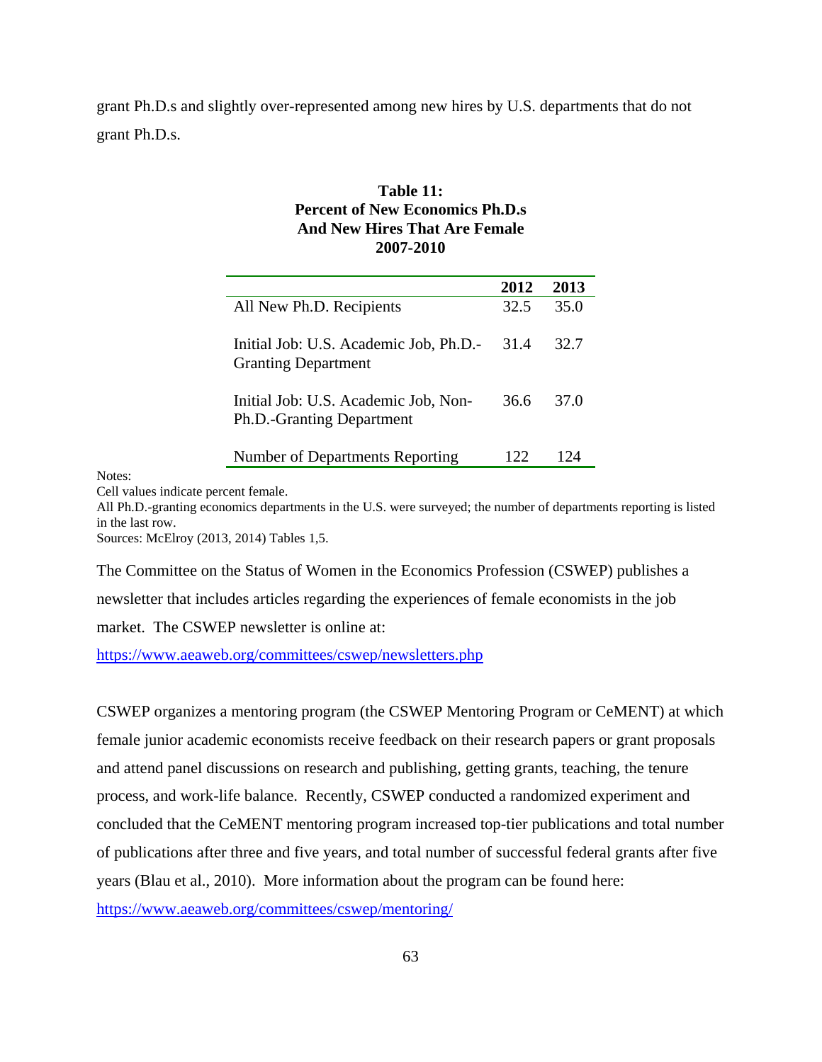grant Ph.D.s and slightly over-represented among new hires by U.S. departments that do not grant Ph.D.s.

**Table 11:**
**Percent of New Economics Ph.D.s**
**And New Hires That Are Female**
**2007-2010**

| | 2012 | 2013 |
|---|---|---|
| All New Ph.D. Recipients | 32.5 | 35.0 |
| Initial Job: U.S. Academic Job, Ph.D.-Granting Department | 31.4 | 32.7 |
| Initial Job: U.S. Academic Job, Non-Ph.D.-Granting Department | 36.6 | 37.0 |
| Number of Departments Reporting | 122 | 124 |

Notes:
Cell values indicate percent female.
All Ph.D.-granting economics departments in the U.S. were surveyed; the number of departments reporting is listed in the last row.
Sources: McElroy (2013, 2014) Tables 1,5.

The Committee on the Status of Women in the Economics Profession (CSWEP) publishes a newsletter that includes articles regarding the experiences of female economists in the job market. The CSWEP newsletter is online at:
https://www.aeaweb.org/committees/cswep/newsletters.php

CSWEP organizes a mentoring program (the CSWEP Mentoring Program or CeMENT) at which female junior academic economists receive feedback on their research papers or grant proposals and attend panel discussions on research and publishing, getting grants, teaching, the tenure process, and work-life balance. Recently, CSWEP conducted a randomized experiment and concluded that the CeMENT mentoring program increased top-tier publications and total number of publications after three and five years, and total number of successful federal grants after five years (Blau et al., 2010). More information about the program can be found here:
https://www.aeaweb.org/committees/cswep/mentoring/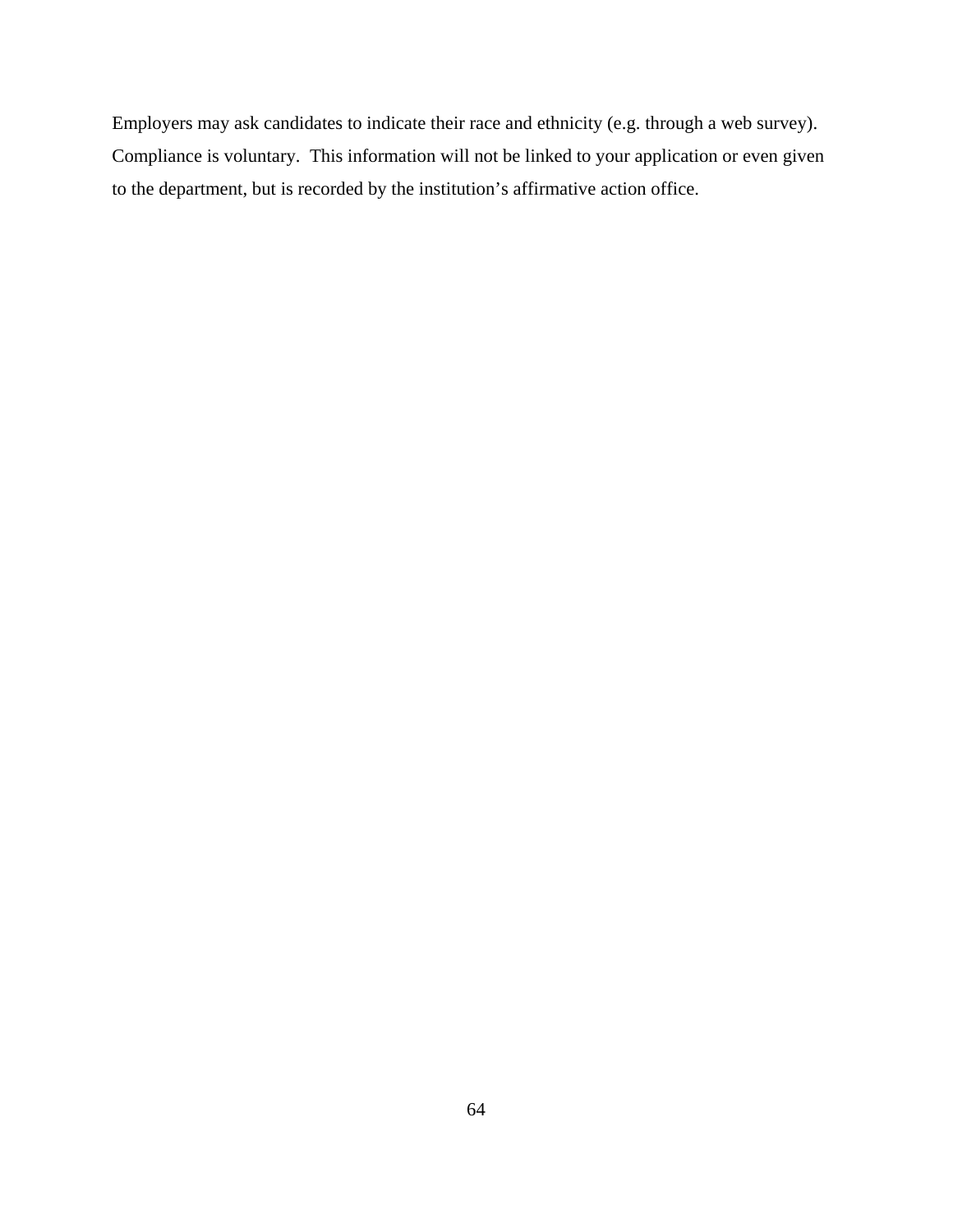Employers may ask candidates to indicate their race and ethnicity (e.g. through a web survey). Compliance is voluntary. This information will not be linked to your application or even given to the department, but is recorded by the institution's affirmative action office.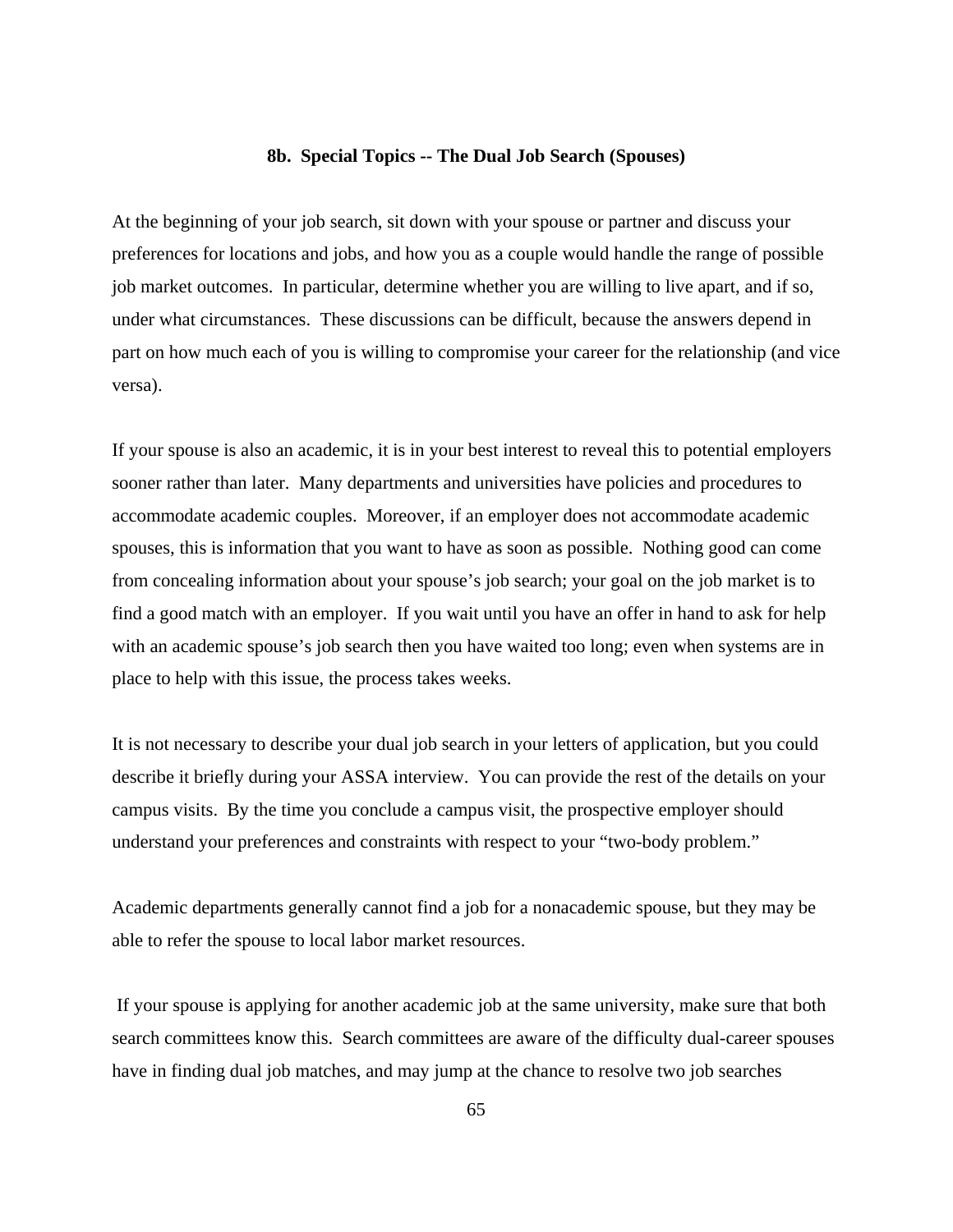## 8b. Special Topics -- The Dual Job Search (Spouses)

At the beginning of your job search, sit down with your spouse or partner and discuss your preferences for locations and jobs, and how you as a couple would handle the range of possible job market outcomes. In particular, determine whether you are willing to live apart, and if so, under what circumstances. These discussions can be difficult, because the answers depend in part on how much each of you is willing to compromise your career for the relationship (and vice versa).

If your spouse is also an academic, it is in your best interest to reveal this to potential employers sooner rather than later. Many departments and universities have policies and procedures to accommodate academic couples. Moreover, if an employer does not accommodate academic spouses, this is information that you want to have as soon as possible. Nothing good can come from concealing information about your spouse's job search; your goal on the job market is to find a good match with an employer. If you wait until you have an offer in hand to ask for help with an academic spouse's job search then you have waited too long; even when systems are in place to help with this issue, the process takes weeks.

It is not necessary to describe your dual job search in your letters of application, but you could describe it briefly during your ASSA interview. You can provide the rest of the details on your campus visits. By the time you conclude a campus visit, the prospective employer should understand your preferences and constraints with respect to your "two-body problem."

Academic departments generally cannot find a job for a nonacademic spouse, but they may be able to refer the spouse to local labor market resources.

If your spouse is applying for another academic job at the same university, make sure that both search committees know this. Search committees are aware of the difficulty dual-career spouses have in finding dual job matches, and may jump at the chance to resolve two job searches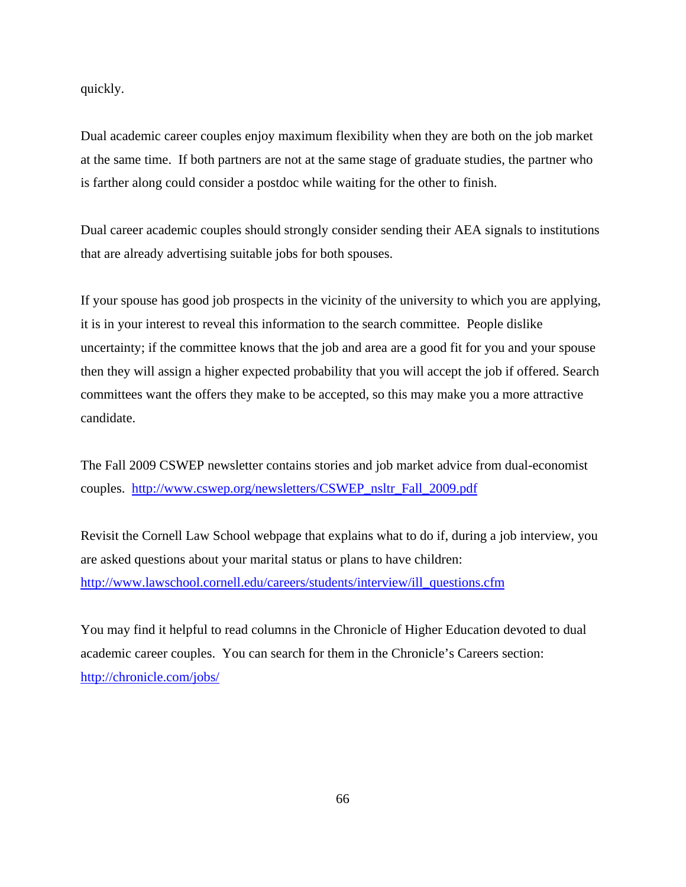quickly.

Dual academic career couples enjoy maximum flexibility when they are both on the job market at the same time. If both partners are not at the same stage of graduate studies, the partner who is farther along could consider a postdoc while waiting for the other to finish.

Dual career academic couples should strongly consider sending their AEA signals to institutions that are already advertising suitable jobs for both spouses.

If your spouse has good job prospects in the vicinity of the university to which you are applying, it is in your interest to reveal this information to the search committee. People dislike uncertainty; if the committee knows that the job and area are a good fit for you and your spouse then they will assign a higher expected probability that you will accept the job if offered. Search committees want the offers they make to be accepted, so this may make you a more attractive candidate.

The Fall 2009 CSWEP newsletter contains stories and job market advice from dual-economist couples. [http://www.cswep.org/newsletters/CSWEP_nsltr_Fall_2009.pdf](http://www.cswep.org/newsletters/CSWEP_nsltr_Fall_2009.pdf)

Revisit the Cornell Law School webpage that explains what to do if, during a job interview, you are asked questions about your marital status or plans to have children: [http://www.lawschool.cornell.edu/careers/students/interview/ill_questions.cfm](http://www.lawschool.cornell.edu/careers/students/interview/ill_questions.cfm)

You may find it helpful to read columns in the Chronicle of Higher Education devoted to dual academic career couples. You can search for them in the Chronicle's Careers section: [http://chronicle.com/jobs/](http://chronicle.com/jobs/)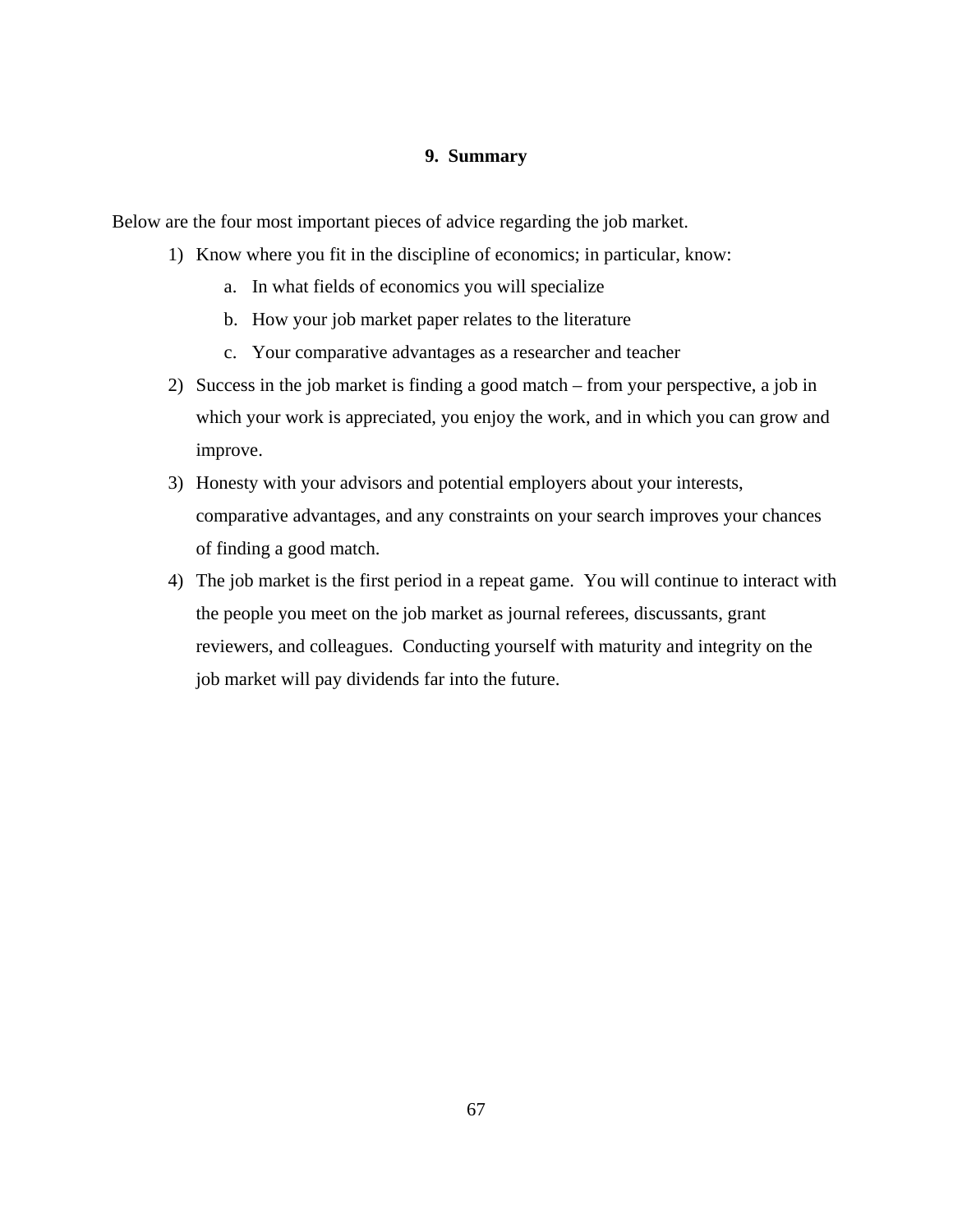## 9. Summary

Below are the four most important pieces of advice regarding the job market.

1) Know where you fit in the discipline of economics; in particular, know:
   a. In what fields of economics you will specialize
   b. How your job market paper relates to the literature
   c. Your comparative advantages as a researcher and teacher
2) Success in the job market is finding a good match – from your perspective, a job in which your work is appreciated, you enjoy the work, and in which you can grow and improve.
3) Honesty with your advisors and potential employers about your interests, comparative advantages, and any constraints on your search improves your chances of finding a good match.
4) The job market is the first period in a repeat game. You will continue to interact with the people you meet on the job market as journal referees, discussants, grant reviewers, and colleagues. Conducting yourself with maturity and integrity on the job market will pay dividends far into the future.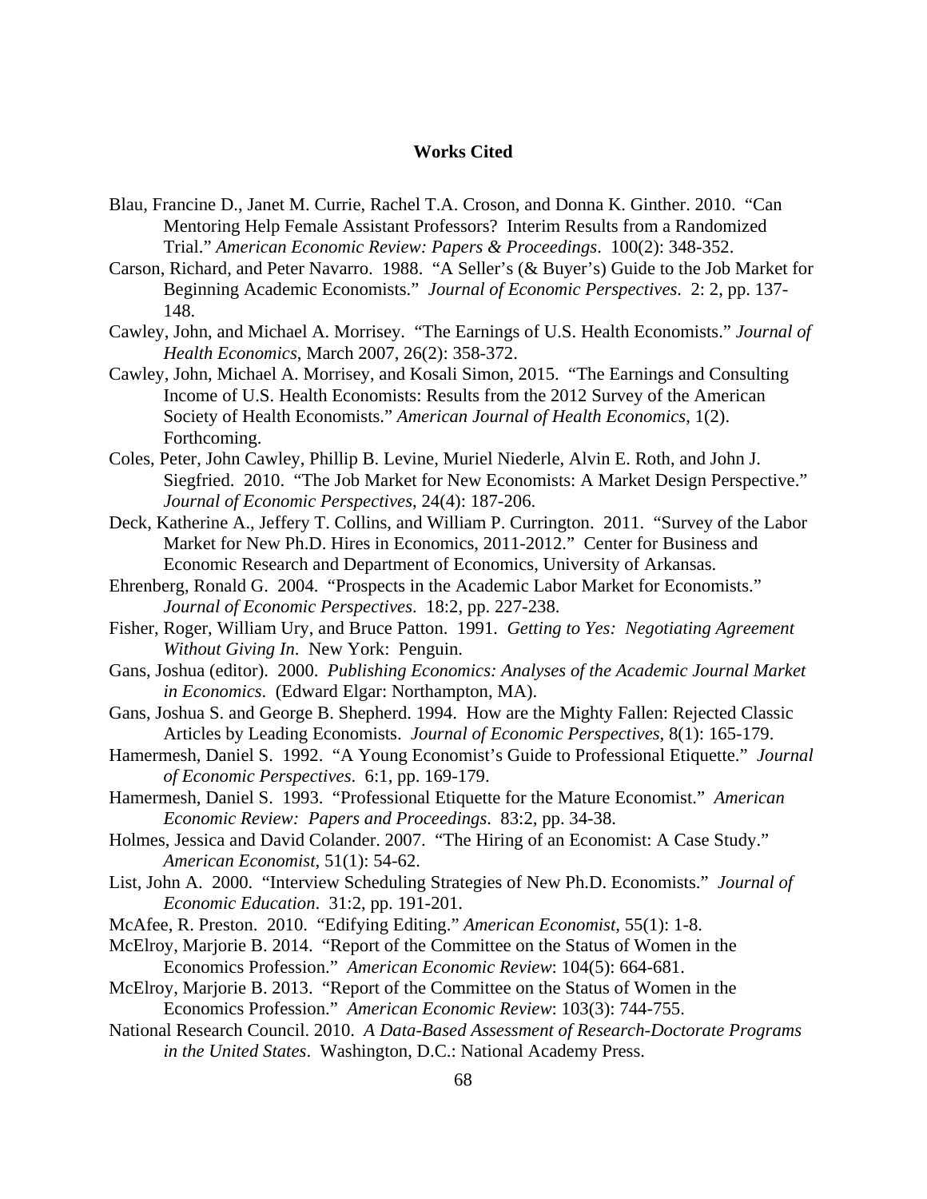**Works Cited**

Blau, Francine D., Janet M. Currie, Rachel T.A. Croson, and Donna K. Ginther. 2010. "Can Mentoring Help Female Assistant Professors? Interim Results from a Randomized Trial." *American Economic Review: Papers & Proceedings*. 100(2): 348-352.

Carson, Richard, and Peter Navarro. 1988. "A Seller's (& Buyer's) Guide to the Job Market for Beginning Academic Economists." *Journal of Economic Perspectives*. 2: 2, pp. 137-148.

Cawley, John, and Michael A. Morrisey. "The Earnings of U.S. Health Economists." *Journal of Health Economics*, March 2007, 26(2): 358-372.

Cawley, John, Michael A. Morrisey, and Kosali Simon, 2015. "The Earnings and Consulting Income of U.S. Health Economists: Results from the 2012 Survey of the American Society of Health Economists." *American Journal of Health Economics*, 1(2). Forthcoming.

Coles, Peter, John Cawley, Phillip B. Levine, Muriel Niederle, Alvin E. Roth, and John J. Siegfried. 2010. "The Job Market for New Economists: A Market Design Perspective." *Journal of Economic Perspectives*, 24(4): 187-206.

Deck, Katherine A., Jeffery T. Collins, and William P. Currington. 2011. "Survey of the Labor Market for New Ph.D. Hires in Economics, 2011-2012." Center for Business and Economic Research and Department of Economics, University of Arkansas.

Ehrenberg, Ronald G. 2004. "Prospects in the Academic Labor Market for Economists." *Journal of Economic Perspectives*. 18:2, pp. 227-238.

Fisher, Roger, William Ury, and Bruce Patton. 1991. *Getting to Yes: Negotiating Agreement Without Giving In*. New York: Penguin.

Gans, Joshua (editor). 2000. *Publishing Economics: Analyses of the Academic Journal Market in Economics*. (Edward Elgar: Northampton, MA).

Gans, Joshua S. and George B. Shepherd. 1994. How are the Mighty Fallen: Rejected Classic Articles by Leading Economists. *Journal of Economic Perspectives*, 8(1): 165-179.

Hamermesh, Daniel S. 1992. "A Young Economist's Guide to Professional Etiquette." *Journal of Economic Perspectives*. 6:1, pp. 169-179.

Hamermesh, Daniel S. 1993. "Professional Etiquette for the Mature Economist." *American Economic Review: Papers and Proceedings*. 83:2, pp. 34-38.

Holmes, Jessica and David Colander. 2007. "The Hiring of an Economist: A Case Study." *American Economist*, 51(1): 54-62.

List, John A. 2000. "Interview Scheduling Strategies of New Ph.D. Economists." *Journal of Economic Education*. 31:2, pp. 191-201.

McAfee, R. Preston. 2010. "Edifying Editing." *American Economist*, 55(1): 1-8.

McElroy, Marjorie B. 2014. "Report of the Committee on the Status of Women in the Economics Profession." *American Economic Review*: 104(5): 664-681.

McElroy, Marjorie B. 2013. "Report of the Committee on the Status of Women in the Economics Profession." *American Economic Review*: 103(3): 744-755.

National Research Council. 2010. *A Data-Based Assessment of Research-Doctorate Programs in the United States*. Washington, D.C.: National Academy Press.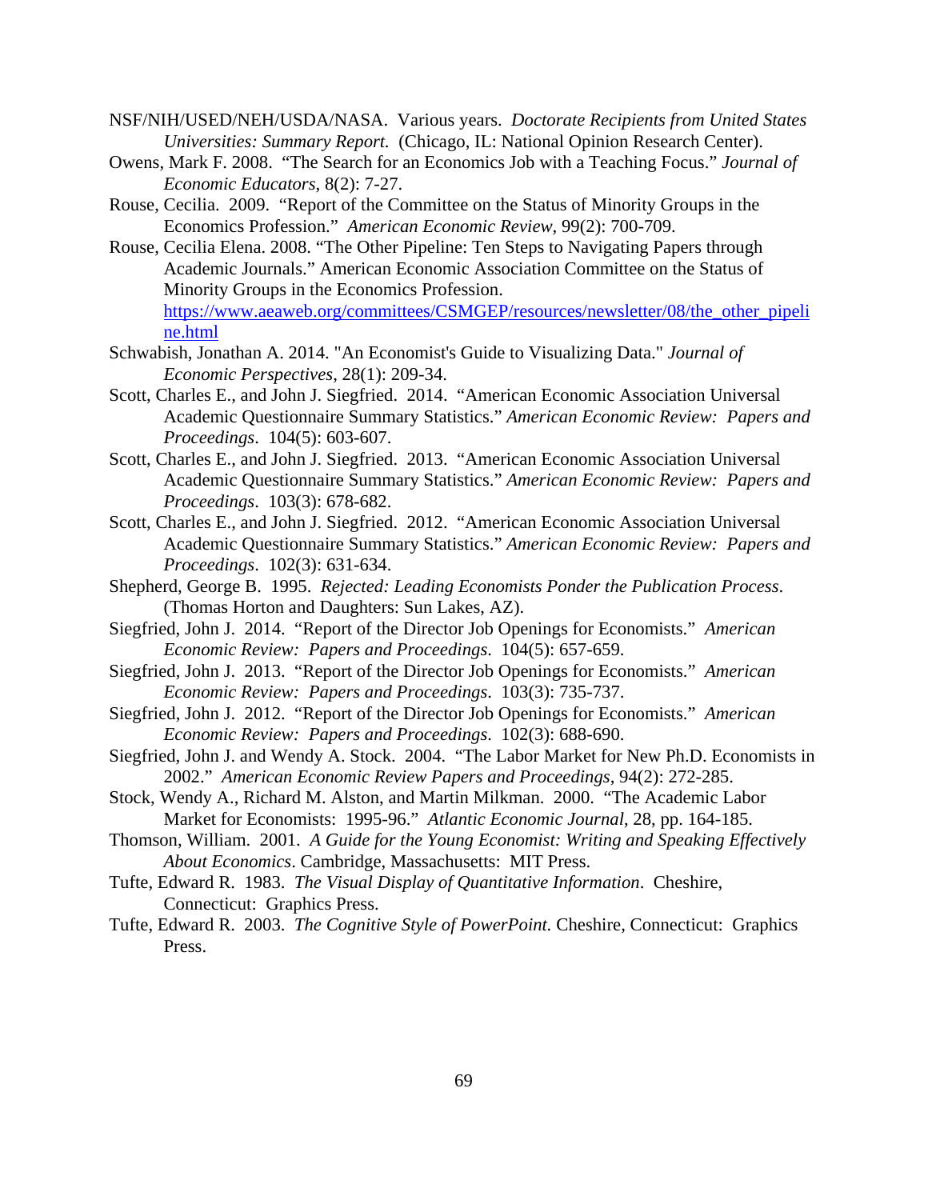NSF/NIH/USED/NEH/USDA/NASA. Various years. *Doctorate Recipients from United States Universities: Summary Report.* (Chicago, IL: National Opinion Research Center).

Owens, Mark F. 2008. "The Search for an Economics Job with a Teaching Focus." *Journal of Economic Educators*, 8(2): 7-27.

Rouse, Cecilia. 2009. "Report of the Committee on the Status of Minority Groups in the Economics Profession." *American Economic Review*, 99(2): 700-709.

Rouse, Cecilia Elena. 2008. "The Other Pipeline: Ten Steps to Navigating Papers through Academic Journals." American Economic Association Committee on the Status of Minority Groups in the Economics Profession. https://www.aeaweb.org/committees/CSMGEP/resources/newsletter/08/the_other_pipeline.html

Schwabish, Jonathan A. 2014. "An Economist's Guide to Visualizing Data." *Journal of Economic Perspectives*, 28(1): 209-34.

Scott, Charles E., and John J. Siegfried. 2014. "American Economic Association Universal Academic Questionnaire Summary Statistics." *American Economic Review: Papers and Proceedings*. 104(5): 603-607.

Scott, Charles E., and John J. Siegfried. 2013. "American Economic Association Universal Academic Questionnaire Summary Statistics." *American Economic Review: Papers and Proceedings*. 103(3): 678-682.

Scott, Charles E., and John J. Siegfried. 2012. "American Economic Association Universal Academic Questionnaire Summary Statistics." *American Economic Review: Papers and Proceedings*. 102(3): 631-634.

Shepherd, George B. 1995. *Rejected: Leading Economists Ponder the Publication Process*. (Thomas Horton and Daughters: Sun Lakes, AZ).

Siegfried, John J. 2014. "Report of the Director Job Openings for Economists." *American Economic Review: Papers and Proceedings*. 104(5): 657-659.

Siegfried, John J. 2013. "Report of the Director Job Openings for Economists." *American Economic Review: Papers and Proceedings*. 103(3): 735-737.

Siegfried, John J. 2012. "Report of the Director Job Openings for Economists." *American Economic Review: Papers and Proceedings*. 102(3): 688-690.

Siegfried, John J. and Wendy A. Stock. 2004. "The Labor Market for New Ph.D. Economists in 2002." *American Economic Review Papers and Proceedings*, 94(2): 272-285.

Stock, Wendy A., Richard M. Alston, and Martin Milkman. 2000. "The Academic Labor Market for Economists: 1995-96." *Atlantic Economic Journal*, 28, pp. 164-185.

Thomson, William. 2001. *A Guide for the Young Economist: Writing and Speaking Effectively About Economics*. Cambridge, Massachusetts: MIT Press.

Tufte, Edward R. 1983. *The Visual Display of Quantitative Information*. Cheshire, Connecticut: Graphics Press.

Tufte, Edward R. 2003. *The Cognitive Style of PowerPoint.* Cheshire, Connecticut: Graphics Press.